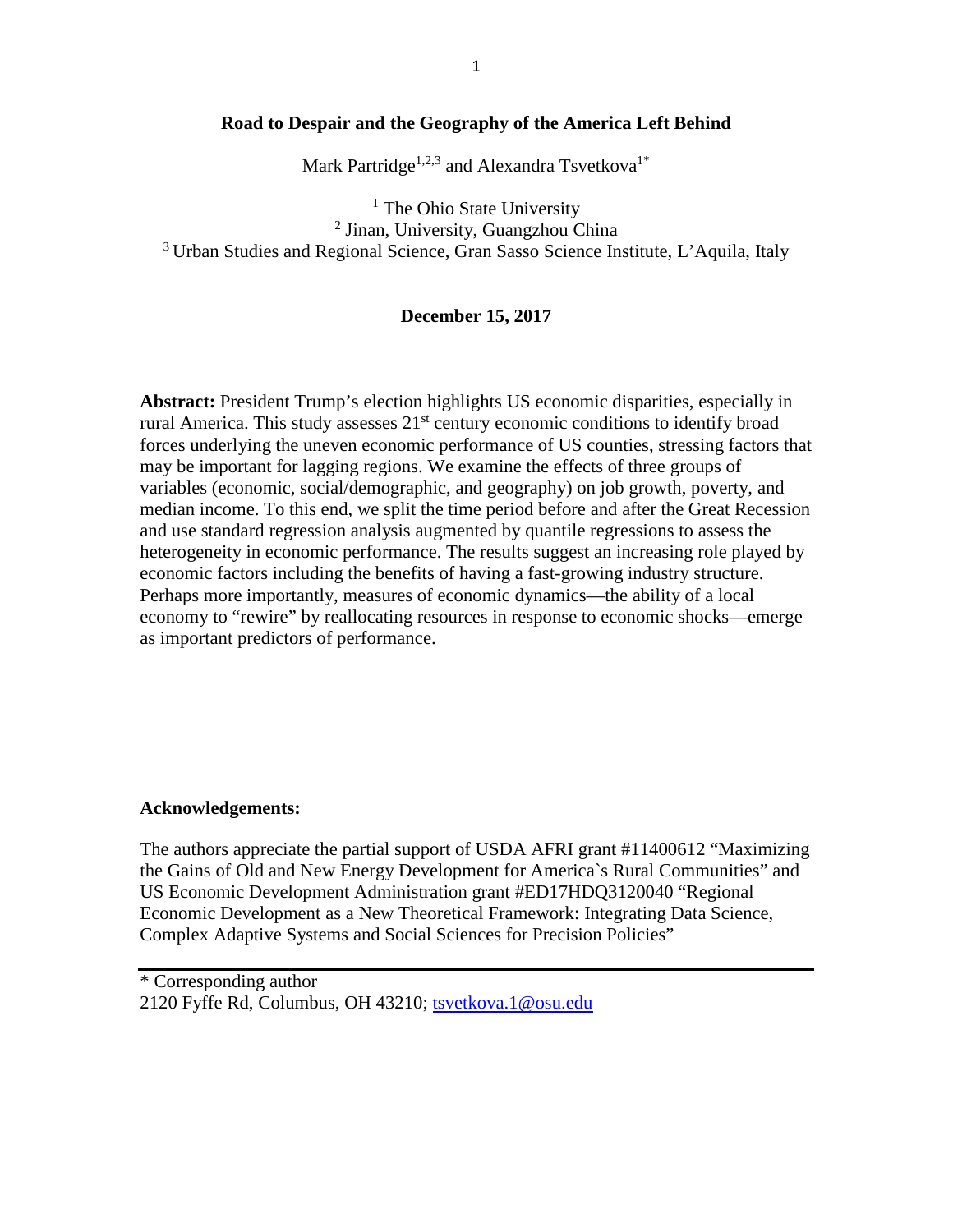# Road to Despair and the Geography of the America Left Behind

Mark Partridge[1,2,3] and Alexandra Tsvetkova[1*]

[1] The Ohio State University
[2] Jinan, University, Guangzhou China
[3] Urban Studies and Regional Science, Gran Sasso Science Institute, L'Aquila, Italy

**December 15, 2017**

**Abstract:** President Trump's election highlights US economic disparities, especially in rural America. This study assesses 21st century economic conditions to identify broad forces underlying the uneven economic performance of US counties, stressing factors that may be important for lagging regions. We examine the effects of three groups of variables (economic, social/demographic, and geography) on job growth, poverty, and median income. To this end, we split the time period before and after the Great Recession and use standard regression analysis augmented by quantile regressions to assess the heterogeneity in economic performance. The results suggest an increasing role played by economic factors including the benefits of having a fast-growing industry structure. Perhaps more importantly, measures of economic dynamics—the ability of a local economy to "rewire" by reallocating resources in response to economic shocks—emerge as important predictors of performance.

**Acknowledgements:**

The authors appreciate the partial support of USDA AFRI grant #11400612 "Maximizing the Gains of Old and New Energy Development for America`s Rural Communities" and US Economic Development Administration grant #ED17HDQ3120040 "Regional Economic Development as a New Theoretical Framework: Integrating Data Science, Complex Adaptive Systems and Social Sciences for Precision Policies"

---

* Corresponding author
2120 Fyffe Rd, Columbus, OH 43210; tsvetkova.1@osu.edu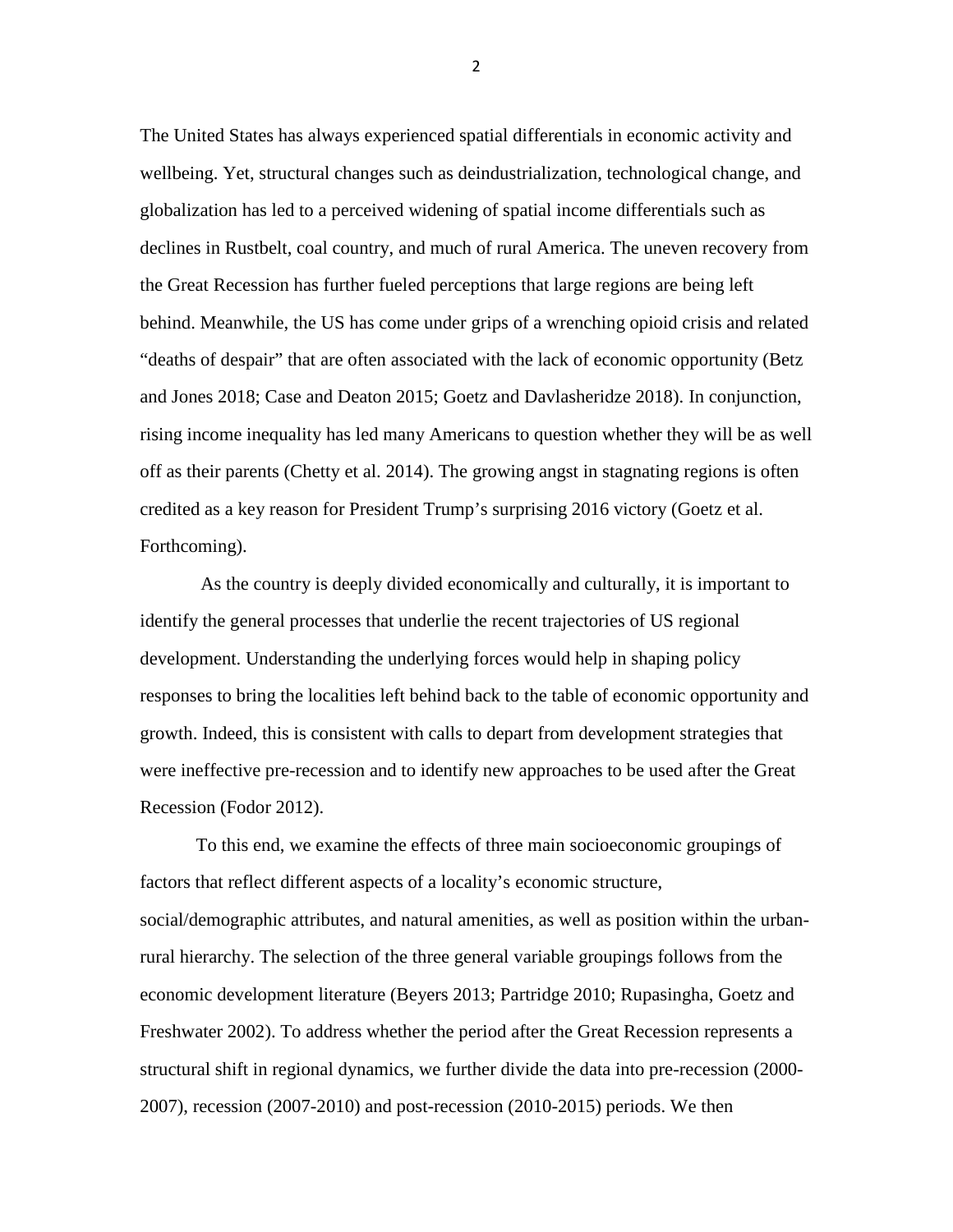The United States has always experienced spatial differentials in economic activity and wellbeing. Yet, structural changes such as deindustrialization, technological change, and globalization has led to a perceived widening of spatial income differentials such as declines in Rustbelt, coal country, and much of rural America. The uneven recovery from the Great Recession has further fueled perceptions that large regions are being left behind. Meanwhile, the US has come under grips of a wrenching opioid crisis and related "deaths of despair" that are often associated with the lack of economic opportunity (Betz and Jones 2018; Case and Deaton 2015; Goetz and Davlasheridze 2018). In conjunction, rising income inequality has led many Americans to question whether they will be as well off as their parents (Chetty et al. 2014). The growing angst in stagnating regions is often credited as a key reason for President Trump's surprising 2016 victory (Goetz et al. Forthcoming).

As the country is deeply divided economically and culturally, it is important to identify the general processes that underlie the recent trajectories of US regional development. Understanding the underlying forces would help in shaping policy responses to bring the localities left behind back to the table of economic opportunity and growth. Indeed, this is consistent with calls to depart from development strategies that were ineffective pre-recession and to identify new approaches to be used after the Great Recession (Fodor 2012).

To this end, we examine the effects of three main socioeconomic groupings of factors that reflect different aspects of a locality's economic structure, social/demographic attributes, and natural amenities, as well as position within the urban-rural hierarchy. The selection of the three general variable groupings follows from the economic development literature (Beyers 2013; Partridge 2010; Rupasingha, Goetz and Freshwater 2002). To address whether the period after the Great Recession represents a structural shift in regional dynamics, we further divide the data into pre-recession (2000-2007), recession (2007-2010) and post-recession (2010-2015) periods. We then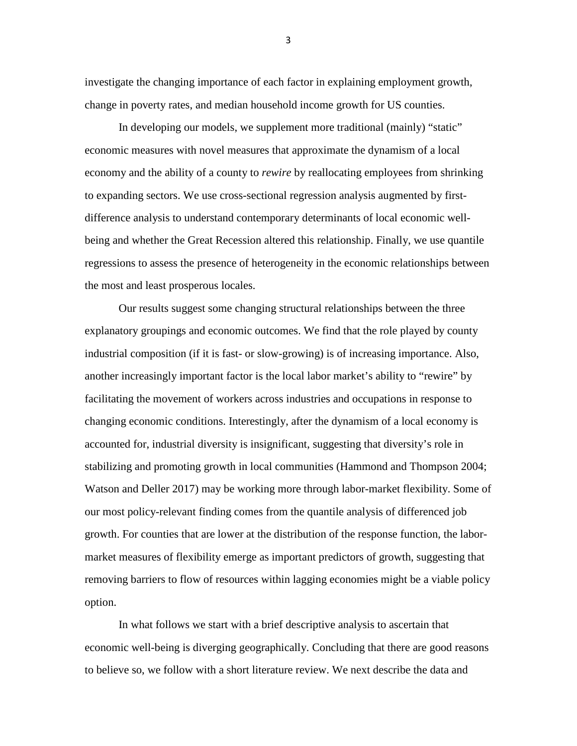investigate the changing importance of each factor in explaining employment growth, change in poverty rates, and median household income growth for US counties.

In developing our models, we supplement more traditional (mainly) "static" economic measures with novel measures that approximate the dynamism of a local economy and the ability of a county to *rewire* by reallocating employees from shrinking to expanding sectors. We use cross-sectional regression analysis augmented by first-difference analysis to understand contemporary determinants of local economic well-being and whether the Great Recession altered this relationship. Finally, we use quantile regressions to assess the presence of heterogeneity in the economic relationships between the most and least prosperous locales.

Our results suggest some changing structural relationships between the three explanatory groupings and economic outcomes. We find that the role played by county industrial composition (if it is fast- or slow-growing) is of increasing importance. Also, another increasingly important factor is the local labor market's ability to "rewire" by facilitating the movement of workers across industries and occupations in response to changing economic conditions. Interestingly, after the dynamism of a local economy is accounted for, industrial diversity is insignificant, suggesting that diversity's role in stabilizing and promoting growth in local communities (Hammond and Thompson 2004; Watson and Deller 2017) may be working more through labor-market flexibility. Some of our most policy-relevant finding comes from the quantile analysis of differenced job growth. For counties that are lower at the distribution of the response function, the labor-market measures of flexibility emerge as important predictors of growth, suggesting that removing barriers to flow of resources within lagging economies might be a viable policy option.

In what follows we start with a brief descriptive analysis to ascertain that economic well-being is diverging geographically. Concluding that there are good reasons to believe so, we follow with a short literature review. We next describe the data and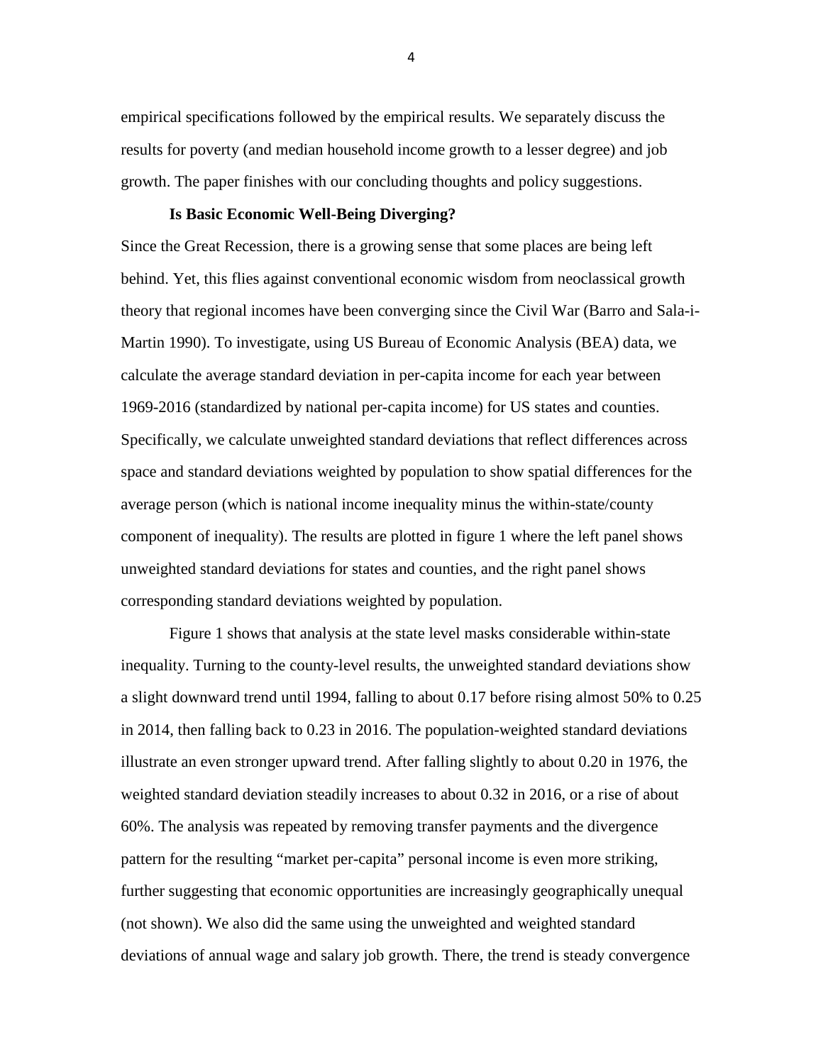empirical specifications followed by the empirical results. We separately discuss the results for poverty (and median household income growth to a lesser degree) and job growth. The paper finishes with our concluding thoughts and policy suggestions.

## Is Basic Economic Well-Being Diverging?

Since the Great Recession, there is a growing sense that some places are being left behind. Yet, this flies against conventional economic wisdom from neoclassical growth theory that regional incomes have been converging since the Civil War (Barro and Sala-i-Martin 1990). To investigate, using US Bureau of Economic Analysis (BEA) data, we calculate the average standard deviation in per-capita income for each year between 1969-2016 (standardized by national per-capita income) for US states and counties. Specifically, we calculate unweighted standard deviations that reflect differences across space and standard deviations weighted by population to show spatial differences for the average person (which is national income inequality minus the within-state/county component of inequality). The results are plotted in figure 1 where the left panel shows unweighted standard deviations for states and counties, and the right panel shows corresponding standard deviations weighted by population.

Figure 1 shows that analysis at the state level masks considerable within-state inequality. Turning to the county-level results, the unweighted standard deviations show a slight downward trend until 1994, falling to about 0.17 before rising almost 50% to 0.25 in 2014, then falling back to 0.23 in 2016. The population-weighted standard deviations illustrate an even stronger upward trend. After falling slightly to about 0.20 in 1976, the weighted standard deviation steadily increases to about 0.32 in 2016, or a rise of about 60%. The analysis was repeated by removing transfer payments and the divergence pattern for the resulting "market per-capita" personal income is even more striking, further suggesting that economic opportunities are increasingly geographically unequal (not shown). We also did the same using the unweighted and weighted standard deviations of annual wage and salary job growth. There, the trend is steady convergence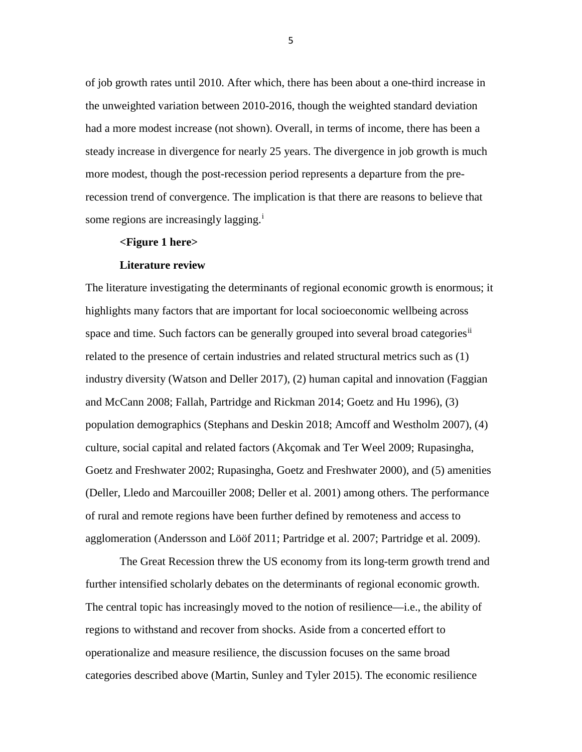of job growth rates until 2010. After which, there has been about a one-third increase in the unweighted variation between 2010-2016, though the weighted standard deviation had a more modest increase (not shown). Overall, in terms of income, there has been a steady increase in divergence for nearly 25 years. The divergence in job growth is much more modest, though the post-recession period represents a departure from the pre-recession trend of convergence. The implication is that there are reasons to believe that some regions are increasingly lagging.[i]

**<Figure 1 here>**

## Literature review

The literature investigating the determinants of regional economic growth is enormous; it highlights many factors that are important for local socioeconomic wellbeing across space and time. Such factors can be generally grouped into several broad categories[ii] related to the presence of certain industries and related structural metrics such as (1) industry diversity (Watson and Deller 2017), (2) human capital and innovation (Faggian and McCann 2008; Fallah, Partridge and Rickman 2014; Goetz and Hu 1996), (3) population demographics (Stephans and Deskin 2018; Amcoff and Westholm 2007), (4) culture, social capital and related factors (Akçomak and Ter Weel 2009; Rupasingha, Goetz and Freshwater 2002; Rupasingha, Goetz and Freshwater 2000), and (5) amenities (Deller, Lledo and Marcouiller 2008; Deller et al. 2001) among others. The performance of rural and remote regions have been further defined by remoteness and access to agglomeration (Andersson and Lööf 2011; Partridge et al. 2007; Partridge et al. 2009).

The Great Recession threw the US economy from its long-term growth trend and further intensified scholarly debates on the determinants of regional economic growth. The central topic has increasingly moved to the notion of resilience—i.e., the ability of regions to withstand and recover from shocks. Aside from a concerted effort to operationalize and measure resilience, the discussion focuses on the same broad categories described above (Martin, Sunley and Tyler 2015). The economic resilience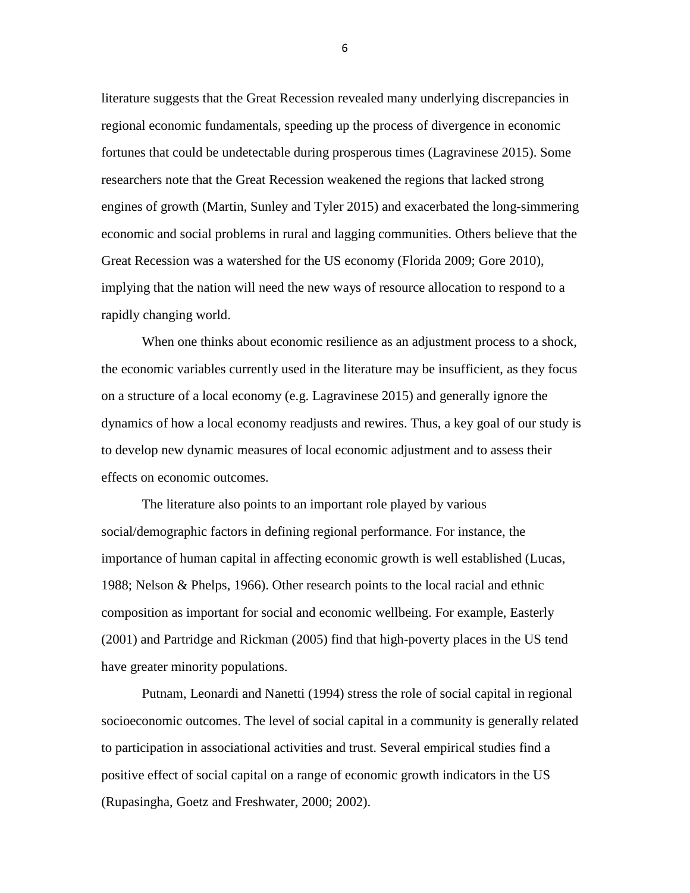literature suggests that the Great Recession revealed many underlying discrepancies in regional economic fundamentals, speeding up the process of divergence in economic fortunes that could be undetectable during prosperous times (Lagravinese 2015). Some researchers note that the Great Recession weakened the regions that lacked strong engines of growth (Martin, Sunley and Tyler 2015) and exacerbated the long-simmering economic and social problems in rural and lagging communities. Others believe that the Great Recession was a watershed for the US economy (Florida 2009; Gore 2010), implying that the nation will need the new ways of resource allocation to respond to a rapidly changing world.

When one thinks about economic resilience as an adjustment process to a shock, the economic variables currently used in the literature may be insufficient, as they focus on a structure of a local economy (e.g. Lagravinese 2015) and generally ignore the dynamics of how a local economy readjusts and rewires. Thus, a key goal of our study is to develop new dynamic measures of local economic adjustment and to assess their effects on economic outcomes.

The literature also points to an important role played by various social/demographic factors in defining regional performance. For instance, the importance of human capital in affecting economic growth is well established (Lucas, 1988; Nelson & Phelps, 1966). Other research points to the local racial and ethnic composition as important for social and economic wellbeing. For example, Easterly (2001) and Partridge and Rickman (2005) find that high-poverty places in the US tend have greater minority populations.

Putnam, Leonardi and Nanetti (1994) stress the role of social capital in regional socioeconomic outcomes. The level of social capital in a community is generally related to participation in associational activities and trust. Several empirical studies find a positive effect of social capital on a range of economic growth indicators in the US (Rupasingha, Goetz and Freshwater, 2000; 2002).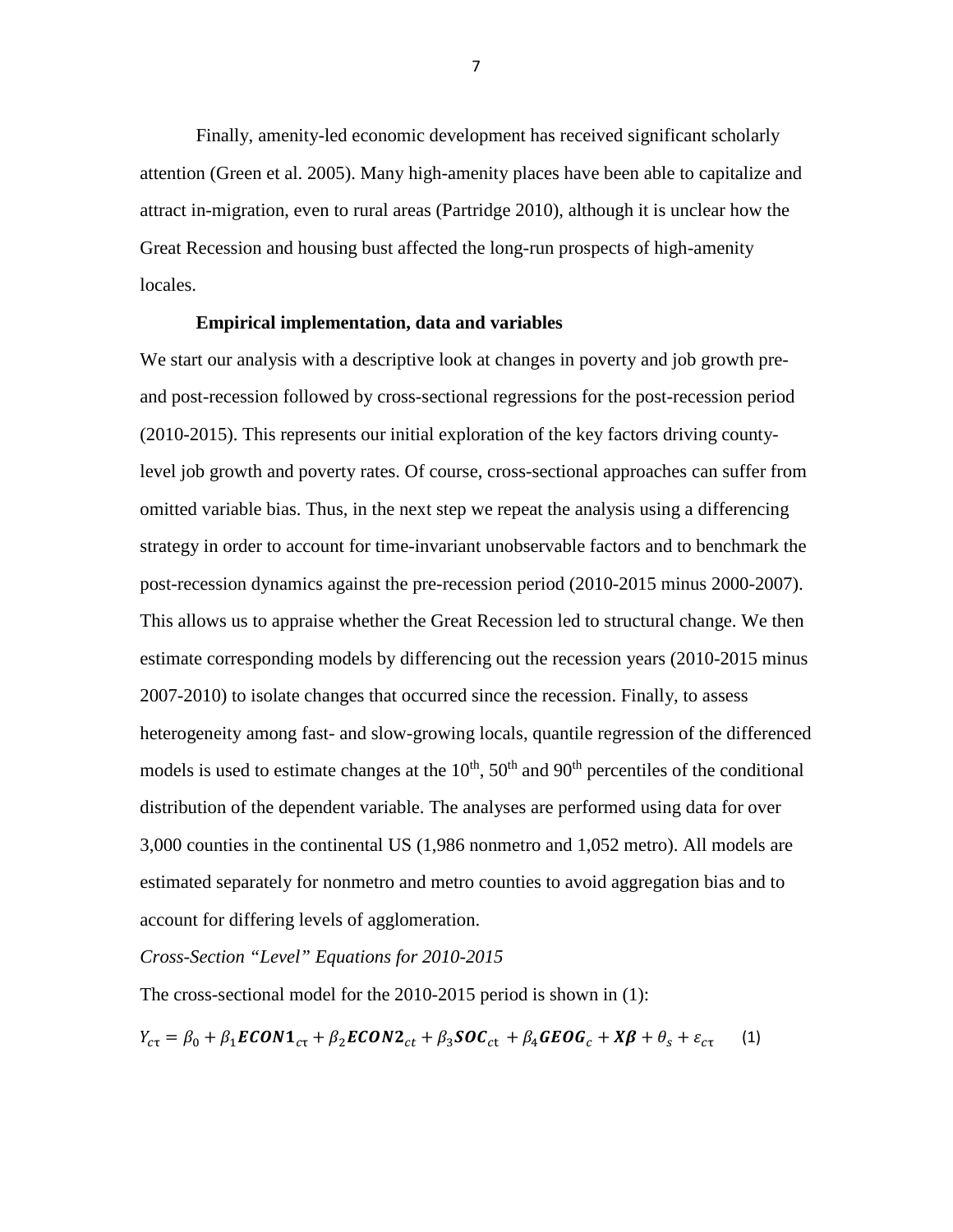Finally, amenity-led economic development has received significant scholarly attention (Green et al. 2005). Many high-amenity places have been able to capitalize and attract in-migration, even to rural areas (Partridge 2010), although it is unclear how the Great Recession and housing bust affected the long-run prospects of high-amenity locales.

**Empirical implementation, data and variables**

We start our analysis with a descriptive look at changes in poverty and job growth pre- and post-recession followed by cross-sectional regressions for the post-recession period (2010-2015). This represents our initial exploration of the key factors driving county-level job growth and poverty rates. Of course, cross-sectional approaches can suffer from omitted variable bias. Thus, in the next step we repeat the analysis using a differencing strategy in order to account for time-invariant unobservable factors and to benchmark the post-recession dynamics against the pre-recession period (2010-2015 minus 2000-2007). This allows us to appraise whether the Great Recession led to structural change. We then estimate corresponding models by differencing out the recession years (2010-2015 minus 2007-2010) to isolate changes that occurred since the recession. Finally, to assess heterogeneity among fast- and slow-growing locals, quantile regression of the differenced models is used to estimate changes at the 10th, 50th and 90th percentiles of the conditional distribution of the dependent variable. The analyses are performed using data for over 3,000 counties in the continental US (1,986 nonmetro and 1,052 metro). All models are estimated separately for nonmetro and metro counties to avoid aggregation bias and to account for differing levels of agglomeration.

*Cross-Section "Level" Equations for 2010-2015*

The cross-sectional model for the 2010-2015 period is shown in (1):

$$Y_{c\tau} = \beta_0 + \beta_1 \boldsymbol{ECON1}_{c\tau} + \beta_2 \boldsymbol{ECON2}_{ct} + \beta_3 \boldsymbol{SOC}_{c\text{t}} + \beta_4 \boldsymbol{GEOG}_c + \boldsymbol{X\beta} + \theta_s + \varepsilon_{c\tau} \qquad (1)$$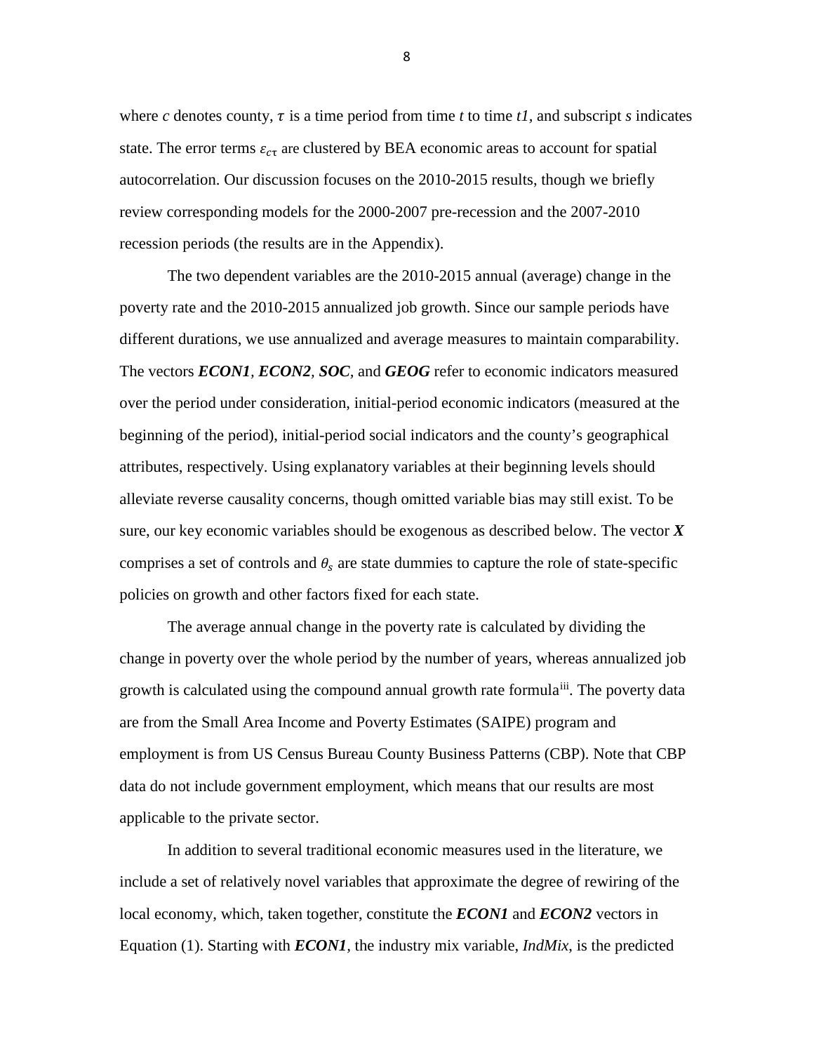where *c* denotes county, $\tau$ is a time period from time *t* to time *t1*, and subscript *s* indicates state. The error terms $\varepsilon_{c\tau}$ are clustered by BEA economic areas to account for spatial autocorrelation. Our discussion focuses on the 2010-2015 results, though we briefly review corresponding models for the 2000-2007 pre-recession and the 2007-2010 recession periods (the results are in the Appendix).

The two dependent variables are the 2010-2015 annual (average) change in the poverty rate and the 2010-2015 annualized job growth. Since our sample periods have different durations, we use annualized and average measures to maintain comparability. The vectors ***ECON1***, ***ECON2***, ***SOC***, and ***GEOG*** refer to economic indicators measured over the period under consideration, initial-period economic indicators (measured at the beginning of the period), initial-period social indicators and the county's geographical attributes, respectively. Using explanatory variables at their beginning levels should alleviate reverse causality concerns, though omitted variable bias may still exist. To be sure, our key economic variables should be exogenous as described below. The vector ***X*** comprises a set of controls and $\theta_s$ are state dummies to capture the role of state-specific policies on growth and other factors fixed for each state.

The average annual change in the poverty rate is calculated by dividing the change in poverty over the whole period by the number of years, whereas annualized job growth is calculated using the compound annual growth rate formula[iii]. The poverty data are from the Small Area Income and Poverty Estimates (SAIPE) program and employment is from US Census Bureau County Business Patterns (CBP). Note that CBP data do not include government employment, which means that our results are most applicable to the private sector.

In addition to several traditional economic measures used in the literature, we include a set of relatively novel variables that approximate the degree of rewiring of the local economy, which, taken together, constitute the ***ECON1*** and ***ECON2*** vectors in Equation (1). Starting with ***ECON1***, the industry mix variable, *IndMix*, is the predicted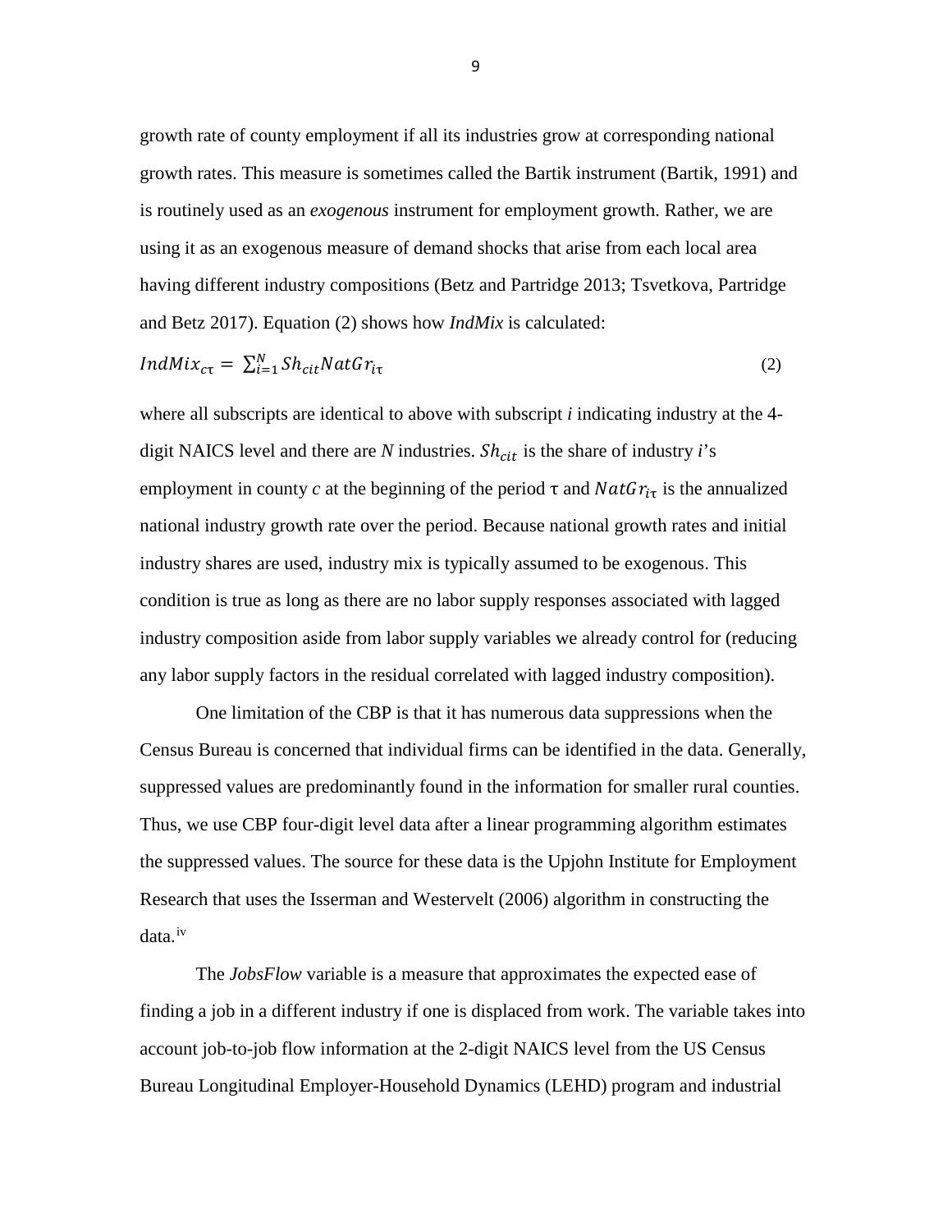growth rate of county employment if all its industries grow at corresponding national growth rates. This measure is sometimes called the Bartik instrument (Bartik, 1991) and is routinely used as an *exogenous* instrument for employment growth. Rather, we are using it as an exogenous measure of demand shocks that arise from each local area having different industry compositions (Betz and Partridge 2013; Tsvetkova, Partridge and Betz 2017). Equation (2) shows how *IndMix* is calculated:

$$IndMix_{c\tau} = \sum_{i=1}^{N} Sh_{cit} NatGr_{i\tau} \tag{2}$$

where all subscripts are identical to above with subscript *i* indicating industry at the 4-digit NAICS level and there are *N* industries. $Sh_{cit}$ is the share of industry *i*'s employment in county *c* at the beginning of the period τ and $NatGr_{i\tau}$ is the annualized national industry growth rate over the period. Because national growth rates and initial industry shares are used, industry mix is typically assumed to be exogenous. This condition is true as long as there are no labor supply responses associated with lagged industry composition aside from labor supply variables we already control for (reducing any labor supply factors in the residual correlated with lagged industry composition).

One limitation of the CBP is that it has numerous data suppressions when the Census Bureau is concerned that individual firms can be identified in the data. Generally, suppressed values are predominantly found in the information for smaller rural counties. Thus, we use CBP four-digit level data after a linear programming algorithm estimates the suppressed values. The source for these data is the Upjohn Institute for Employment Research that uses the Isserman and Westervelt (2006) algorithm in constructing the data.[iv]

The *JobsFlow* variable is a measure that approximates the expected ease of finding a job in a different industry if one is displaced from work. The variable takes into account job-to-job flow information at the 2-digit NAICS level from the US Census Bureau Longitudinal Employer-Household Dynamics (LEHD) program and industrial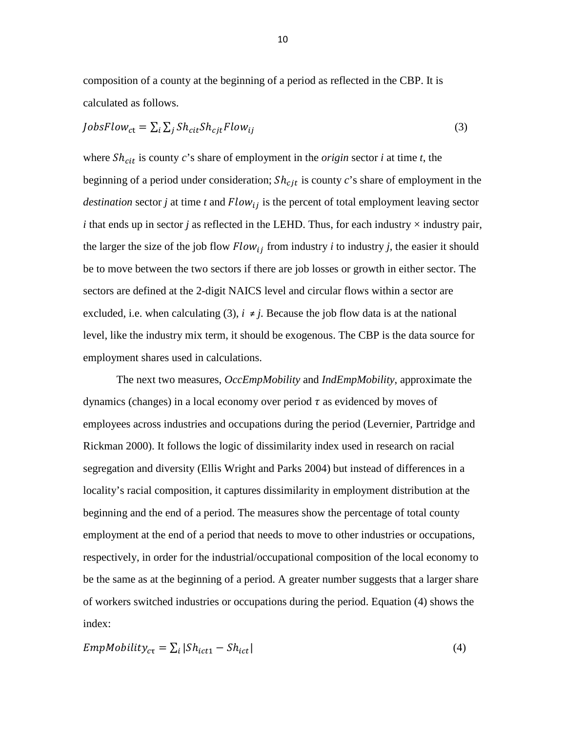composition of a county at the beginning of a period as reflected in the CBP. It is calculated as follows.

$$JobsFlow_{ct} = \sum_i \sum_j Sh_{cit} Sh_{cjt} Flow_{ij} \tag{3}$$

where $Sh_{cit}$ is county *c*'s share of employment in the *origin* sector *i* at time *t*, the beginning of a period under consideration; $Sh_{cjt}$ is county *c*'s share of employment in the *destination* sector *j* at time *t* and $Flow_{ij}$ is the percent of total employment leaving sector *i* that ends up in sector *j* as reflected in the LEHD. Thus, for each industry × industry pair, the larger the size of the job flow $Flow_{ij}$ from industry *i* to industry *j*, the easier it should be to move between the two sectors if there are job losses or growth in either sector. The sectors are defined at the 2-digit NAICS level and circular flows within a sector are excluded, i.e. when calculating (3), $i \neq j$. Because the job flow data is at the national level, like the industry mix term, it should be exogenous. The CBP is the data source for employment shares used in calculations.

The next two measures, *OccEmpMobility* and *IndEmpMobility*, approximate the dynamics (changes) in a local economy over period $\tau$ as evidenced by moves of employees across industries and occupations during the period (Levernier, Partridge and Rickman 2000). It follows the logic of dissimilarity index used in research on racial segregation and diversity (Ellis Wright and Parks 2004) but instead of differences in a locality's racial composition, it captures dissimilarity in employment distribution at the beginning and the end of a period. The measures show the percentage of total county employment at the end of a period that needs to move to other industries or occupations, respectively, in order for the industrial/occupational composition of the local economy to be the same as at the beginning of a period. A greater number suggests that a larger share of workers switched industries or occupations during the period. Equation (4) shows the index:

$$EmpMobility_{c\tau} = \sum_i |Sh_{ict1} - Sh_{ict}| \tag{4}$$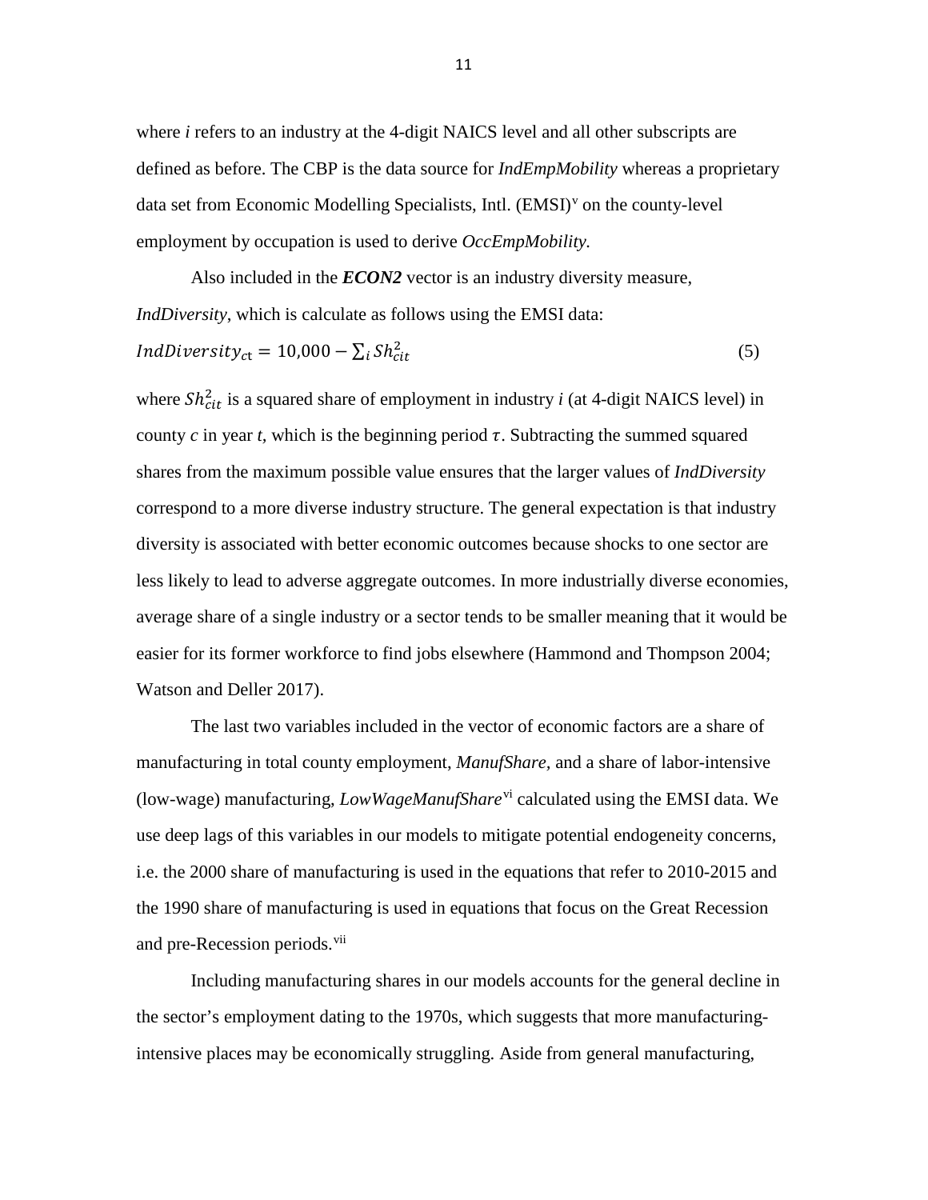where *i* refers to an industry at the 4-digit NAICS level and all other subscripts are defined as before. The CBP is the data source for *IndEmpMobility* whereas a proprietary data set from Economic Modelling Specialists, Intl. (EMSI)[v] on the county-level employment by occupation is used to derive *OccEmpMobility.*

Also included in the ***ECON2*** vector is an industry diversity measure, *IndDiversity*, which is calculate as follows using the EMSI data:

$$IndDiversity_{ct} = 10{,}000 - \sum_i Sh_{cit}^2 \tag{5}$$

where $Sh_{cit}^2$ is a squared share of employment in industry *i* (at 4-digit NAICS level) in county *c* in year *t*, which is the beginning period $\tau$. Subtracting the summed squared shares from the maximum possible value ensures that the larger values of *IndDiversity* correspond to a more diverse industry structure. The general expectation is that industry diversity is associated with better economic outcomes because shocks to one sector are less likely to lead to adverse aggregate outcomes. In more industrially diverse economies, average share of a single industry or a sector tends to be smaller meaning that it would be easier for its former workforce to find jobs elsewhere (Hammond and Thompson 2004; Watson and Deller 2017).

The last two variables included in the vector of economic factors are a share of manufacturing in total county employment, *ManufShare,* and a share of labor-intensive (low-wage) manufacturing, *LowWageManufShare*[vi] calculated using the EMSI data. We use deep lags of this variables in our models to mitigate potential endogeneity concerns, i.e. the 2000 share of manufacturing is used in the equations that refer to 2010-2015 and the 1990 share of manufacturing is used in equations that focus on the Great Recession and pre-Recession periods.[vii]

Including manufacturing shares in our models accounts for the general decline in the sector's employment dating to the 1970s, which suggests that more manufacturing-intensive places may be economically struggling. Aside from general manufacturing,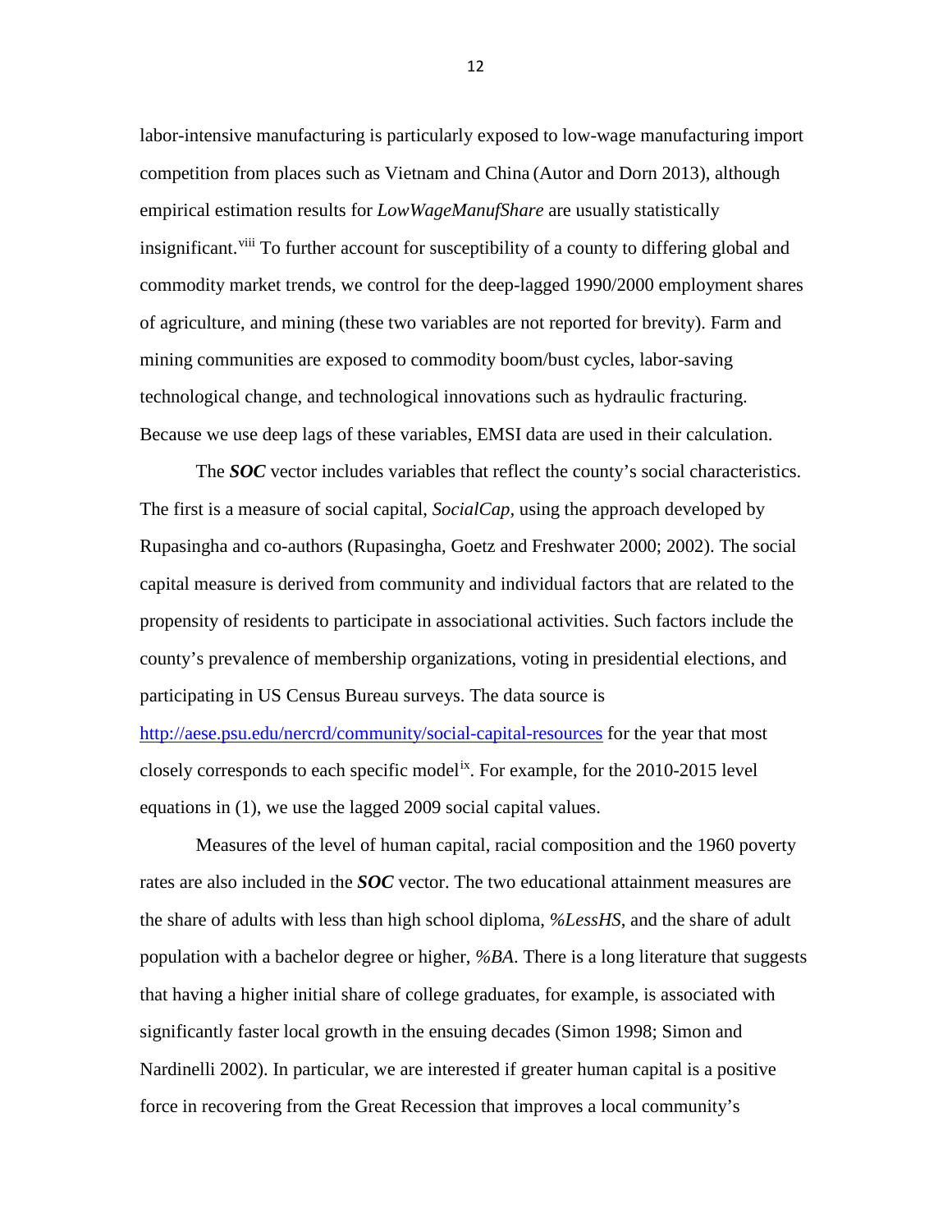labor-intensive manufacturing is particularly exposed to low-wage manufacturing import competition from places such as Vietnam and China (Autor and Dorn 2013), although empirical estimation results for *LowWageManufShare* are usually statistically insignificant.[viii] To further account for susceptibility of a county to differing global and commodity market trends, we control for the deep-lagged 1990/2000 employment shares of agriculture, and mining (these two variables are not reported for brevity). Farm and mining communities are exposed to commodity boom/bust cycles, labor-saving technological change, and technological innovations such as hydraulic fracturing. Because we use deep lags of these variables, EMSI data are used in their calculation.

The ***SOC*** vector includes variables that reflect the county's social characteristics. The first is a measure of social capital, *SocialCap*, using the approach developed by Rupasingha and co-authors (Rupasingha, Goetz and Freshwater 2000; 2002). The social capital measure is derived from community and individual factors that are related to the propensity of residents to participate in associational activities. Such factors include the county's prevalence of membership organizations, voting in presidential elections, and participating in US Census Bureau surveys. The data source is [http://aese.psu.edu/nercrd/community/social-capital-resources](http://aese.psu.edu/nercrd/community/social-capital-resources) for the year that most closely corresponds to each specific model[ix]. For example, for the 2010-2015 level equations in (1), we use the lagged 2009 social capital values.

Measures of the level of human capital, racial composition and the 1960 poverty rates are also included in the ***SOC*** vector. The two educational attainment measures are the share of adults with less than high school diploma, *%LessHS*, and the share of adult population with a bachelor degree or higher, *%BA*. There is a long literature that suggests that having a higher initial share of college graduates, for example, is associated with significantly faster local growth in the ensuing decades (Simon 1998; Simon and Nardinelli 2002). In particular, we are interested if greater human capital is a positive force in recovering from the Great Recession that improves a local community's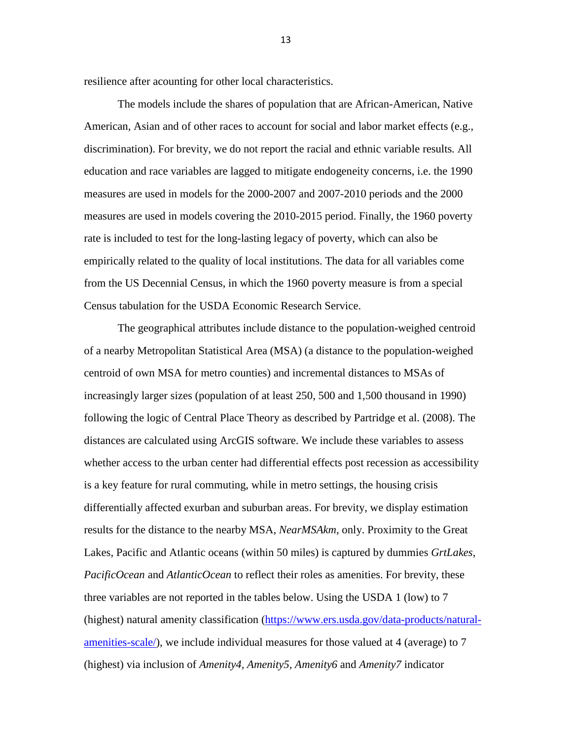resilience after acounting for other local characteristics.

The models include the shares of population that are African-American, Native American, Asian and of other races to account for social and labor market effects (e.g., discrimination). For brevity, we do not report the racial and ethnic variable results. All education and race variables are lagged to mitigate endogeneity concerns, i.e. the 1990 measures are used in models for the 2000-2007 and 2007-2010 periods and the 2000 measures are used in models covering the 2010-2015 period. Finally, the 1960 poverty rate is included to test for the long-lasting legacy of poverty, which can also be empirically related to the quality of local institutions. The data for all variables come from the US Decennial Census, in which the 1960 poverty measure is from a special Census tabulation for the USDA Economic Research Service.

The geographical attributes include distance to the population-weighed centroid of a nearby Metropolitan Statistical Area (MSA) (a distance to the population-weighed centroid of own MSA for metro counties) and incremental distances to MSAs of increasingly larger sizes (population of at least 250, 500 and 1,500 thousand in 1990) following the logic of Central Place Theory as described by Partridge et al. (2008). The distances are calculated using ArcGIS software. We include these variables to assess whether access to the urban center had differential effects post recession as accessibility is a key feature for rural commuting, while in metro settings, the housing crisis differentially affected exurban and suburban areas. For brevity, we display estimation results for the distance to the nearby MSA, *NearMSAkm*, only. Proximity to the Great Lakes, Pacific and Atlantic oceans (within 50 miles) is captured by dummies *GrtLakes, PacificOcean* and *AtlanticOcean* to reflect their roles as amenities. For brevity, these three variables are not reported in the tables below. Using the USDA 1 (low) to 7 (highest) natural amenity classification (https://www.ers.usda.gov/data-products/natural-amenities-scale/), we include individual measures for those valued at 4 (average) to 7 (highest) via inclusion of *Amenity4*, *Amenity5*, *Amenity6* and *Amenity7* indicator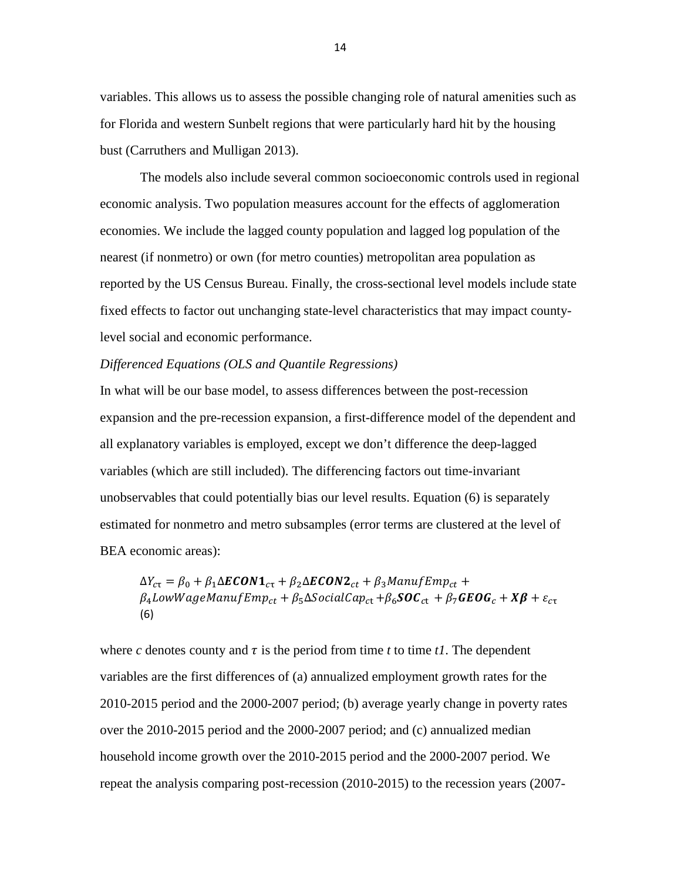variables. This allows us to assess the possible changing role of natural amenities such as for Florida and western Sunbelt regions that were particularly hard hit by the housing bust (Carruthers and Mulligan 2013).

The models also include several common socioeconomic controls used in regional economic analysis. Two population measures account for the effects of agglomeration economies. We include the lagged county population and lagged log population of the nearest (if nonmetro) or own (for metro counties) metropolitan area population as reported by the US Census Bureau. Finally, the cross-sectional level models include state fixed effects to factor out unchanging state-level characteristics that may impact county-level social and economic performance.

*Differenced Equations (OLS and Quantile Regressions)*

In what will be our base model, to assess differences between the post-recession expansion and the pre-recession expansion, a first-difference model of the dependent and all explanatory variables is employed, except we don't difference the deep-lagged variables (which are still included). The differencing factors out time-invariant unobservables that could potentially bias our level results. Equation (6) is separately estimated for nonmetro and metro subsamples (error terms are clustered at the level of BEA economic areas):

$$\Delta Y_{c\tau} = \beta_0 + \beta_1 \Delta \boldsymbol{ECON1}_{c\tau} + \beta_2 \Delta \boldsymbol{ECON2}_{ct} + \beta_3 ManufEmp_{ct} + \beta_4 LowWageManufEmp_{ct} + \beta_5 \Delta SocialCap_{ct} + \beta_6 \boldsymbol{SOC}_{ct} + \beta_7 \boldsymbol{GEOG}_c + \boldsymbol{X\beta} + \varepsilon_{c\tau} \quad (6)$$

where *c* denotes county and $\tau$ is the period from time *t* to time *t1*. The dependent variables are the first differences of (a) annualized employment growth rates for the 2010-2015 period and the 2000-2007 period; (b) average yearly change in poverty rates over the 2010-2015 period and the 2000-2007 period; and (c) annualized median household income growth over the 2010-2015 period and the 2000-2007 period. We repeat the analysis comparing post-recession (2010-2015) to the recession years (2007-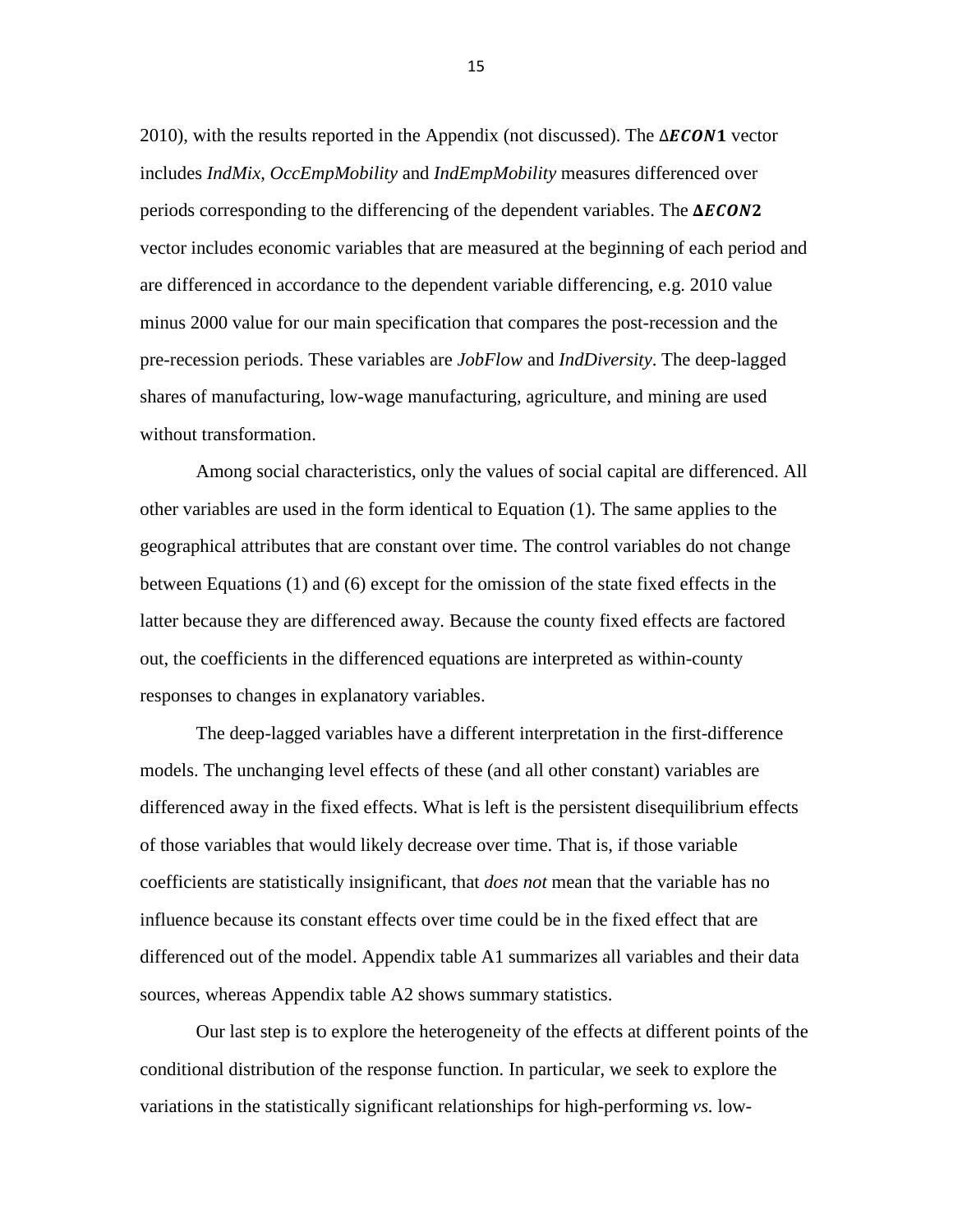2010), with the results reported in the Appendix (not discussed). The $\Delta\boldsymbol{ECON1}$ vector includes *IndMix*, *OccEmpMobility* and *IndEmpMobility* measures differenced over periods corresponding to the differencing of the dependent variables. The $\boldsymbol{\Delta ECON2}$ vector includes economic variables that are measured at the beginning of each period and are differenced in accordance to the dependent variable differencing, e.g. 2010 value minus 2000 value for our main specification that compares the post-recession and the pre-recession periods. These variables are *JobFlow* and *IndDiversity*. The deep-lagged shares of manufacturing, low-wage manufacturing, agriculture, and mining are used without transformation.

Among social characteristics, only the values of social capital are differenced. All other variables are used in the form identical to Equation (1). The same applies to the geographical attributes that are constant over time. The control variables do not change between Equations (1) and (6) except for the omission of the state fixed effects in the latter because they are differenced away. Because the county fixed effects are factored out, the coefficients in the differenced equations are interpreted as within-county responses to changes in explanatory variables.

The deep-lagged variables have a different interpretation in the first-difference models. The unchanging level effects of these (and all other constant) variables are differenced away in the fixed effects. What is left is the persistent disequilibrium effects of those variables that would likely decrease over time. That is, if those variable coefficients are statistically insignificant, that *does not* mean that the variable has no influence because its constant effects over time could be in the fixed effect that are differenced out of the model. Appendix table A1 summarizes all variables and their data sources, whereas Appendix table A2 shows summary statistics.

Our last step is to explore the heterogeneity of the effects at different points of the conditional distribution of the response function. In particular, we seek to explore the variations in the statistically significant relationships for high-performing *vs.* low-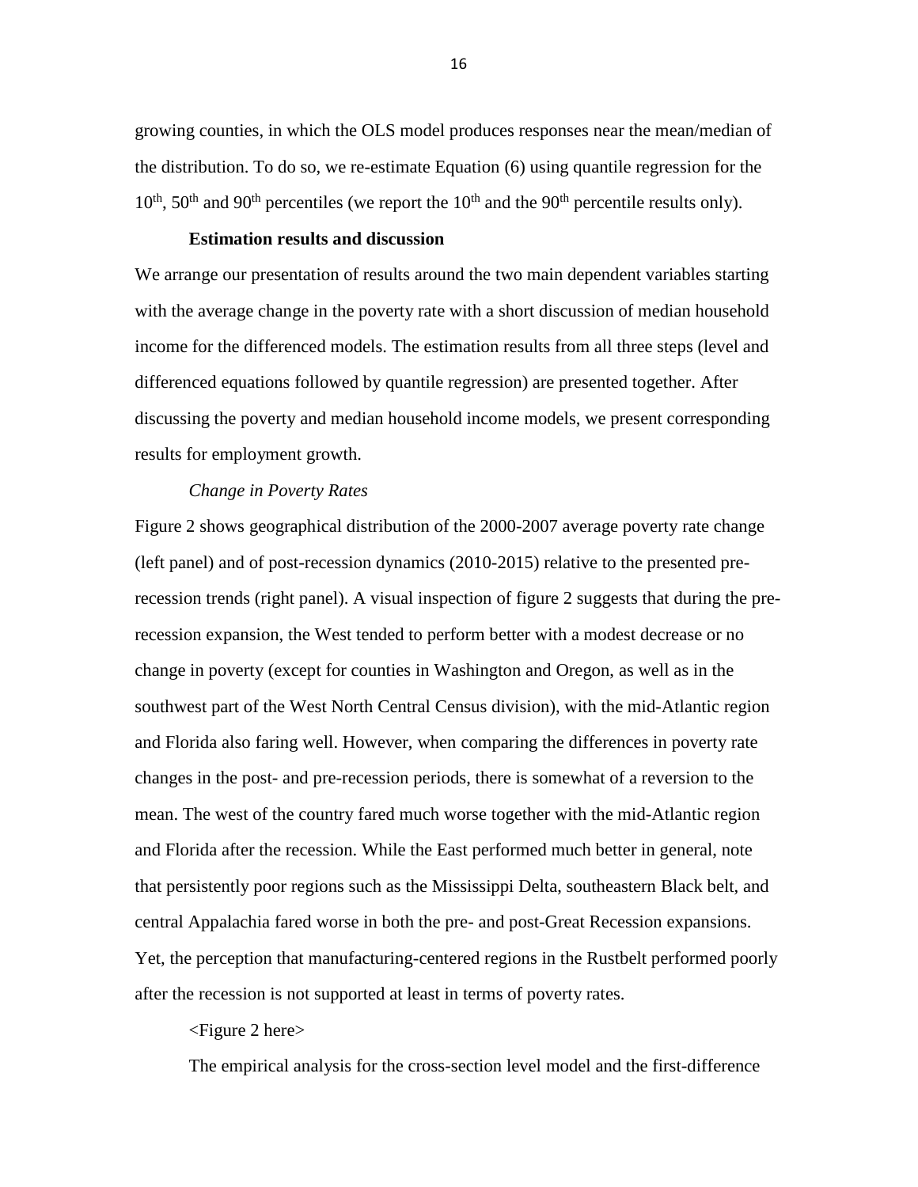growing counties, in which the OLS model produces responses near the mean/median of the distribution. To do so, we re-estimate Equation (6) using quantile regression for the $10^{th}$, $50^{th}$ and $90^{th}$ percentiles (we report the $10^{th}$ and the $90^{th}$ percentile results only).

### Estimation results and discussion

We arrange our presentation of results around the two main dependent variables starting with the average change in the poverty rate with a short discussion of median household income for the differenced models. The estimation results from all three steps (level and differenced equations followed by quantile regression) are presented together. After discussing the poverty and median household income models, we present corresponding results for employment growth.

#### *Change in Poverty Rates*

Figure 2 shows geographical distribution of the 2000-2007 average poverty rate change (left panel) and of post-recession dynamics (2010-2015) relative to the presented pre-recession trends (right panel). A visual inspection of figure 2 suggests that during the pre-recession expansion, the West tended to perform better with a modest decrease or no change in poverty (except for counties in Washington and Oregon, as well as in the southwest part of the West North Central Census division), with the mid-Atlantic region and Florida also faring well. However, when comparing the differences in poverty rate changes in the post- and pre-recession periods, there is somewhat of a reversion to the mean. The west of the country fared much worse together with the mid-Atlantic region and Florida after the recession. While the East performed much better in general, note that persistently poor regions such as the Mississippi Delta, southeastern Black belt, and central Appalachia fared worse in both the pre- and post-Great Recession expansions. Yet, the perception that manufacturing-centered regions in the Rustbelt performed poorly after the recession is not supported at least in terms of poverty rates.

<Figure 2 here>

The empirical analysis for the cross-section level model and the first-difference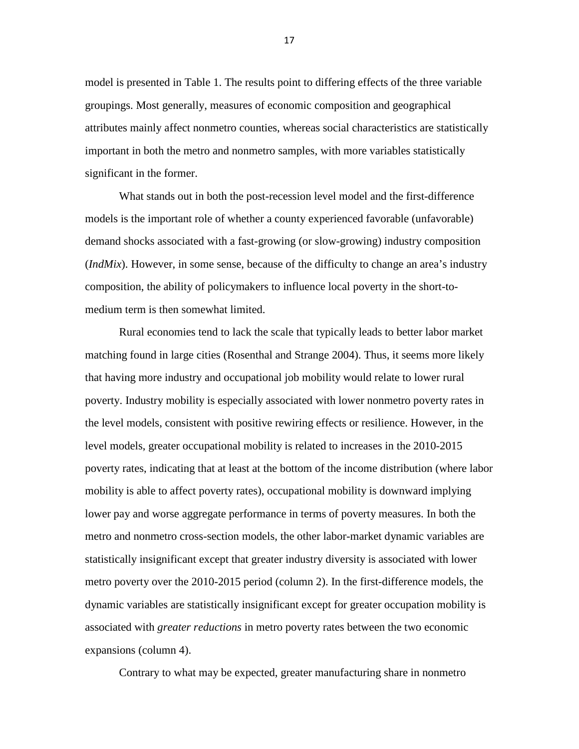model is presented in Table 1. The results point to differing effects of the three variable groupings. Most generally, measures of economic composition and geographical attributes mainly affect nonmetro counties, whereas social characteristics are statistically important in both the metro and nonmetro samples, with more variables statistically significant in the former.

What stands out in both the post-recession level model and the first-difference models is the important role of whether a county experienced favorable (unfavorable) demand shocks associated with a fast-growing (or slow-growing) industry composition (*IndMix*). However, in some sense, because of the difficulty to change an area's industry composition, the ability of policymakers to influence local poverty in the short-to-medium term is then somewhat limited.

Rural economies tend to lack the scale that typically leads to better labor market matching found in large cities (Rosenthal and Strange 2004). Thus, it seems more likely that having more industry and occupational job mobility would relate to lower rural poverty. Industry mobility is especially associated with lower nonmetro poverty rates in the level models, consistent with positive rewiring effects or resilience. However, in the level models, greater occupational mobility is related to increases in the 2010-2015 poverty rates, indicating that at least at the bottom of the income distribution (where labor mobility is able to affect poverty rates), occupational mobility is downward implying lower pay and worse aggregate performance in terms of poverty measures. In both the metro and nonmetro cross-section models, the other labor-market dynamic variables are statistically insignificant except that greater industry diversity is associated with lower metro poverty over the 2010-2015 period (column 2). In the first-difference models, the dynamic variables are statistically insignificant except for greater occupation mobility is associated with *greater reductions* in metro poverty rates between the two economic expansions (column 4).

Contrary to what may be expected, greater manufacturing share in nonmetro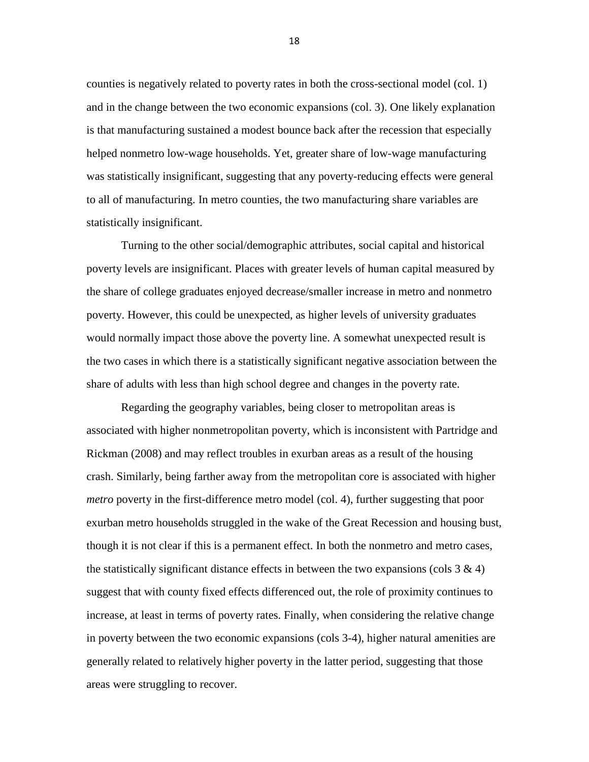counties is negatively related to poverty rates in both the cross-sectional model (col. 1) and in the change between the two economic expansions (col. 3). One likely explanation is that manufacturing sustained a modest bounce back after the recession that especially helped nonmetro low-wage households. Yet, greater share of low-wage manufacturing was statistically insignificant, suggesting that any poverty-reducing effects were general to all of manufacturing. In metro counties, the two manufacturing share variables are statistically insignificant.

Turning to the other social/demographic attributes, social capital and historical poverty levels are insignificant. Places with greater levels of human capital measured by the share of college graduates enjoyed decrease/smaller increase in metro and nonmetro poverty. However, this could be unexpected, as higher levels of university graduates would normally impact those above the poverty line. A somewhat unexpected result is the two cases in which there is a statistically significant negative association between the share of adults with less than high school degree and changes in the poverty rate.

Regarding the geography variables, being closer to metropolitan areas is associated with higher nonmetropolitan poverty, which is inconsistent with Partridge and Rickman (2008) and may reflect troubles in exurban areas as a result of the housing crash. Similarly, being farther away from the metropolitan core is associated with higher *metro* poverty in the first-difference metro model (col. 4), further suggesting that poor exurban metro households struggled in the wake of the Great Recession and housing bust, though it is not clear if this is a permanent effect. In both the nonmetro and metro cases, the statistically significant distance effects in between the two expansions (cols 3 & 4) suggest that with county fixed effects differenced out, the role of proximity continues to increase, at least in terms of poverty rates. Finally, when considering the relative change in poverty between the two economic expansions (cols 3-4), higher natural amenities are generally related to relatively higher poverty in the latter period, suggesting that those areas were struggling to recover.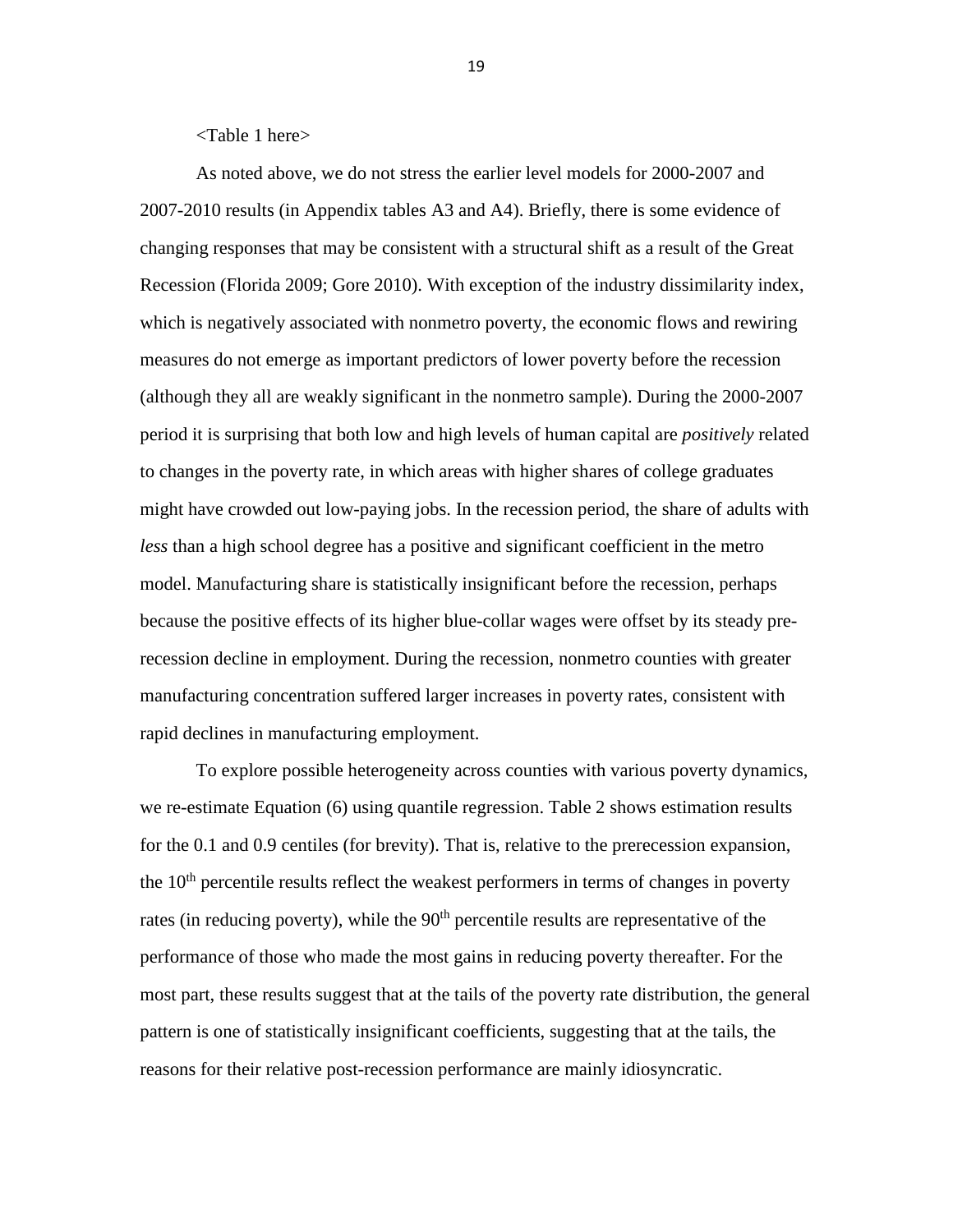<Table 1 here>

As noted above, we do not stress the earlier level models for 2000-2007 and 2007-2010 results (in Appendix tables A3 and A4). Briefly, there is some evidence of changing responses that may be consistent with a structural shift as a result of the Great Recession (Florida 2009; Gore 2010). With exception of the industry dissimilarity index, which is negatively associated with nonmetro poverty, the economic flows and rewiring measures do not emerge as important predictors of lower poverty before the recession (although they all are weakly significant in the nonmetro sample). During the 2000-2007 period it is surprising that both low and high levels of human capital are *positively* related to changes in the poverty rate, in which areas with higher shares of college graduates might have crowded out low-paying jobs. In the recession period, the share of adults with *less* than a high school degree has a positive and significant coefficient in the metro model. Manufacturing share is statistically insignificant before the recession, perhaps because the positive effects of its higher blue-collar wages were offset by its steady pre-recession decline in employment. During the recession, nonmetro counties with greater manufacturing concentration suffered larger increases in poverty rates, consistent with rapid declines in manufacturing employment.

To explore possible heterogeneity across counties with various poverty dynamics, we re-estimate Equation (6) using quantile regression. Table 2 shows estimation results for the 0.1 and 0.9 centiles (for brevity). That is, relative to the prerecession expansion, the $10^{th}$ percentile results reflect the weakest performers in terms of changes in poverty rates (in reducing poverty), while the $90^{th}$ percentile results are representative of the performance of those who made the most gains in reducing poverty thereafter. For the most part, these results suggest that at the tails of the poverty rate distribution, the general pattern is one of statistically insignificant coefficients, suggesting that at the tails, the reasons for their relative post-recession performance are mainly idiosyncratic.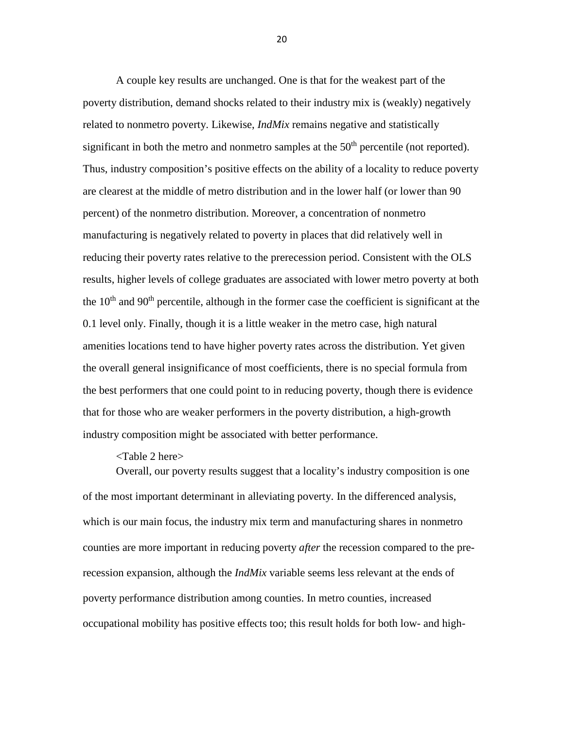A couple key results are unchanged. One is that for the weakest part of the poverty distribution, demand shocks related to their industry mix is (weakly) negatively related to nonmetro poverty. Likewise, *IndMix* remains negative and statistically significant in both the metro and nonmetro samples at the 50th percentile (not reported). Thus, industry composition's positive effects on the ability of a locality to reduce poverty are clearest at the middle of metro distribution and in the lower half (or lower than 90 percent) of the nonmetro distribution. Moreover, a concentration of nonmetro manufacturing is negatively related to poverty in places that did relatively well in reducing their poverty rates relative to the prerecession period. Consistent with the OLS results, higher levels of college graduates are associated with lower metro poverty at both the 10th and 90th percentile, although in the former case the coefficient is significant at the 0.1 level only. Finally, though it is a little weaker in the metro case, high natural amenities locations tend to have higher poverty rates across the distribution. Yet given the overall general insignificance of most coefficients, there is no special formula from the best performers that one could point to in reducing poverty, though there is evidence that for those who are weaker performers in the poverty distribution, a high-growth industry composition might be associated with better performance.

<Table 2 here>

Overall, our poverty results suggest that a locality's industry composition is one of the most important determinant in alleviating poverty. In the differenced analysis, which is our main focus, the industry mix term and manufacturing shares in nonmetro counties are more important in reducing poverty *after* the recession compared to the pre-recession expansion, although the *IndMix* variable seems less relevant at the ends of poverty performance distribution among counties. In metro counties, increased occupational mobility has positive effects too; this result holds for both low- and high-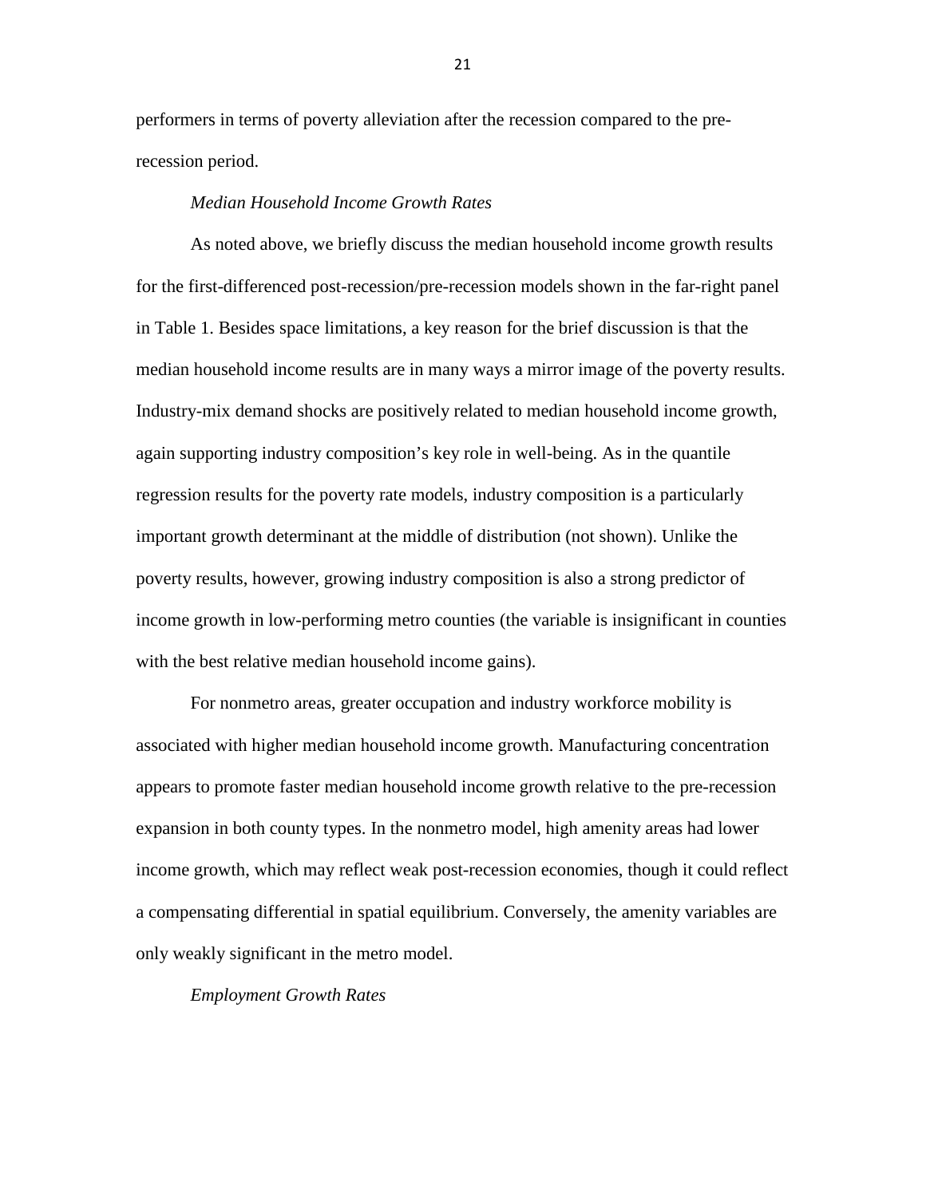performers in terms of poverty alleviation after the recession compared to the pre-recession period.

*Median Household Income Growth Rates*

As noted above, we briefly discuss the median household income growth results for the first-differenced post-recession/pre-recession models shown in the far-right panel in Table 1. Besides space limitations, a key reason for the brief discussion is that the median household income results are in many ways a mirror image of the poverty results. Industry-mix demand shocks are positively related to median household income growth, again supporting industry composition's key role in well-being. As in the quantile regression results for the poverty rate models, industry composition is a particularly important growth determinant at the middle of distribution (not shown). Unlike the poverty results, however, growing industry composition is also a strong predictor of income growth in low-performing metro counties (the variable is insignificant in counties with the best relative median household income gains).

For nonmetro areas, greater occupation and industry workforce mobility is associated with higher median household income growth. Manufacturing concentration appears to promote faster median household income growth relative to the pre-recession expansion in both county types. In the nonmetro model, high amenity areas had lower income growth, which may reflect weak post-recession economies, though it could reflect a compensating differential in spatial equilibrium. Conversely, the amenity variables are only weakly significant in the metro model.

*Employment Growth Rates*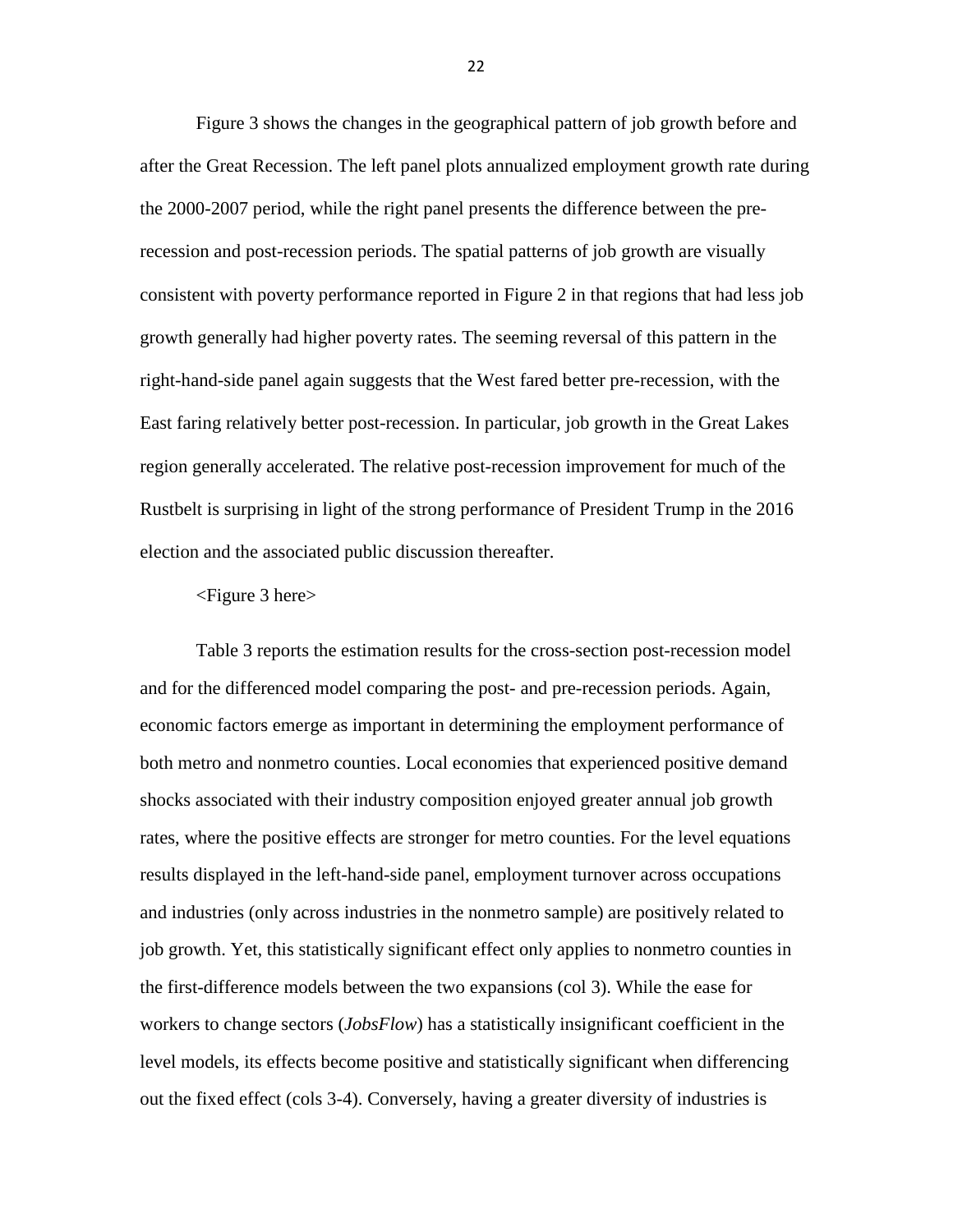Figure 3 shows the changes in the geographical pattern of job growth before and after the Great Recession. The left panel plots annualized employment growth rate during the 2000-2007 period, while the right panel presents the difference between the pre-recession and post-recession periods. The spatial patterns of job growth are visually consistent with poverty performance reported in Figure 2 in that regions that had less job growth generally had higher poverty rates. The seeming reversal of this pattern in the right-hand-side panel again suggests that the West fared better pre-recession, with the East faring relatively better post-recession. In particular, job growth in the Great Lakes region generally accelerated. The relative post-recession improvement for much of the Rustbelt is surprising in light of the strong performance of President Trump in the 2016 election and the associated public discussion thereafter.

<Figure 3 here>

Table 3 reports the estimation results for the cross-section post-recession model and for the differenced model comparing the post- and pre-recession periods. Again, economic factors emerge as important in determining the employment performance of both metro and nonmetro counties. Local economies that experienced positive demand shocks associated with their industry composition enjoyed greater annual job growth rates, where the positive effects are stronger for metro counties. For the level equations results displayed in the left-hand-side panel, employment turnover across occupations and industries (only across industries in the nonmetro sample) are positively related to job growth. Yet, this statistically significant effect only applies to nonmetro counties in the first-difference models between the two expansions (col 3). While the ease for workers to change sectors (*JobsFlow*) has a statistically insignificant coefficient in the level models, its effects become positive and statistically significant when differencing out the fixed effect (cols 3-4). Conversely, having a greater diversity of industries is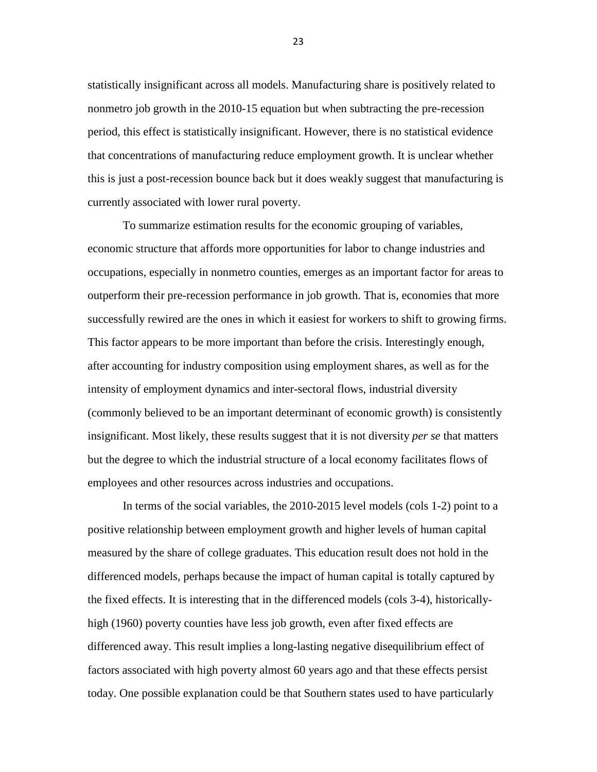statistically insignificant across all models. Manufacturing share is positively related to nonmetro job growth in the 2010-15 equation but when subtracting the pre-recession period, this effect is statistically insignificant. However, there is no statistical evidence that concentrations of manufacturing reduce employment growth. It is unclear whether this is just a post-recession bounce back but it does weakly suggest that manufacturing is currently associated with lower rural poverty.

To summarize estimation results for the economic grouping of variables, economic structure that affords more opportunities for labor to change industries and occupations, especially in nonmetro counties, emerges as an important factor for areas to outperform their pre-recession performance in job growth. That is, economies that more successfully rewired are the ones in which it easiest for workers to shift to growing firms. This factor appears to be more important than before the crisis. Interestingly enough, after accounting for industry composition using employment shares, as well as for the intensity of employment dynamics and inter-sectoral flows, industrial diversity (commonly believed to be an important determinant of economic growth) is consistently insignificant. Most likely, these results suggest that it is not diversity *per se* that matters but the degree to which the industrial structure of a local economy facilitates flows of employees and other resources across industries and occupations.

In terms of the social variables, the 2010-2015 level models (cols 1-2) point to a positive relationship between employment growth and higher levels of human capital measured by the share of college graduates. This education result does not hold in the differenced models, perhaps because the impact of human capital is totally captured by the fixed effects. It is interesting that in the differenced models (cols 3-4), historically-high (1960) poverty counties have less job growth, even after fixed effects are differenced away. This result implies a long-lasting negative disequilibrium effect of factors associated with high poverty almost 60 years ago and that these effects persist today. One possible explanation could be that Southern states used to have particularly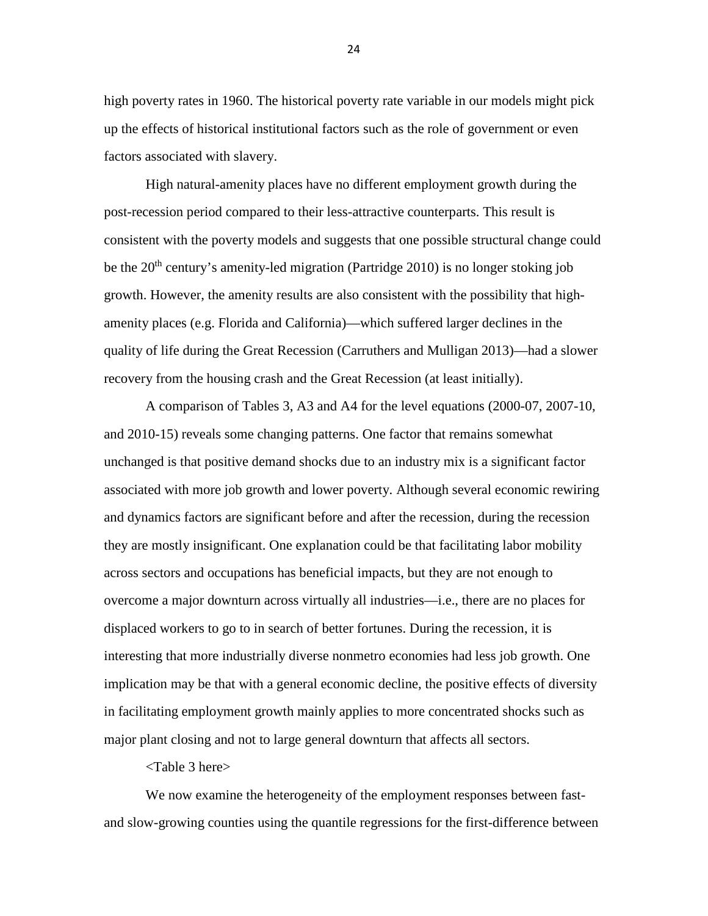high poverty rates in 1960. The historical poverty rate variable in our models might pick up the effects of historical institutional factors such as the role of government or even factors associated with slavery.

High natural-amenity places have no different employment growth during the post-recession period compared to their less-attractive counterparts. This result is consistent with the poverty models and suggests that one possible structural change could be the 20th century's amenity-led migration (Partridge 2010) is no longer stoking job growth. However, the amenity results are also consistent with the possibility that high-amenity places (e.g. Florida and California)—which suffered larger declines in the quality of life during the Great Recession (Carruthers and Mulligan 2013)—had a slower recovery from the housing crash and the Great Recession (at least initially).

A comparison of Tables 3, A3 and A4 for the level equations (2000-07, 2007-10, and 2010-15) reveals some changing patterns. One factor that remains somewhat unchanged is that positive demand shocks due to an industry mix is a significant factor associated with more job growth and lower poverty. Although several economic rewiring and dynamics factors are significant before and after the recession, during the recession they are mostly insignificant. One explanation could be that facilitating labor mobility across sectors and occupations has beneficial impacts, but they are not enough to overcome a major downturn across virtually all industries—i.e., there are no places for displaced workers to go to in search of better fortunes. During the recession, it is interesting that more industrially diverse nonmetro economies had less job growth. One implication may be that with a general economic decline, the positive effects of diversity in facilitating employment growth mainly applies to more concentrated shocks such as major plant closing and not to large general downturn that affects all sectors.

<Table 3 here>

We now examine the heterogeneity of the employment responses between fast- and slow-growing counties using the quantile regressions for the first-difference between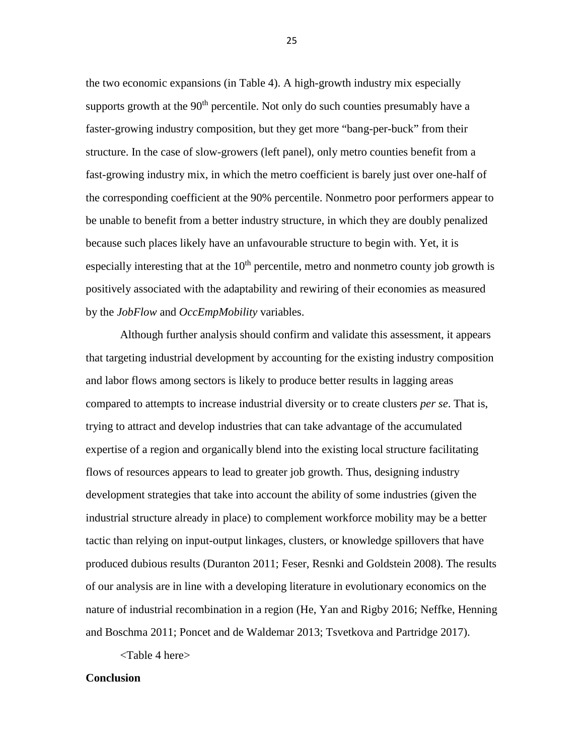the two economic expansions (in Table 4). A high-growth industry mix especially supports growth at the 90$^{th}$ percentile. Not only do such counties presumably have a faster-growing industry composition, but they get more "bang-per-buck" from their structure. In the case of slow-growers (left panel), only metro counties benefit from a fast-growing industry mix, in which the metro coefficient is barely just over one-half of the corresponding coefficient at the 90% percentile. Nonmetro poor performers appear to be unable to benefit from a better industry structure, in which they are doubly penalized because such places likely have an unfavourable structure to begin with. Yet, it is especially interesting that at the 10$^{th}$ percentile, metro and nonmetro county job growth is positively associated with the adaptability and rewiring of their economies as measured by the *JobFlow* and *OccEmpMobility* variables.

Although further analysis should confirm and validate this assessment, it appears that targeting industrial development by accounting for the existing industry composition and labor flows among sectors is likely to produce better results in lagging areas compared to attempts to increase industrial diversity or to create clusters *per se*. That is, trying to attract and develop industries that can take advantage of the accumulated expertise of a region and organically blend into the existing local structure facilitating flows of resources appears to lead to greater job growth. Thus, designing industry development strategies that take into account the ability of some industries (given the industrial structure already in place) to complement workforce mobility may be a better tactic than relying on input-output linkages, clusters, or knowledge spillovers that have produced dubious results (Duranton 2011; Feser, Resnki and Goldstein 2008). The results of our analysis are in line with a developing literature in evolutionary economics on the nature of industrial recombination in a region (He, Yan and Rigby 2016; Neffke, Henning and Boschma 2011; Poncet and de Waldemar 2013; Tsvetkova and Partridge 2017).

<Table 4 here>

**Conclusion**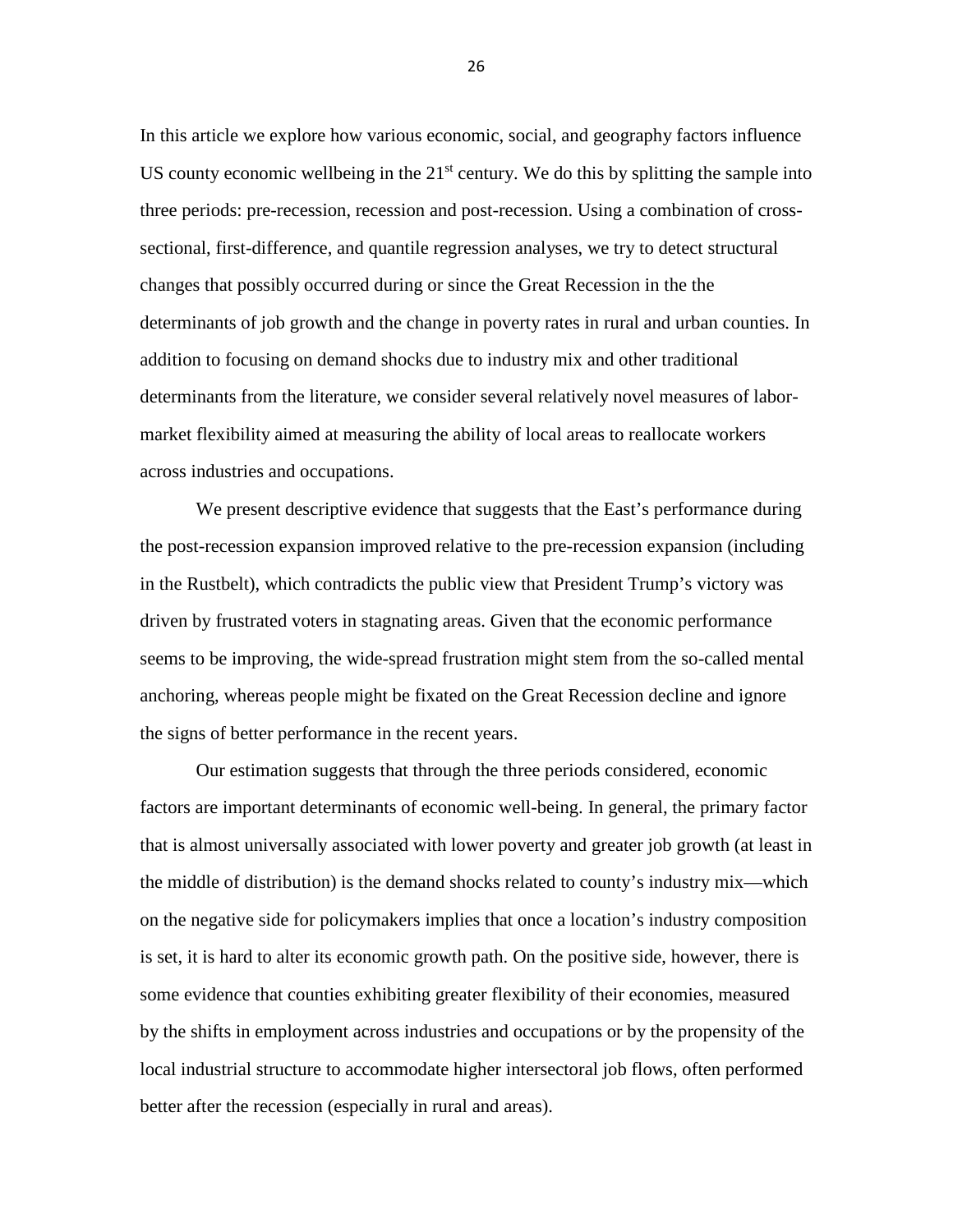In this article we explore how various economic, social, and geography factors influence US county economic wellbeing in the 21st century. We do this by splitting the sample into three periods: pre-recession, recession and post-recession. Using a combination of cross-sectional, first-difference, and quantile regression analyses, we try to detect structural changes that possibly occurred during or since the Great Recession in the the determinants of job growth and the change in poverty rates in rural and urban counties. In addition to focusing on demand shocks due to industry mix and other traditional determinants from the literature, we consider several relatively novel measures of labor-market flexibility aimed at measuring the ability of local areas to reallocate workers across industries and occupations.

We present descriptive evidence that suggests that the East's performance during the post-recession expansion improved relative to the pre-recession expansion (including in the Rustbelt), which contradicts the public view that President Trump's victory was driven by frustrated voters in stagnating areas. Given that the economic performance seems to be improving, the wide-spread frustration might stem from the so-called mental anchoring, whereas people might be fixated on the Great Recession decline and ignore the signs of better performance in the recent years.

Our estimation suggests that through the three periods considered, economic factors are important determinants of economic well-being. In general, the primary factor that is almost universally associated with lower poverty and greater job growth (at least in the middle of distribution) is the demand shocks related to county's industry mix—which on the negative side for policymakers implies that once a location's industry composition is set, it is hard to alter its economic growth path. On the positive side, however, there is some evidence that counties exhibiting greater flexibility of their economies, measured by the shifts in employment across industries and occupations or by the propensity of the local industrial structure to accommodate higher intersectoral job flows, often performed better after the recession (especially in rural and areas).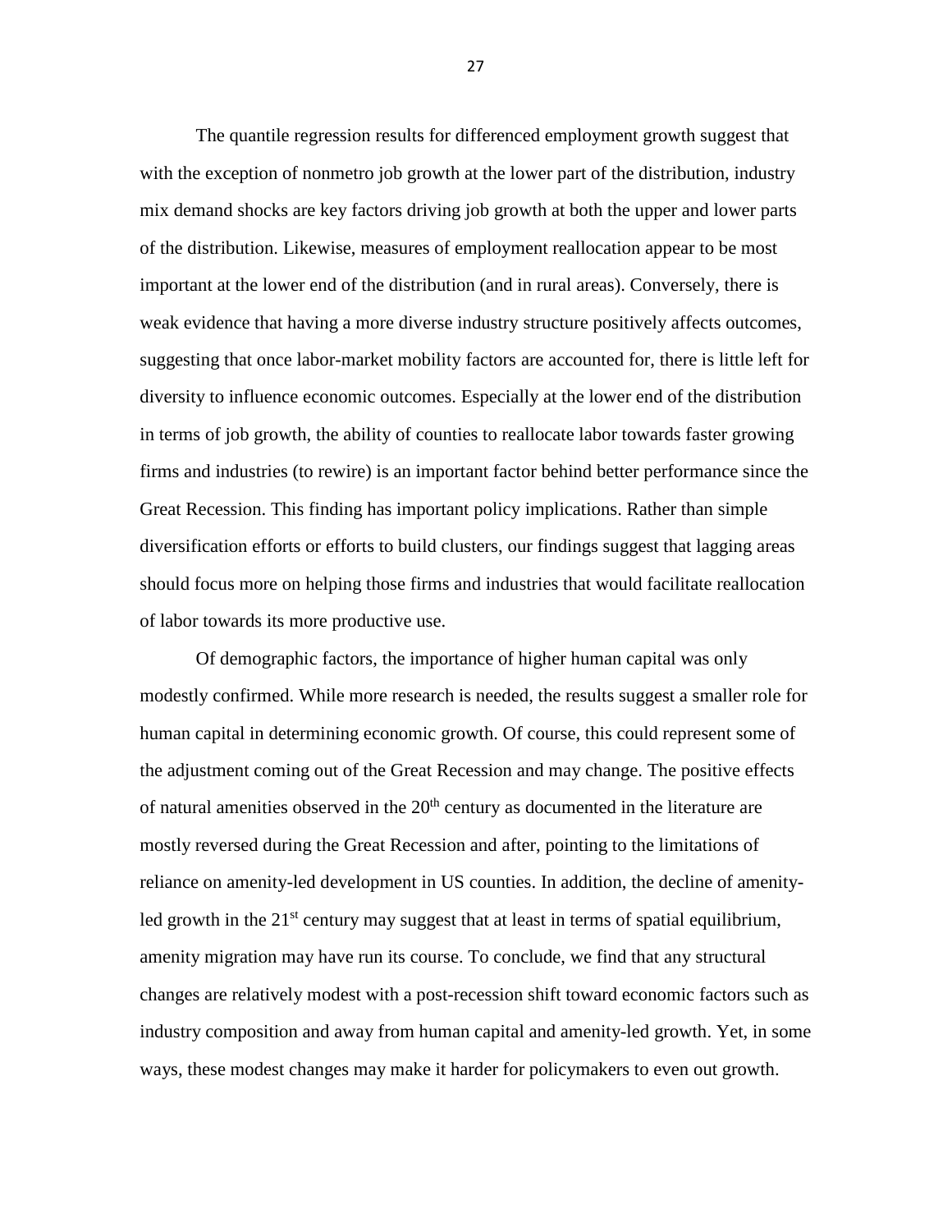The quantile regression results for differenced employment growth suggest that with the exception of nonmetro job growth at the lower part of the distribution, industry mix demand shocks are key factors driving job growth at both the upper and lower parts of the distribution. Likewise, measures of employment reallocation appear to be most important at the lower end of the distribution (and in rural areas). Conversely, there is weak evidence that having a more diverse industry structure positively affects outcomes, suggesting that once labor-market mobility factors are accounted for, there is little left for diversity to influence economic outcomes. Especially at the lower end of the distribution in terms of job growth, the ability of counties to reallocate labor towards faster growing firms and industries (to rewire) is an important factor behind better performance since the Great Recession. This finding has important policy implications. Rather than simple diversification efforts or efforts to build clusters, our findings suggest that lagging areas should focus more on helping those firms and industries that would facilitate reallocation of labor towards its more productive use.

Of demographic factors, the importance of higher human capital was only modestly confirmed. While more research is needed, the results suggest a smaller role for human capital in determining economic growth. Of course, this could represent some of the adjustment coming out of the Great Recession and may change. The positive effects of natural amenities observed in the 20th century as documented in the literature are mostly reversed during the Great Recession and after, pointing to the limitations of reliance on amenity-led development in US counties. In addition, the decline of amenity-led growth in the 21st century may suggest that at least in terms of spatial equilibrium, amenity migration may have run its course. To conclude, we find that any structural changes are relatively modest with a post-recession shift toward economic factors such as industry composition and away from human capital and amenity-led growth. Yet, in some ways, these modest changes may make it harder for policymakers to even out growth.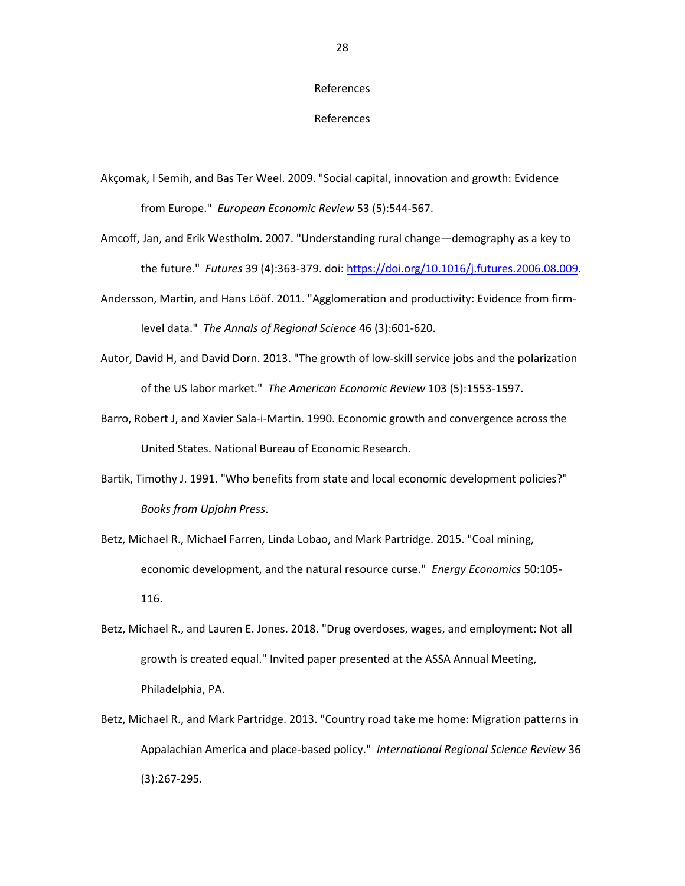# References

## References

Akçomak, I Semih, and Bas Ter Weel. 2009. "Social capital, innovation and growth: Evidence from Europe." *European Economic Review* 53 (5):544-567.

Amcoff, Jan, and Erik Westholm. 2007. "Understanding rural change—demography as a key to the future." *Futures* 39 (4):363-379. doi: https://doi.org/10.1016/j.futures.2006.08.009.

Andersson, Martin, and Hans Lööf. 2011. "Agglomeration and productivity: Evidence from firm-level data." *The Annals of Regional Science* 46 (3):601-620.

Autor, David H, and David Dorn. 2013. "The growth of low-skill service jobs and the polarization of the US labor market." *The American Economic Review* 103 (5):1553-1597.

Barro, Robert J, and Xavier Sala-i-Martin. 1990. Economic growth and convergence across the United States. National Bureau of Economic Research.

Bartik, Timothy J. 1991. "Who benefits from state and local economic development policies?" *Books from Upjohn Press*.

Betz, Michael R., Michael Farren, Linda Lobao, and Mark Partridge. 2015. "Coal mining, economic development, and the natural resource curse." *Energy Economics* 50:105-116.

Betz, Michael R., and Lauren E. Jones. 2018. "Drug overdoses, wages, and employment: Not all growth is created equal." Invited paper presented at the ASSA Annual Meeting, Philadelphia, PA.

Betz, Michael R., and Mark Partridge. 2013. "Country road take me home: Migration patterns in Appalachian America and place-based policy." *International Regional Science Review* 36 (3):267-295.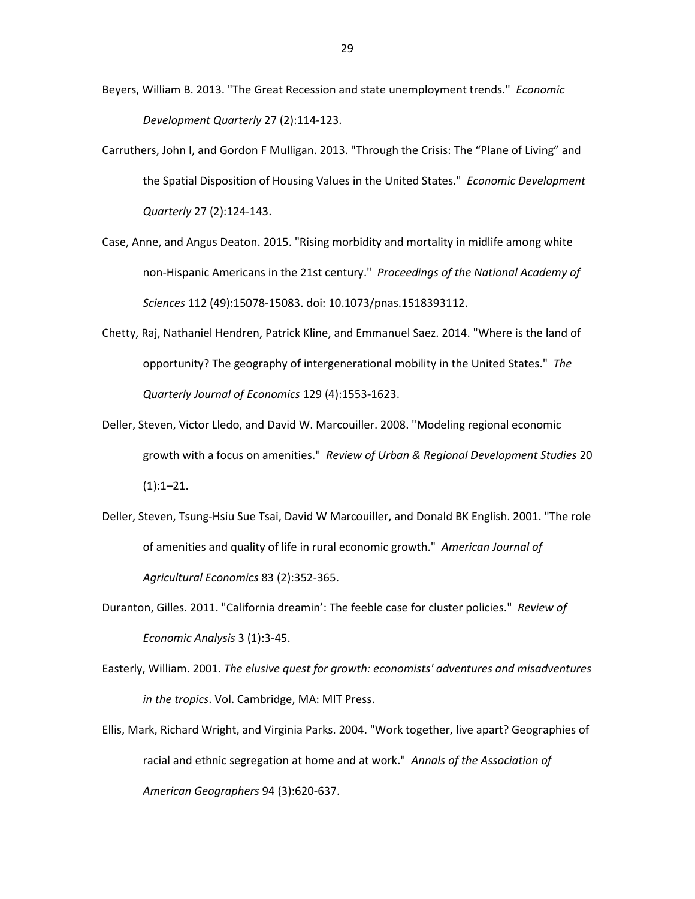Beyers, William B. 2013. "The Great Recession and state unemployment trends." *Economic Development Quarterly* 27 (2):114-123.

Carruthers, John I, and Gordon F Mulligan. 2013. "Through the Crisis: The "Plane of Living" and the Spatial Disposition of Housing Values in the United States." *Economic Development Quarterly* 27 (2):124-143.

Case, Anne, and Angus Deaton. 2015. "Rising morbidity and mortality in midlife among white non-Hispanic Americans in the 21st century." *Proceedings of the National Academy of Sciences* 112 (49):15078-15083. doi: 10.1073/pnas.1518393112.

Chetty, Raj, Nathaniel Hendren, Patrick Kline, and Emmanuel Saez. 2014. "Where is the land of opportunity? The geography of intergenerational mobility in the United States." *The Quarterly Journal of Economics* 129 (4):1553-1623.

Deller, Steven, Victor Lledo, and David W. Marcouiller. 2008. "Modeling regional economic growth with a focus on amenities." *Review of Urban & Regional Development Studies* 20 (1):1–21.

Deller, Steven, Tsung-Hsiu Sue Tsai, David W Marcouiller, and Donald BK English. 2001. "The role of amenities and quality of life in rural economic growth." *American Journal of Agricultural Economics* 83 (2):352-365.

Duranton, Gilles. 2011. "California dreamin': The feeble case for cluster policies." *Review of Economic Analysis* 3 (1):3-45.

Easterly, William. 2001. *The elusive quest for growth: economists' adventures and misadventures in the tropics*. Vol. Cambridge, MA: MIT Press.

Ellis, Mark, Richard Wright, and Virginia Parks. 2004. "Work together, live apart? Geographies of racial and ethnic segregation at home and at work." *Annals of the Association of American Geographers* 94 (3):620-637.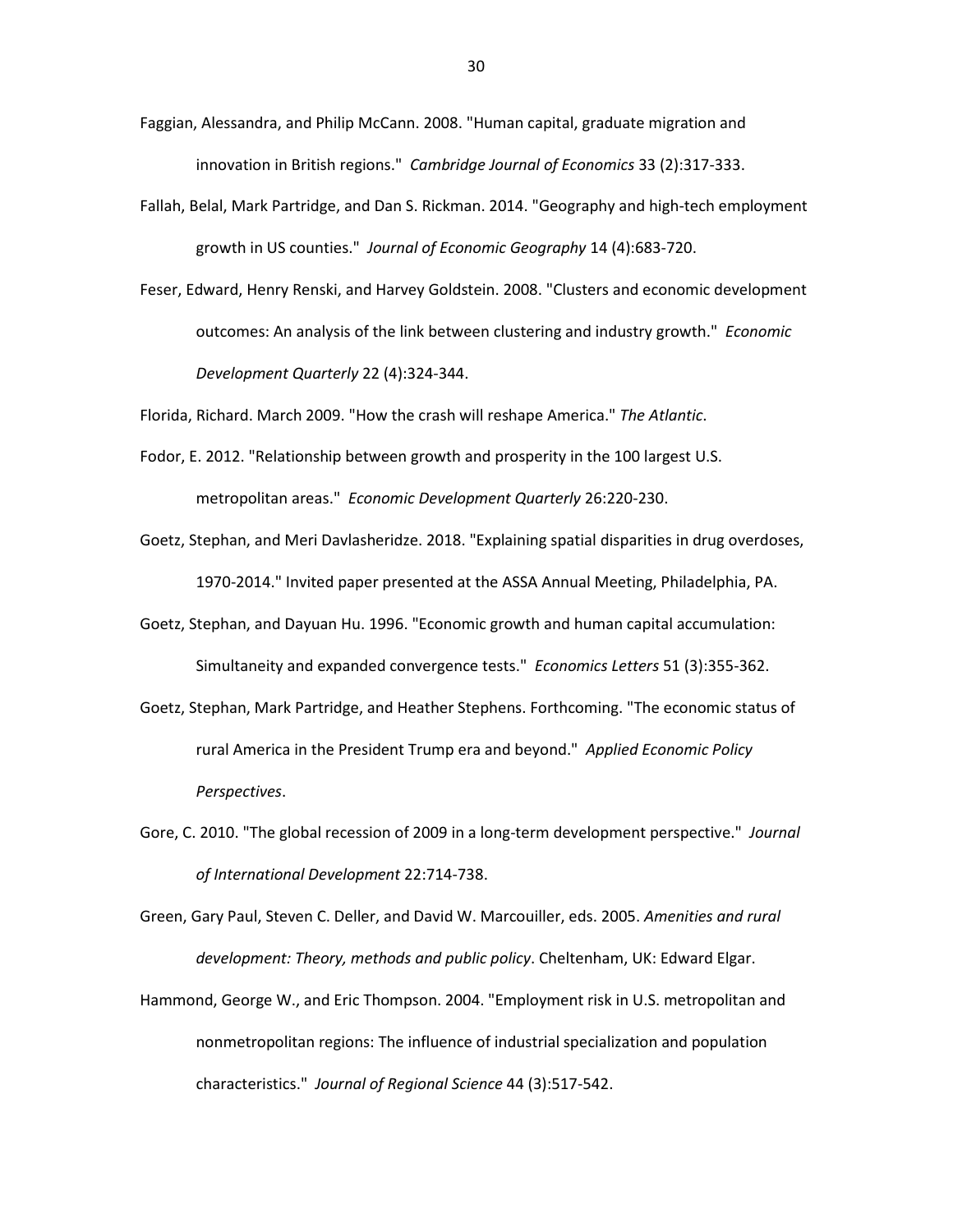Faggian, Alessandra, and Philip McCann. 2008. "Human capital, graduate migration and innovation in British regions." *Cambridge Journal of Economics* 33 (2):317-333.

Fallah, Belal, Mark Partridge, and Dan S. Rickman. 2014. "Geography and high-tech employment growth in US counties." *Journal of Economic Geography* 14 (4):683-720.

Feser, Edward, Henry Renski, and Harvey Goldstein. 2008. "Clusters and economic development outcomes: An analysis of the link between clustering and industry growth." *Economic Development Quarterly* 22 (4):324-344.

Florida, Richard. March 2009. "How the crash will reshape America." *The Atlantic*.

Fodor, E. 2012. "Relationship between growth and prosperity in the 100 largest U.S. metropolitan areas." *Economic Development Quarterly* 26:220-230.

Goetz, Stephan, and Meri Davlasheridze. 2018. "Explaining spatial disparities in drug overdoses, 1970-2014." Invited paper presented at the ASSA Annual Meeting, Philadelphia, PA.

Goetz, Stephan, and Dayuan Hu. 1996. "Economic growth and human capital accumulation: Simultaneity and expanded convergence tests." *Economics Letters* 51 (3):355-362.

Goetz, Stephan, Mark Partridge, and Heather Stephens. Forthcoming. "The economic status of rural America in the President Trump era and beyond." *Applied Economic Policy Perspectives*.

Gore, C. 2010. "The global recession of 2009 in a long-term development perspective." *Journal of International Development* 22:714-738.

Green, Gary Paul, Steven C. Deller, and David W. Marcouiller, eds. 2005. *Amenities and rural development: Theory, methods and public policy*. Cheltenham, UK: Edward Elgar.

Hammond, George W., and Eric Thompson. 2004. "Employment risk in U.S. metropolitan and nonmetropolitan regions: The influence of industrial specialization and population characteristics." *Journal of Regional Science* 44 (3):517-542.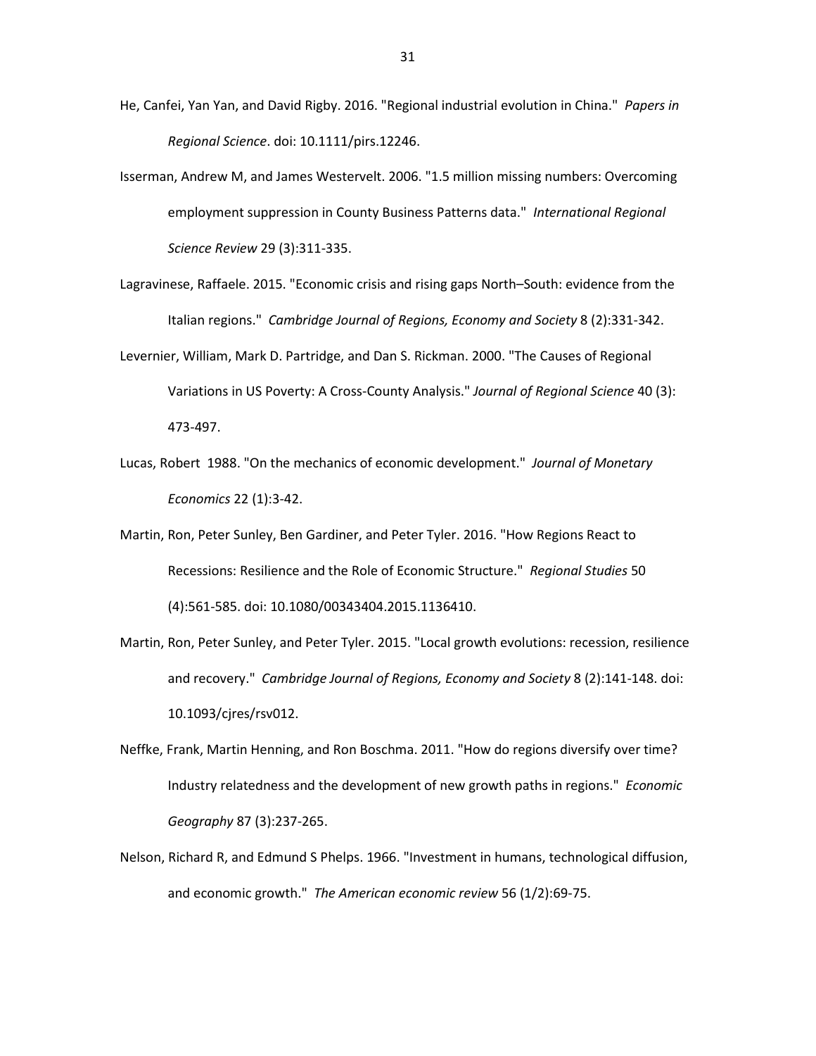He, Canfei, Yan Yan, and David Rigby. 2016. "Regional industrial evolution in China." *Papers in Regional Science*. doi: 10.1111/pirs.12246.

Isserman, Andrew M, and James Westervelt. 2006. "1.5 million missing numbers: Overcoming employment suppression in County Business Patterns data." *International Regional Science Review* 29 (3):311-335.

Lagravinese, Raffaele. 2015. "Economic crisis and rising gaps North–South: evidence from the Italian regions." *Cambridge Journal of Regions, Economy and Society* 8 (2):331-342.

Levernier, William, Mark D. Partridge, and Dan S. Rickman. 2000. "The Causes of Regional Variations in US Poverty: A Cross-County Analysis." *Journal of Regional Science* 40 (3): 473-497.

Lucas, Robert 1988. "On the mechanics of economic development." *Journal of Monetary Economics* 22 (1):3-42.

Martin, Ron, Peter Sunley, Ben Gardiner, and Peter Tyler. 2016. "How Regions React to Recessions: Resilience and the Role of Economic Structure." *Regional Studies* 50 (4):561-585. doi: 10.1080/00343404.2015.1136410.

Martin, Ron, Peter Sunley, and Peter Tyler. 2015. "Local growth evolutions: recession, resilience and recovery." *Cambridge Journal of Regions, Economy and Society* 8 (2):141-148. doi: 10.1093/cjres/rsv012.

Neffke, Frank, Martin Henning, and Ron Boschma. 2011. "How do regions diversify over time? Industry relatedness and the development of new growth paths in regions." *Economic Geography* 87 (3):237-265.

Nelson, Richard R, and Edmund S Phelps. 1966. "Investment in humans, technological diffusion, and economic growth." *The American economic review* 56 (1/2):69-75.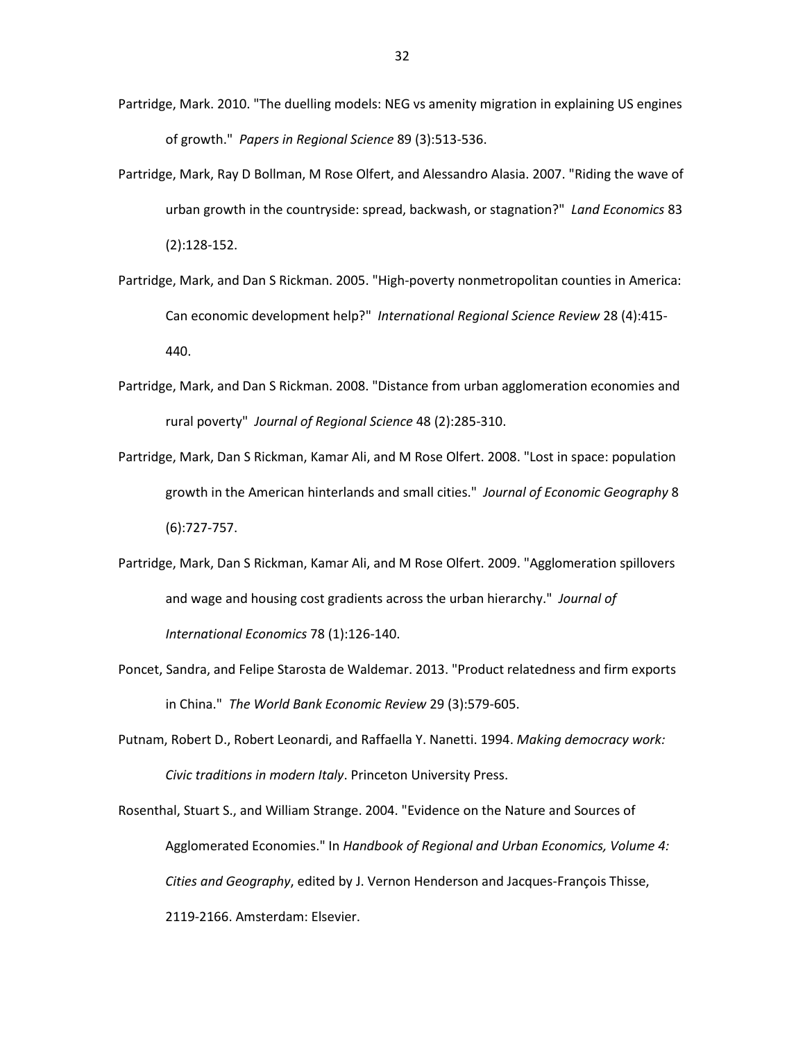Partridge, Mark. 2010. "The duelling models: NEG vs amenity migration in explaining US engines of growth." *Papers in Regional Science* 89 (3):513-536.

Partridge, Mark, Ray D Bollman, M Rose Olfert, and Alessandro Alasia. 2007. "Riding the wave of urban growth in the countryside: spread, backwash, or stagnation?" *Land Economics* 83 (2):128-152.

Partridge, Mark, and Dan S Rickman. 2005. "High-poverty nonmetropolitan counties in America: Can economic development help?" *International Regional Science Review* 28 (4):415-440.

Partridge, Mark, and Dan S Rickman. 2008. "Distance from urban agglomeration economies and rural poverty" *Journal of Regional Science* 48 (2):285-310.

Partridge, Mark, Dan S Rickman, Kamar Ali, and M Rose Olfert. 2008. "Lost in space: population growth in the American hinterlands and small cities." *Journal of Economic Geography* 8 (6):727-757.

Partridge, Mark, Dan S Rickman, Kamar Ali, and M Rose Olfert. 2009. "Agglomeration spillovers and wage and housing cost gradients across the urban hierarchy." *Journal of International Economics* 78 (1):126-140.

Poncet, Sandra, and Felipe Starosta de Waldemar. 2013. "Product relatedness and firm exports in China." *The World Bank Economic Review* 29 (3):579-605.

Putnam, Robert D., Robert Leonardi, and Raffaella Y. Nanetti. 1994. *Making democracy work: Civic traditions in modern Italy*. Princeton University Press.

Rosenthal, Stuart S., and William Strange. 2004. "Evidence on the Nature and Sources of Agglomerated Economies." In *Handbook of Regional and Urban Economics, Volume 4: Cities and Geography*, edited by J. Vernon Henderson and Jacques-François Thisse, 2119-2166. Amsterdam: Elsevier.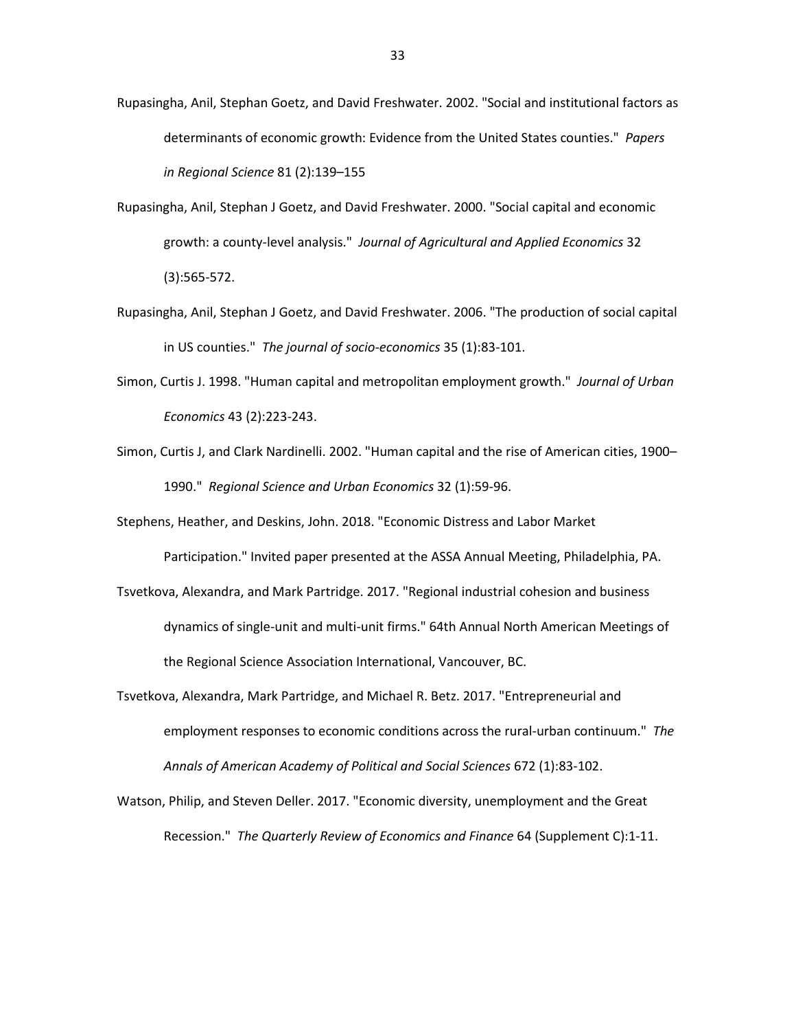Rupasingha, Anil, Stephan Goetz, and David Freshwater. 2002. "Social and institutional factors as determinants of economic growth: Evidence from the United States counties." *Papers in Regional Science* 81 (2):139–155

Rupasingha, Anil, Stephan J Goetz, and David Freshwater. 2000. "Social capital and economic growth: a county-level analysis." *Journal of Agricultural and Applied Economics* 32 (3):565-572.

Rupasingha, Anil, Stephan J Goetz, and David Freshwater. 2006. "The production of social capital in US counties." *The journal of socio-economics* 35 (1):83-101.

Simon, Curtis J. 1998. "Human capital and metropolitan employment growth." *Journal of Urban Economics* 43 (2):223-243.

Simon, Curtis J, and Clark Nardinelli. 2002. "Human capital and the rise of American cities, 1900–1990." *Regional Science and Urban Economics* 32 (1):59-96.

Stephens, Heather, and Deskins, John. 2018. "Economic Distress and Labor Market Participation." Invited paper presented at the ASSA Annual Meeting, Philadelphia, PA.

Tsvetkova, Alexandra, and Mark Partridge. 2017. "Regional industrial cohesion and business dynamics of single-unit and multi-unit firms." 64th Annual North American Meetings of the Regional Science Association International, Vancouver, BC.

Tsvetkova, Alexandra, Mark Partridge, and Michael R. Betz. 2017. "Entrepreneurial and employment responses to economic conditions across the rural-urban continuum." *The Annals of American Academy of Political and Social Sciences* 672 (1):83-102.

Watson, Philip, and Steven Deller. 2017. "Economic diversity, unemployment and the Great Recession." *The Quarterly Review of Economics and Finance* 64 (Supplement C):1-11.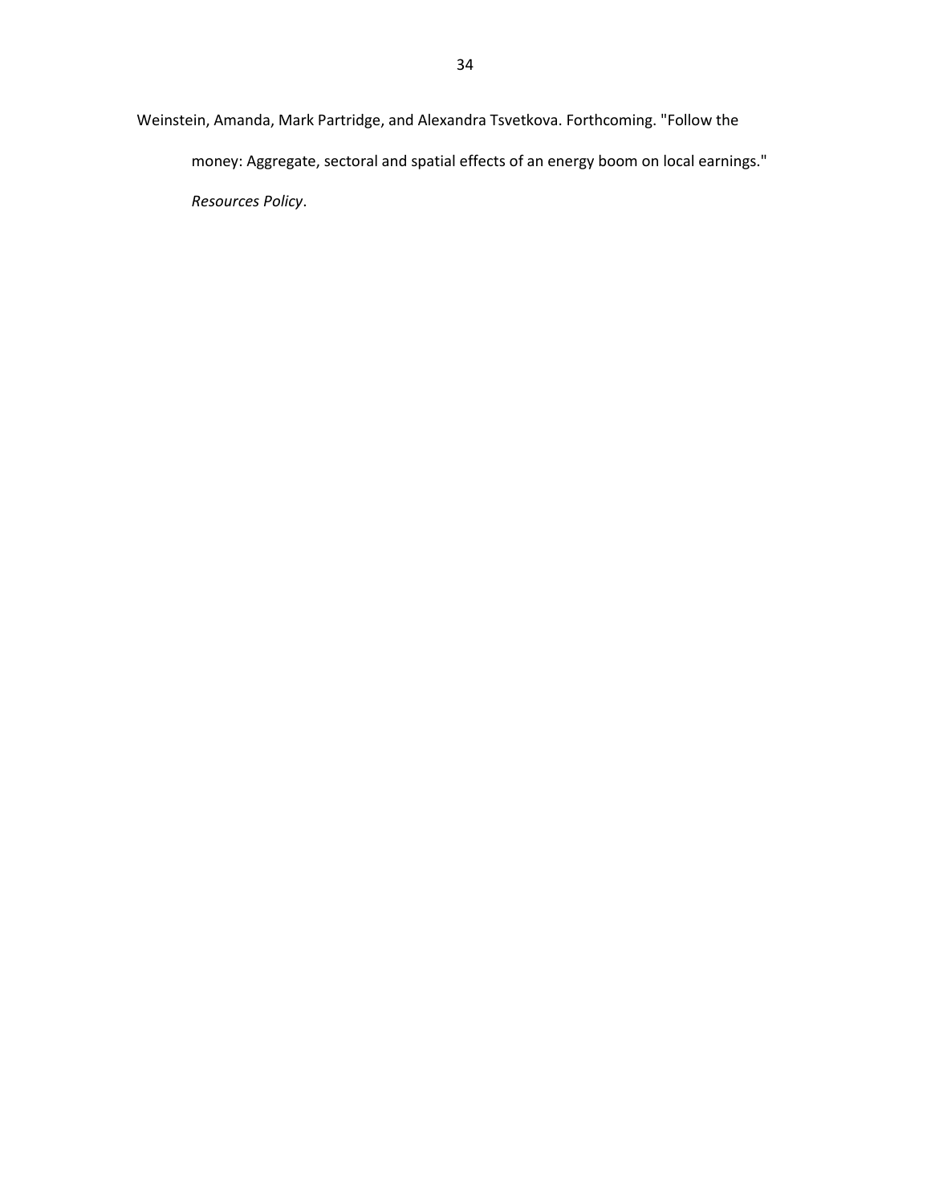Weinstein, Amanda, Mark Partridge, and Alexandra Tsvetkova. Forthcoming. "Follow the money: Aggregate, sectoral and spatial effects of an energy boom on local earnings." *Resources Policy*.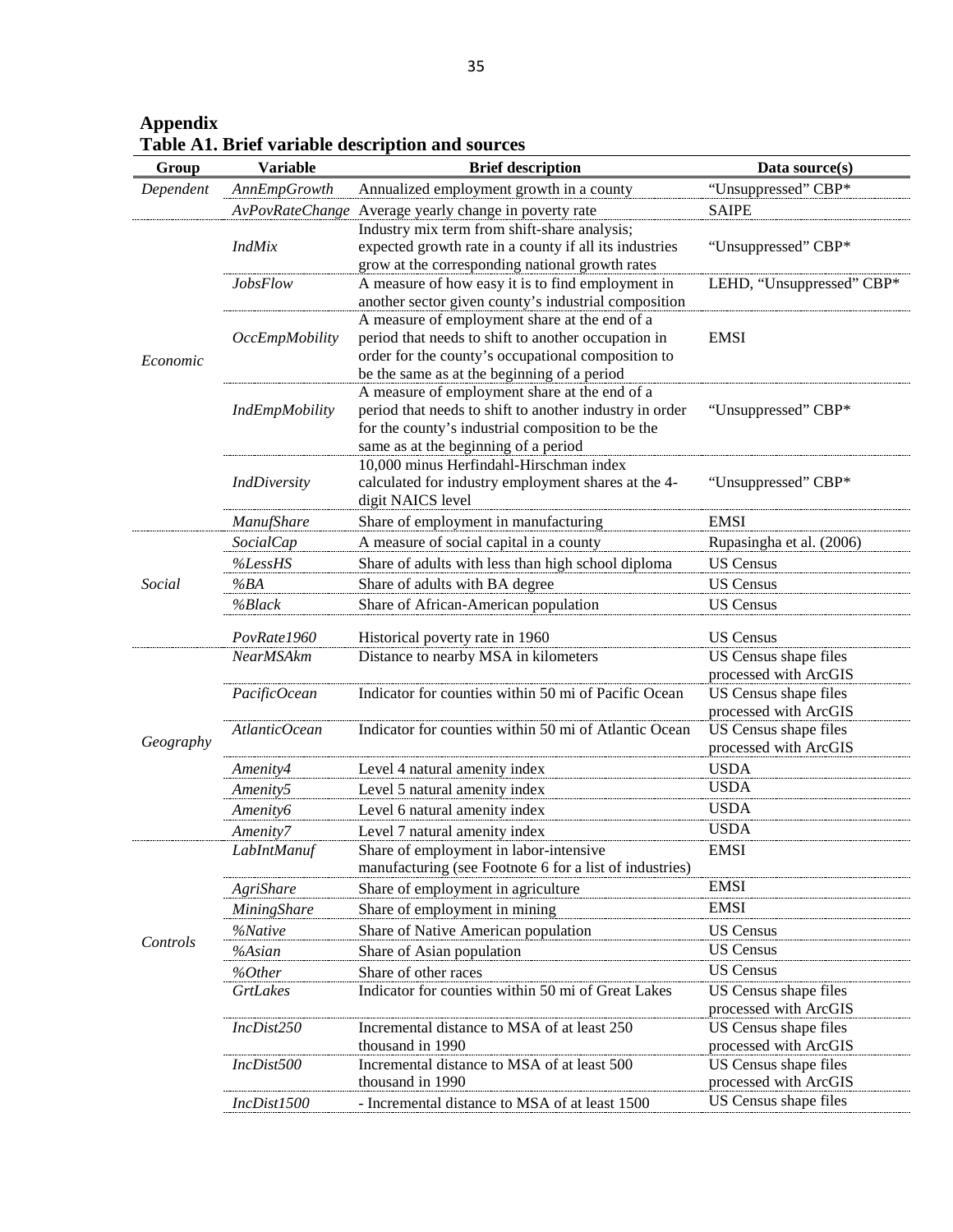**Appendix**

**Table A1. Brief variable description and sources**

| Group | Variable | Brief description | Data source(s) |
|---|---|---|---|
| *Dependent* | *AnnEmpGrowth* | Annualized employment growth in a county | "Unsuppressed" CBP* |
| | *AvPovRateChange* | Average yearly change in poverty rate | SAIPE |
| *Economic* | *IndMix* | Industry mix term from shift-share analysis; expected growth rate in a county if all its industries grow at the corresponding national growth rates | "Unsuppressed" CBP* |
| | *JobsFlow* | A measure of how easy it is to find employment in another sector given county's industrial composition | LEHD, "Unsuppressed" CBP* |
| | *OccEmpMobility* | A measure of employment share at the end of a period that needs to shift to another occupation in order for the county's occupational composition to be the same as at the beginning of a period | EMSI |
| | *IndEmpMobility* | A measure of employment share at the end of a period that needs to shift to another industry in order for the county's industrial composition to be the same as at the beginning of a period | "Unsuppressed" CBP* |
| | *IndDiversity* | 10,000 minus Herfindahl-Hirschman index calculated for industry employment shares at the 4-digit NAICS level | "Unsuppressed" CBP* |
| | *ManufShare* | Share of employment in manufacturing | EMSI |
| *Social* | *SocialCap* | A measure of social capital in a county | Rupasingha et al. (2006) |
| | *%LessHS* | Share of adults with less than high school diploma | US Census |
| | *%BA* | Share of adults with BA degree | US Census |
| | *%Black* | Share of African-American population | US Census |
| | *PovRate1960* | Historical poverty rate in 1960 | US Census |
| *Geography* | *NearMSAkm* | Distance to nearby MSA in kilometers | US Census shape files processed with ArcGIS |
| | *PacificOcean* | Indicator for counties within 50 mi of Pacific Ocean | US Census shape files processed with ArcGIS |
| | *AtlanticOcean* | Indicator for counties within 50 mi of Atlantic Ocean | US Census shape files processed with ArcGIS |
| | *Amenity4* | Level 4 natural amenity index | USDA |
| | *Amenity5* | Level 5 natural amenity index | USDA |
| | *Amenity6* | Level 6 natural amenity index | USDA |
| | *Amenity7* | Level 7 natural amenity index | USDA |
| *Controls* | *LabIntManuf* | Share of employment in labor-intensive manufacturing (see Footnote 6 for a list of industries) | EMSI |
| | *AgriShare* | Share of employment in agriculture | EMSI |
| | *MiningShare* | Share of employment in mining | EMSI |
| | *%Native* | Share of Native American population | US Census |
| | *%Asian* | Share of Asian population | US Census |
| | *%Other* | Share of other races | US Census |
| | *GrtLakes* | Indicator for counties within 50 mi of Great Lakes | US Census shape files processed with ArcGIS |
| | *IncDist250* | Incremental distance to MSA of at least 250 thousand in 1990 | US Census shape files processed with ArcGIS |
| | *IncDist500* | Incremental distance to MSA of at least 500 thousand in 1990 | US Census shape files processed with ArcGIS |
| | *IncDist1500* | - Incremental distance to MSA of at least 1500 | US Census shape files |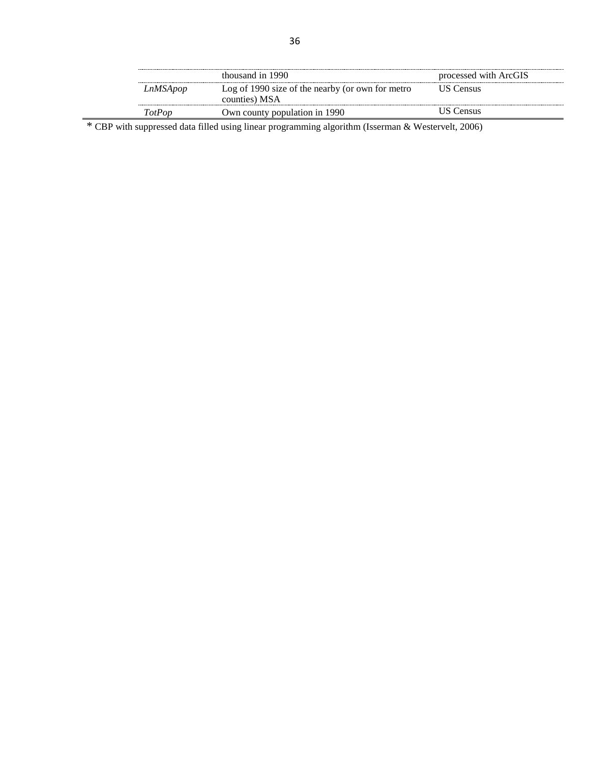| | | |
|---|---|---|
| | thousand in 1990 | processed with ArcGIS |
| *LnMSApop* | Log of 1990 size of the nearby (or own for metro counties) MSA | US Census |
| *TotPop* | Own county population in 1990 | US Census |

* CBP with suppressed data filled using linear programming algorithm (Isserman & Westervelt, 2006)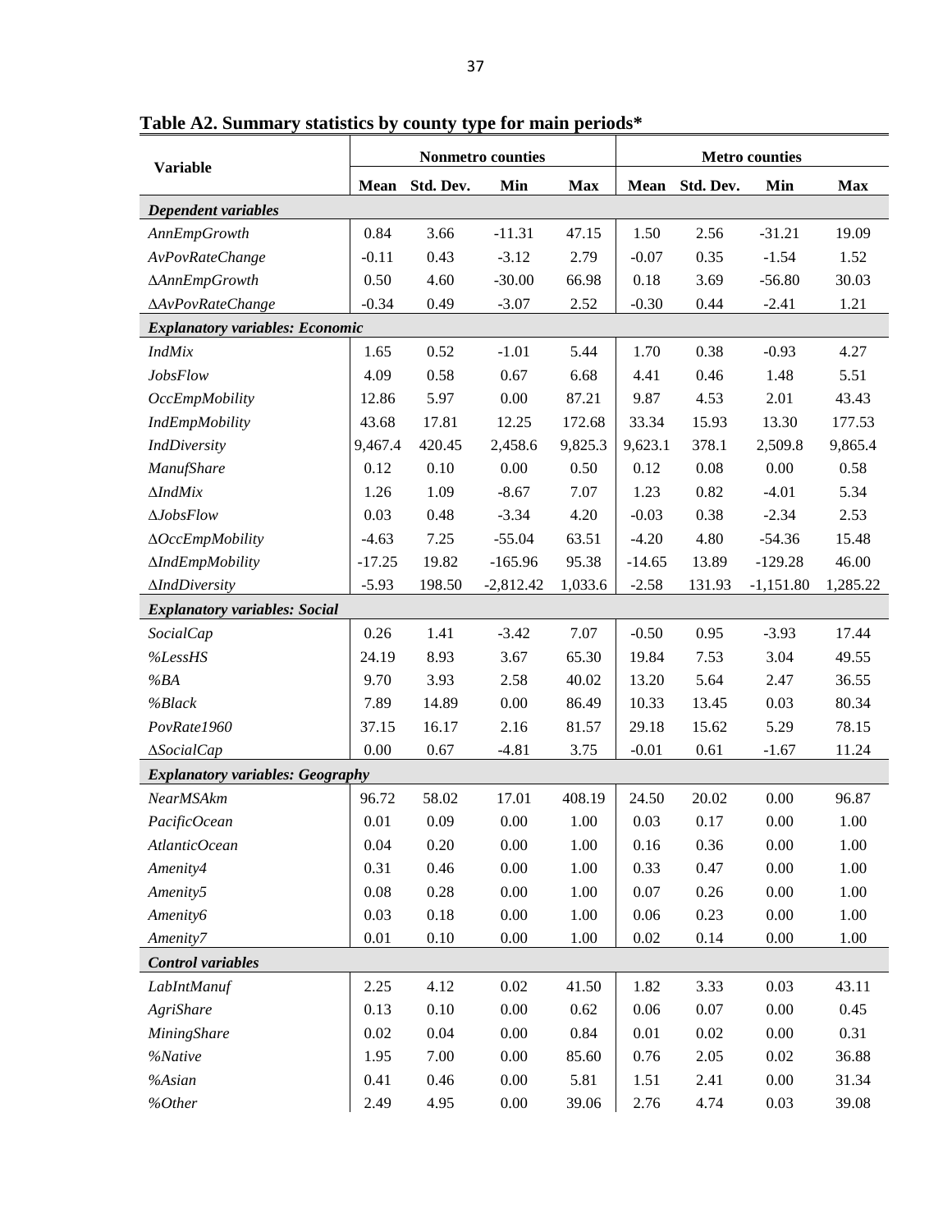**Table A2. Summary statistics by county type for main periods***

| Variable | Nonmetro counties | | | | Metro counties | | | |
|---|---|---|---|---|---|---|---|---|
| | **Mean** | **Std. Dev.** | **Min** | **Max** | **Mean** | **Std. Dev.** | **Min** | **Max** |
| ***Dependent variables*** | | | | | | | | |
| *AnnEmpGrowth* | 0.84 | 3.66 | -11.31 | 47.15 | 1.50 | 2.56 | -31.21 | 19.09 |
| *AvPovRateChange* | -0.11 | 0.43 | -3.12 | 2.79 | -0.07 | 0.35 | -1.54 | 1.52 |
| *ΔAnnEmpGrowth* | 0.50 | 4.60 | -30.00 | 66.98 | 0.18 | 3.69 | -56.80 | 30.03 |
| *ΔAvPovRateChange* | -0.34 | 0.49 | -3.07 | 2.52 | -0.30 | 0.44 | -2.41 | 1.21 |
| ***Explanatory variables: Economic*** | | | | | | | | |
| *IndMix* | 1.65 | 0.52 | -1.01 | 5.44 | 1.70 | 0.38 | -0.93 | 4.27 |
| *JobsFlow* | 4.09 | 0.58 | 0.67 | 6.68 | 4.41 | 0.46 | 1.48 | 5.51 |
| *OccEmpMobility* | 12.86 | 5.97 | 0.00 | 87.21 | 9.87 | 4.53 | 2.01 | 43.43 |
| *IndEmpMobility* | 43.68 | 17.81 | 12.25 | 172.68 | 33.34 | 15.93 | 13.30 | 177.53 |
| *IndDiversity* | 9,467.4 | 420.45 | 2,458.6 | 9,825.3 | 9,623.1 | 378.1 | 2,509.8 | 9,865.4 |
| *ManufShare* | 0.12 | 0.10 | 0.00 | 0.50 | 0.12 | 0.08 | 0.00 | 0.58 |
| *ΔIndMix* | 1.26 | 1.09 | -8.67 | 7.07 | 1.23 | 0.82 | -4.01 | 5.34 |
| *ΔJobsFlow* | 0.03 | 0.48 | -3.34 | 4.20 | -0.03 | 0.38 | -2.34 | 2.53 |
| *ΔOccEmpMobility* | -4.63 | 7.25 | -55.04 | 63.51 | -4.20 | 4.80 | -54.36 | 15.48 |
| *ΔIndEmpMobility* | -17.25 | 19.82 | -165.96 | 95.38 | -14.65 | 13.89 | -129.28 | 46.00 |
| *ΔIndDiversity* | -5.93 | 198.50 | -2,812.42 | 1,033.6 | -2.58 | 131.93 | -1,151.80 | 1,285.22 |
| ***Explanatory variables: Social*** | | | | | | | | |
| *SocialCap* | 0.26 | 1.41 | -3.42 | 7.07 | -0.50 | 0.95 | -3.93 | 17.44 |
| *%LessHS* | 24.19 | 8.93 | 3.67 | 65.30 | 19.84 | 7.53 | 3.04 | 49.55 |
| *%BA* | 9.70 | 3.93 | 2.58 | 40.02 | 13.20 | 5.64 | 2.47 | 36.55 |
| *%Black* | 7.89 | 14.89 | 0.00 | 86.49 | 10.33 | 13.45 | 0.03 | 80.34 |
| *PovRate1960* | 37.15 | 16.17 | 2.16 | 81.57 | 29.18 | 15.62 | 5.29 | 78.15 |
| *ΔSocialCap* | 0.00 | 0.67 | -4.81 | 3.75 | -0.01 | 0.61 | -1.67 | 11.24 |
| ***Explanatory variables: Geography*** | | | | | | | | |
| *NearMSAkm* | 96.72 | 58.02 | 17.01 | 408.19 | 24.50 | 20.02 | 0.00 | 96.87 |
| *PacificOcean* | 0.01 | 0.09 | 0.00 | 1.00 | 0.03 | 0.17 | 0.00 | 1.00 |
| *AtlanticOcean* | 0.04 | 0.20 | 0.00 | 1.00 | 0.16 | 0.36 | 0.00 | 1.00 |
| *Amenity4* | 0.31 | 0.46 | 0.00 | 1.00 | 0.33 | 0.47 | 0.00 | 1.00 |
| *Amenity5* | 0.08 | 0.28 | 0.00 | 1.00 | 0.07 | 0.26 | 0.00 | 1.00 |
| *Amenity6* | 0.03 | 0.18 | 0.00 | 1.00 | 0.06 | 0.23 | 0.00 | 1.00 |
| *Amenity7* | 0.01 | 0.10 | 0.00 | 1.00 | 0.02 | 0.14 | 0.00 | 1.00 |
| ***Control variables*** | | | | | | | | |
| *LabIntManuf* | 2.25 | 4.12 | 0.02 | 41.50 | 1.82 | 3.33 | 0.03 | 43.11 |
| *AgriShare* | 0.13 | 0.10 | 0.00 | 0.62 | 0.06 | 0.07 | 0.00 | 0.45 |
| *MiningShare* | 0.02 | 0.04 | 0.00 | 0.84 | 0.01 | 0.02 | 0.00 | 0.31 |
| *%Native* | 1.95 | 7.00 | 0.00 | 85.60 | 0.76 | 2.05 | 0.02 | 36.88 |
| *%Asian* | 0.41 | 0.46 | 0.00 | 5.81 | 1.51 | 2.41 | 0.00 | 31.34 |
| *%Other* | 2.49 | 4.95 | 0.00 | 39.06 | 2.76 | 4.74 | 0.03 | 39.08 |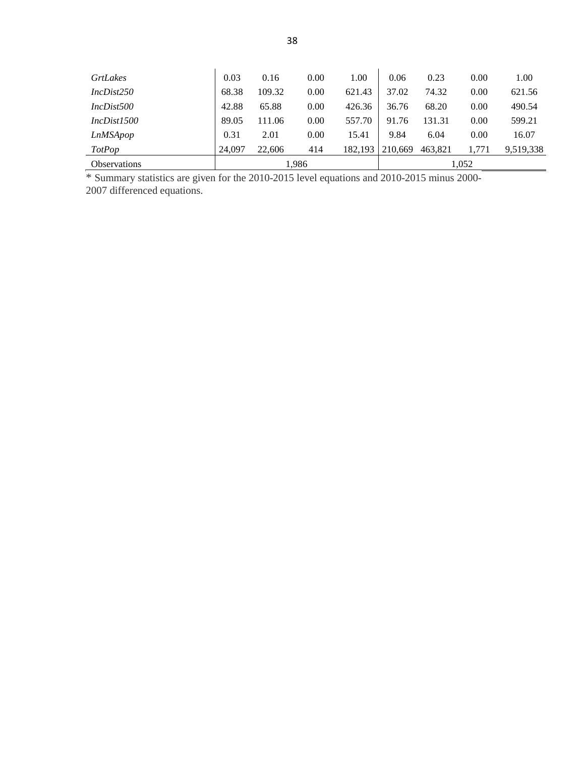| | | | | | | | | |
|---|---|---|---|---|---|---|---|---|
| *GrtLakes* | 0.03 | 0.16 | 0.00 | 1.00 | 0.06 | 0.23 | 0.00 | 1.00 |
| *IncDist250* | 68.38 | 109.32 | 0.00 | 621.43 | 37.02 | 74.32 | 0.00 | 621.56 |
| *IncDist500* | 42.88 | 65.88 | 0.00 | 426.36 | 36.76 | 68.20 | 0.00 | 490.54 |
| *IncDist1500* | 89.05 | 111.06 | 0.00 | 557.70 | 91.76 | 131.31 | 0.00 | 599.21 |
| *LnMSApop* | 0.31 | 2.01 | 0.00 | 15.41 | 9.84 | 6.04 | 0.00 | 16.07 |
| *TotPop* | 24,097 | 22,606 | 414 | 182,193 | 210,669 | 463,821 | 1,771 | 9,519,338 |
| Observations | 1,986 | | | | 1,052 | | | |

* Summary statistics are given for the 2010-2015 level equations and 2010-2015 minus 2000-2007 differenced equations.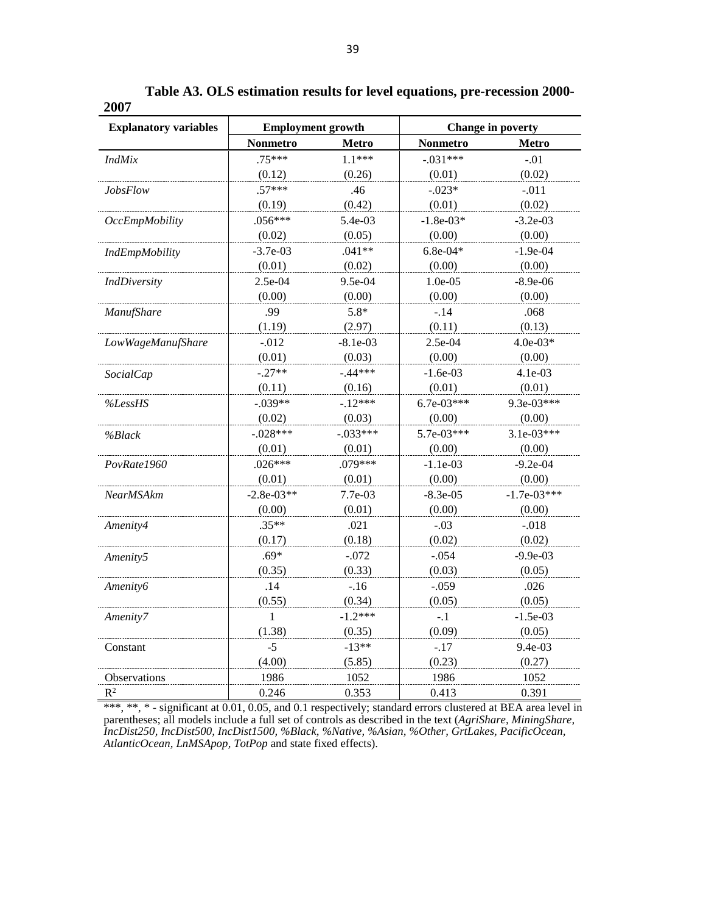**Table A3. OLS estimation results for level equations, pre-recession 2000-2007**

| Explanatory variables | Employment growth | | Change in poverty | |
|---|---|---|---|---|
| | **Nonmetro** | **Metro** | **Nonmetro** | **Metro** |
| *IndMix* | .75*** | 1.1*** | -.031*** | -.01 |
| | (0.12) | (0.26) | (0.01) | (0.02) |
| *JobsFlow* | .57*** | .46 | -.023* | -.011 |
| | (0.19) | (0.42) | (0.01) | (0.02) |
| *OccEmpMobility* | .056*** | 5.4e-03 | -1.8e-03* | -3.2e-03 |
| | (0.02) | (0.05) | (0.00) | (0.00) |
| *IndEmpMobility* | -3.7e-03 | .041** | 6.8e-04* | -1.9e-04 |
| | (0.01) | (0.02) | (0.00) | (0.00) |
| *IndDiversity* | 2.5e-04 | 9.5e-04 | 1.0e-05 | -8.9e-06 |
| | (0.00) | (0.00) | (0.00) | (0.00) |
| *ManufShare* | .99 | 5.8* | -.14 | .068 |
| | (1.19) | (2.97) | (0.11) | (0.13) |
| *LowWageManufShare* | -.012 | -8.1e-03 | 2.5e-04 | 4.0e-03* |
| | (0.01) | (0.03) | (0.00) | (0.00) |
| *SocialCap* | -.27** | -.44*** | -1.6e-03 | 4.1e-03 |
| | (0.11) | (0.16) | (0.01) | (0.01) |
| *%LessHS* | -.039** | -.12*** | 6.7e-03*** | 9.3e-03*** |
| | (0.02) | (0.03) | (0.00) | (0.00) |
| *%Black* | -.028*** | -.033*** | 5.7e-03*** | 3.1e-03*** |
| | (0.01) | (0.01) | (0.00) | (0.00) |
| *PovRate1960* | .026*** | .079*** | -1.1e-03 | -9.2e-04 |
| | (0.01) | (0.01) | (0.00) | (0.00) |
| *NearMSAkm* | -2.8e-03** | 7.7e-03 | -8.3e-05 | -1.7e-03*** |
| | (0.00) | (0.01) | (0.00) | (0.00) |
| *Amenity4* | .35** | .021 | -.03 | -.018 |
| | (0.17) | (0.18) | (0.02) | (0.02) |
| *Amenity5* | .69* | -.072 | -.054 | -9.9e-03 |
| | (0.35) | (0.33) | (0.03) | (0.05) |
| *Amenity6* | .14 | -.16 | -.059 | .026 |
| | (0.55) | (0.34) | (0.05) | (0.05) |
| *Amenity7* | 1 | -1.2*** | -.1 | -1.5e-03 |
| | (1.38) | (0.35) | (0.09) | (0.05) |
| Constant | -5 | -13** | -.17 | 9.4e-03 |
| | (4.00) | (5.85) | (0.23) | (0.27) |
| Observations | 1986 | 1052 | 1986 | 1052 |
| $R^2$ | 0.246 | 0.353 | 0.413 | 0.391 |

***, **, * - significant at 0.01, 0.05, and 0.1 respectively; standard errors clustered at BEA area level in parentheses; all models include a full set of controls as described in the text (*AgriShare, MiningShare, IncDist250, IncDist500, IncDist1500, %Black, %Native, %Asian, %Other, GrtLakes, PacificOcean, AtlanticOcean, LnMSApop, TotPop* and state fixed effects).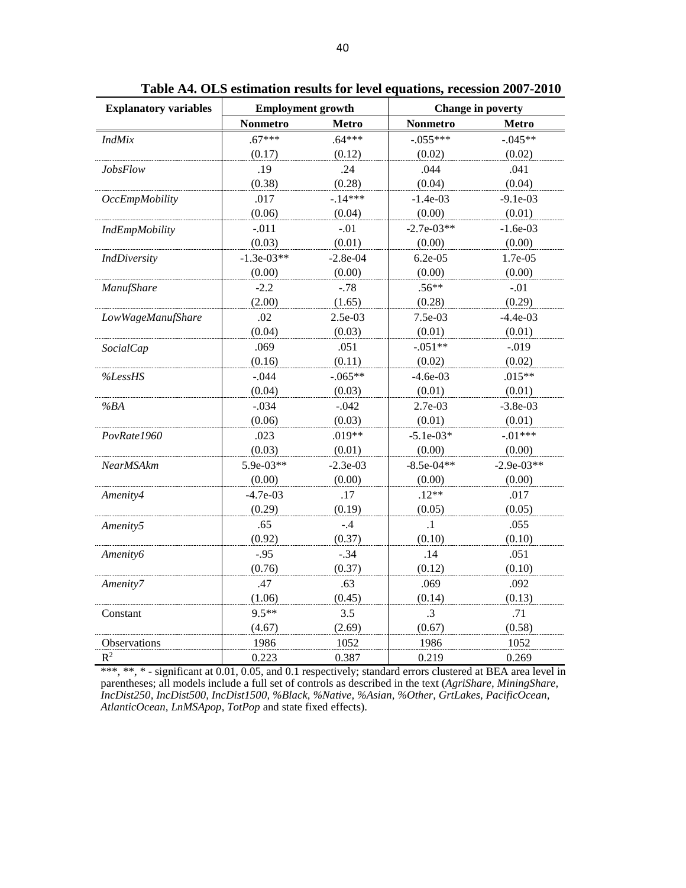**Table A4. OLS estimation results for level equations, recession 2007-2010**

| Explanatory variables | Employment growth | | Change in poverty | |
|---|---|---|---|---|
| | **Nonmetro** | **Metro** | **Nonmetro** | **Metro** |
| *IndMix* | .67*** | .64*** | -.055*** | -.045** |
| | (0.17) | (0.12) | (0.02) | (0.02) |
| *JobsFlow* | .19 | .24 | .044 | .041 |
| | (0.38) | (0.28) | (0.04) | (0.04) |
| *OccEmpMobility* | .017 | -.14*** | -1.4e-03 | -9.1e-03 |
| | (0.06) | (0.04) | (0.00) | (0.01) |
| *IndEmpMobility* | -.011 | -.01 | -2.7e-03** | -1.6e-03 |
| | (0.03) | (0.01) | (0.00) | (0.00) |
| *IndDiversity* | -1.3e-03** | -2.8e-04 | 6.2e-05 | 1.7e-05 |
| | (0.00) | (0.00) | (0.00) | (0.00) |
| *ManufShare* | -2.2 | -.78 | .56** | -.01 |
| | (2.00) | (1.65) | (0.28) | (0.29) |
| *LowWageManufShare* | .02 | 2.5e-03 | 7.5e-03 | -4.4e-03 |
| | (0.04) | (0.03) | (0.01) | (0.01) |
| *SocialCap* | .069 | .051 | -.051** | -.019 |
| | (0.16) | (0.11) | (0.02) | (0.02) |
| *%LessHS* | -.044 | -.065** | -4.6e-03 | .015** |
| | (0.04) | (0.03) | (0.01) | (0.01) |
| *%BA* | -.034 | -.042 | 2.7e-03 | -3.8e-03 |
| | (0.06) | (0.03) | (0.01) | (0.01) |
| *PovRate1960* | .023 | .019** | -5.1e-03* | -.01*** |
| | (0.03) | (0.01) | (0.00) | (0.00) |
| *NearMSAkm* | 5.9e-03** | -2.3e-03 | -8.5e-04** | -2.9e-03** |
| | (0.00) | (0.00) | (0.00) | (0.00) |
| *Amenity4* | -4.7e-03 | .17 | .12** | .017 |
| | (0.29) | (0.19) | (0.05) | (0.05) |
| *Amenity5* | .65 | -.4 | .1 | .055 |
| | (0.92) | (0.37) | (0.10) | (0.10) |
| *Amenity6* | -.95 | -.34 | .14 | .051 |
| | (0.76) | (0.37) | (0.12) | (0.10) |
| *Amenity7* | .47 | .63 | .069 | .092 |
| | (1.06) | (0.45) | (0.14) | (0.13) |
| Constant | 9.5** | 3.5 | .3 | .71 |
| | (4.67) | (2.69) | (0.67) | (0.58) |
| Observations | 1986 | 1052 | 1986 | 1052 |
| $R^2$ | 0.223 | 0.387 | 0.219 | 0.269 |

***, **, * - significant at 0.01, 0.05, and 0.1 respectively; standard errors clustered at BEA area level in parentheses; all models include a full set of controls as described in the text (*AgriShare, MiningShare, IncDist250, IncDist500, IncDist1500, %Black, %Native, %Asian, %Other, GrtLakes, PacificOcean, AtlanticOcean, LnMSApop, TotPop* and state fixed effects).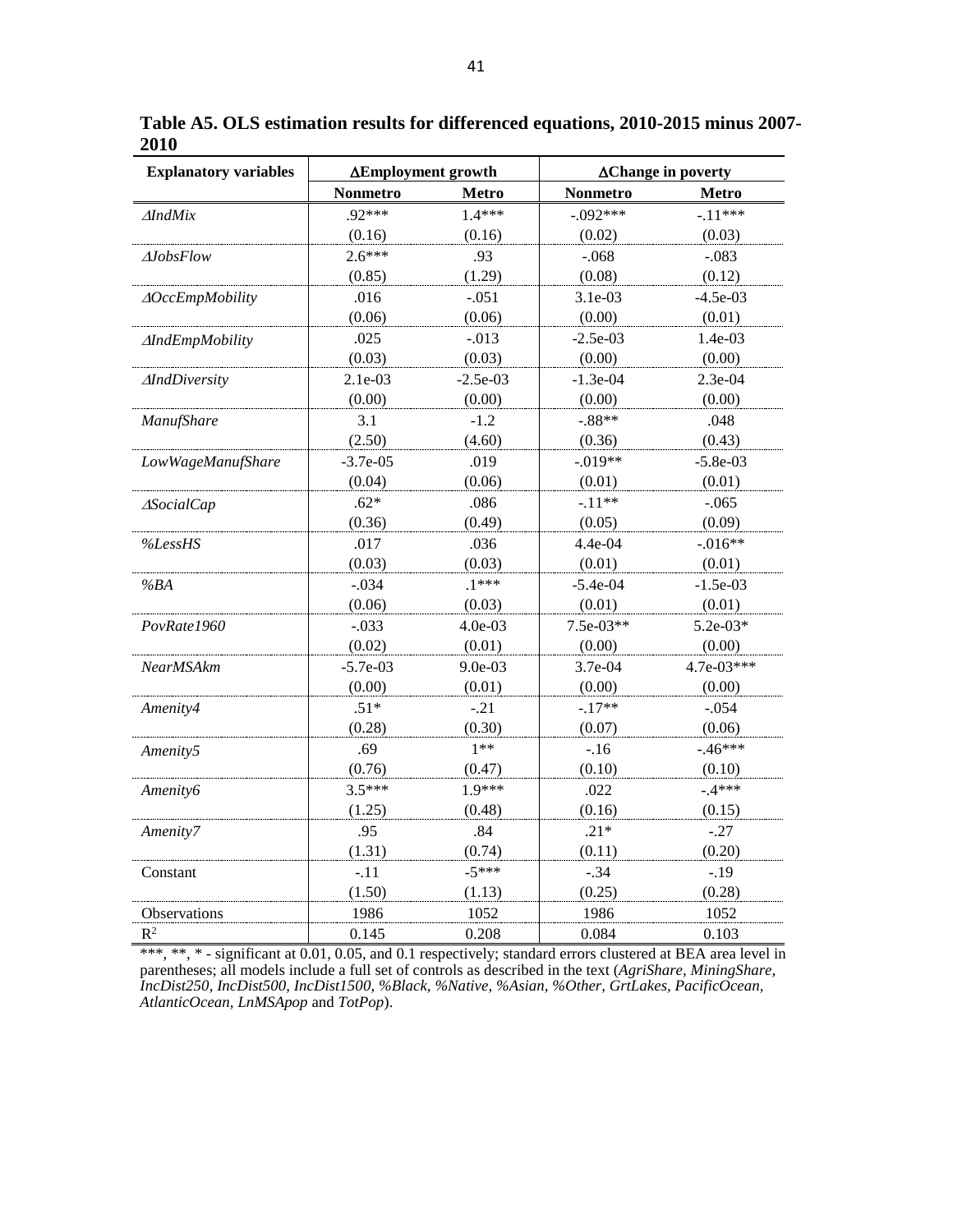**Table A5. OLS estimation results for differenced equations, 2010-2015 minus 2007-2010**

| Explanatory variables | ΔEmployment growth | | ΔChange in poverty | |
|---|---|---|---|---|
| | **Nonmetro** | **Metro** | **Nonmetro** | **Metro** |
| *ΔIndMix* | .92*** | 1.4*** | -.092*** | -.11*** |
| | (0.16) | (0.16) | (0.02) | (0.03) |
| *ΔJobsFlow* | 2.6*** | .93 | -.068 | -.083 |
| | (0.85) | (1.29) | (0.08) | (0.12) |
| *ΔOccEmpMobility* | .016 | -.051 | 3.1e-03 | -4.5e-03 |
| | (0.06) | (0.06) | (0.00) | (0.01) |
| *ΔIndEmpMobility* | .025 | -.013 | -2.5e-03 | 1.4e-03 |
| | (0.03) | (0.03) | (0.00) | (0.00) |
| *ΔIndDiversity* | 2.1e-03 | -2.5e-03 | -1.3e-04 | 2.3e-04 |
| | (0.00) | (0.00) | (0.00) | (0.00) |
| *ManufShare* | 3.1 | -1.2 | -.88** | .048 |
| | (2.50) | (4.60) | (0.36) | (0.43) |
| *LowWageManufShare* | -3.7e-05 | .019 | -.019** | -5.8e-03 |
| | (0.04) | (0.06) | (0.01) | (0.01) |
| *ΔSocialCap* | .62* | .086 | -.11** | -.065 |
| | (0.36) | (0.49) | (0.05) | (0.09) |
| *%LessHS* | .017 | .036 | 4.4e-04 | -.016** |
| | (0.03) | (0.03) | (0.01) | (0.01) |
| *%BA* | -.034 | .1*** | -5.4e-04 | -1.5e-03 |
| | (0.06) | (0.03) | (0.01) | (0.01) |
| *PovRate1960* | -.033 | 4.0e-03 | 7.5e-03** | 5.2e-03* |
| | (0.02) | (0.01) | (0.00) | (0.00) |
| *NearMSAkm* | -5.7e-03 | 9.0e-03 | 3.7e-04 | 4.7e-03*** |
| | (0.00) | (0.01) | (0.00) | (0.00) |
| *Amenity4* | .51* | -.21 | -.17** | -.054 |
| | (0.28) | (0.30) | (0.07) | (0.06) |
| *Amenity5* | .69 | 1** | -.16 | -.46*** |
| | (0.76) | (0.47) | (0.10) | (0.10) |
| *Amenity6* | 3.5*** | 1.9*** | .022 | -.4*** |
| | (1.25) | (0.48) | (0.16) | (0.15) |
| *Amenity7* | .95 | .84 | .21* | -.27 |
| | (1.31) | (0.74) | (0.11) | (0.20) |
| Constant | -.11 | -5*** | -.34 | -.19 |
| | (1.50) | (1.13) | (0.25) | (0.28) |
| Observations | 1986 | 1052 | 1986 | 1052 |
| $R^2$ | 0.145 | 0.208 | 0.084 | 0.103 |

***, **, * - significant at 0.01, 0.05, and 0.1 respectively; standard errors clustered at BEA area level in parentheses; all models include a full set of controls as described in the text (*AgriShare, MiningShare, IncDist250, IncDist500, IncDist1500, %Black, %Native, %Asian, %Other, GrtLakes, PacificOcean, AtlanticOcean, LnMSApop* and *TotPop*).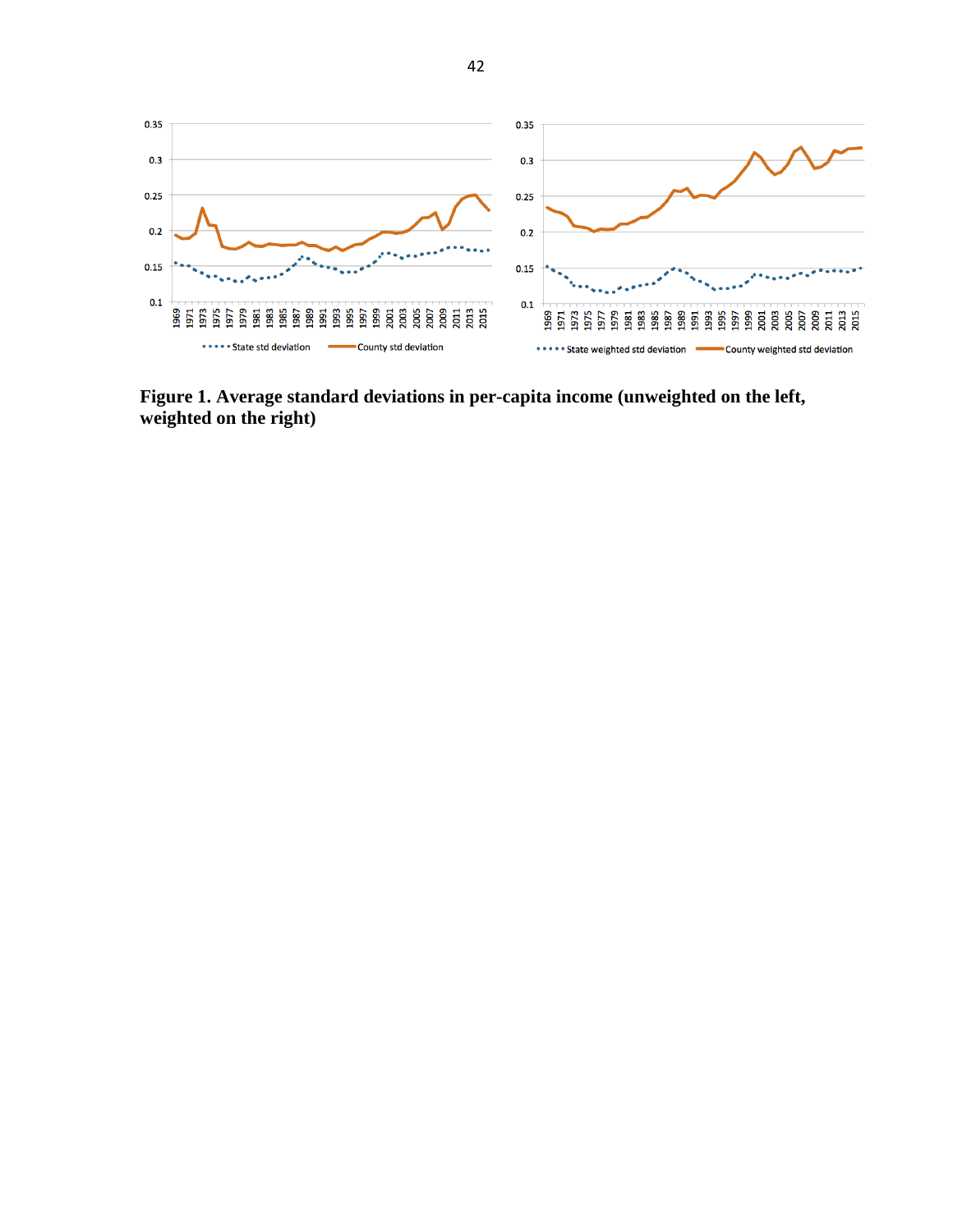**Figure 1. Average standard deviations in per-capita income (unweighted on the left, weighted on the right)**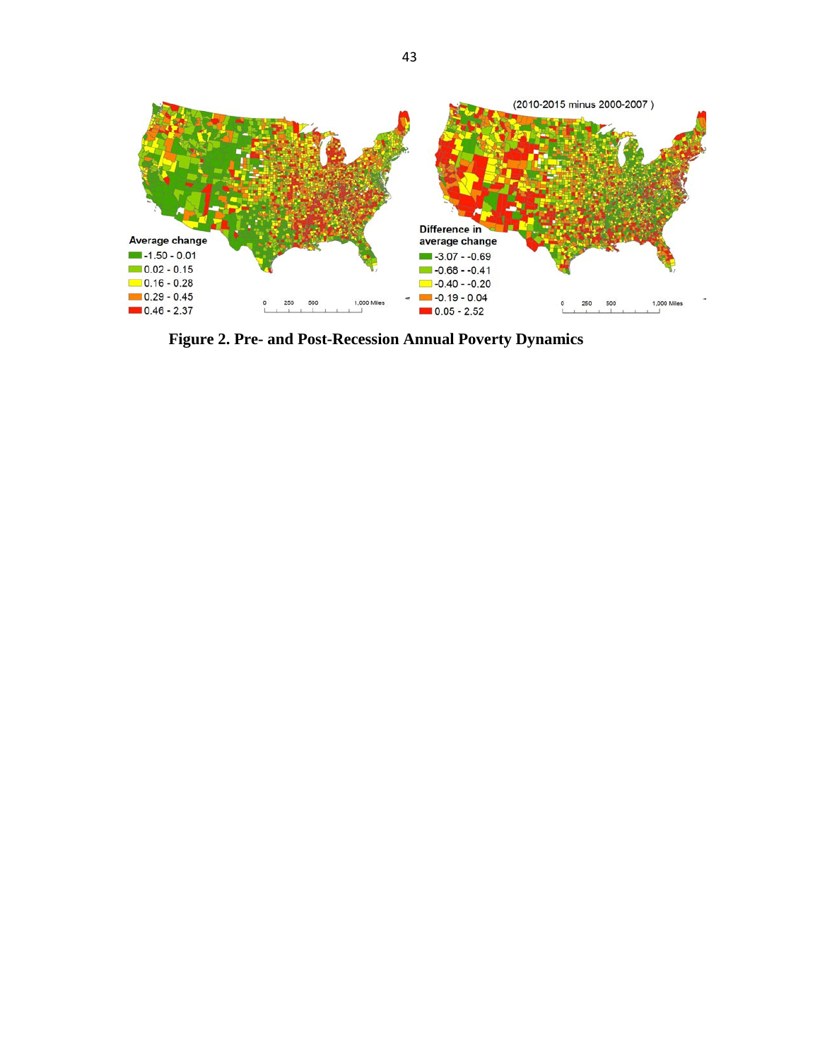**Figure 2. Pre- and Post-Recession Annual Poverty Dynamics**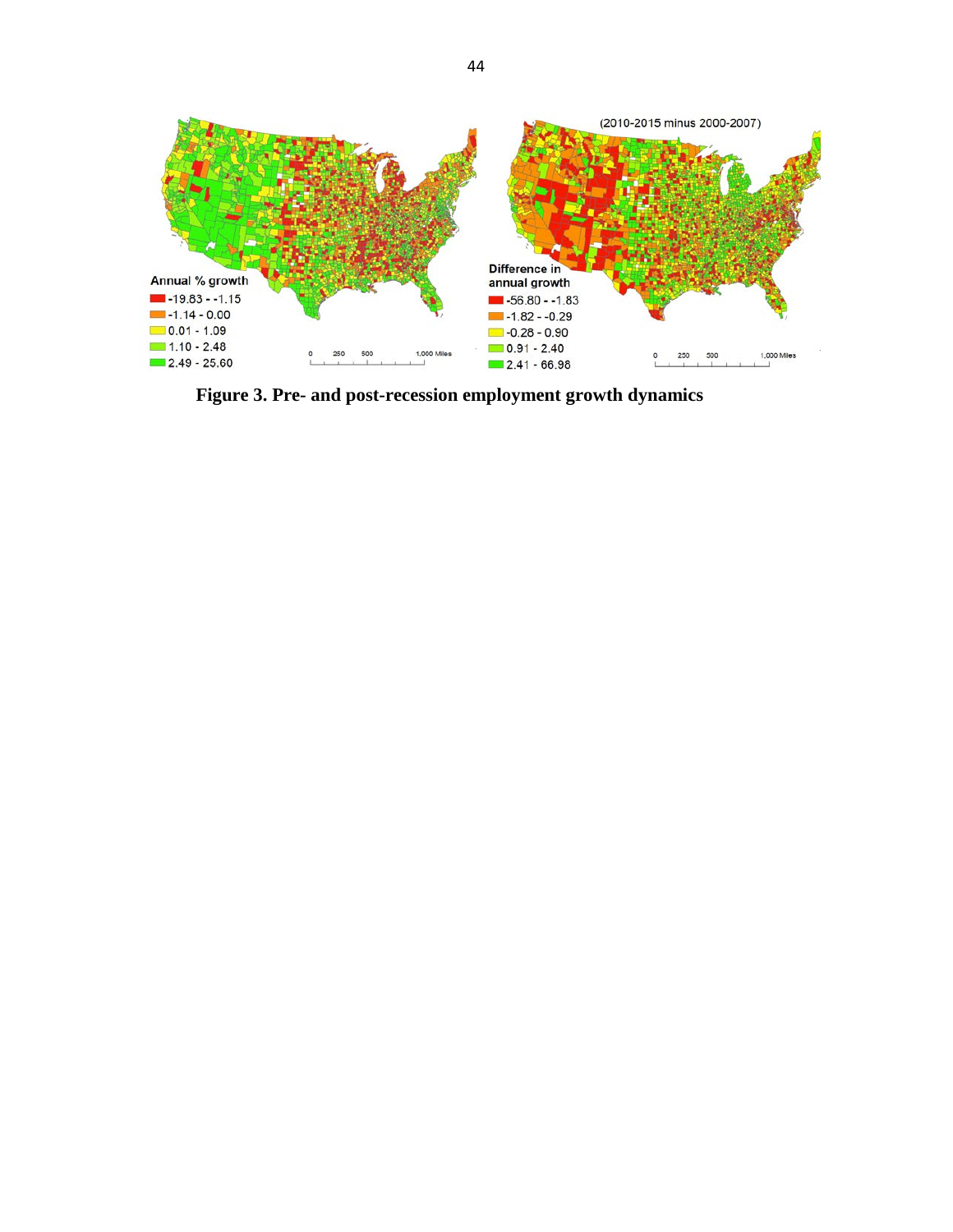**Figure 3. Pre- and post-recession employment growth dynamics**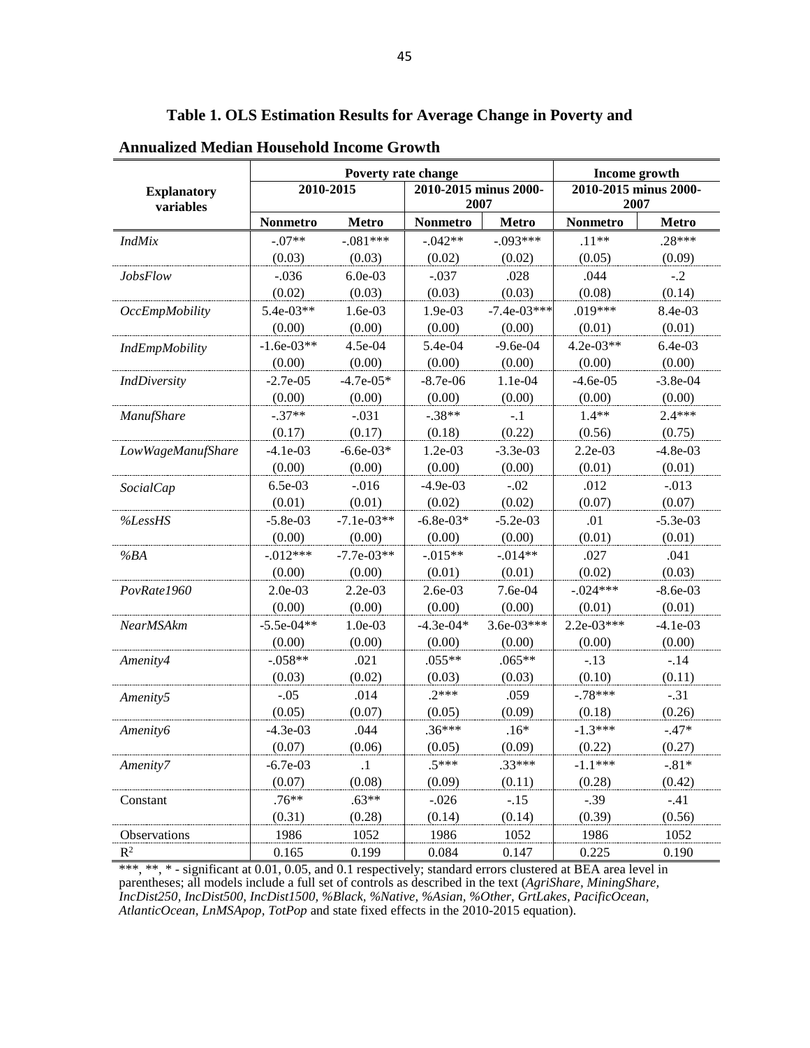**Table 1. OLS Estimation Results for Average Change in Poverty and Annualized Median Household Income Growth**

| Explanatory variables | Poverty rate change | | | | Income growth | |
|---|---|---|---|---|---|---|
| | 2010-2015 | | 2010-2015 minus 2000-2007 | | 2010-2015 minus 2000-2007 | |
| | **Nonmetro** | **Metro** | **Nonmetro** | **Metro** | **Nonmetro** | **Metro** |
| *IndMix* | -.07** | -.081*** | -.042** | -.093*** | .11** | .28*** |
| | (0.03) | (0.03) | (0.02) | (0.02) | (0.05) | (0.09) |
| *JobsFlow* | -.036 | 6.0e-03 | -.037 | .028 | .044 | -.2 |
| | (0.02) | (0.03) | (0.03) | (0.03) | (0.08) | (0.14) |
| *OccEmpMobility* | 5.4e-03** | 1.6e-03 | 1.9e-03 | -7.4e-03*** | .019*** | 8.4e-03 |
| | (0.00) | (0.00) | (0.00) | (0.00) | (0.01) | (0.01) |
| *IndEmpMobility* | -1.6e-03** | 4.5e-04 | 5.4e-04 | -9.6e-04 | 4.2e-03** | 6.4e-03 |
| | (0.00) | (0.00) | (0.00) | (0.00) | (0.00) | (0.00) |
| *IndDiversity* | -2.7e-05 | -4.7e-05* | -8.7e-06 | 1.1e-04 | -4.6e-05 | -3.8e-04 |
| | (0.00) | (0.00) | (0.00) | (0.00) | (0.00) | (0.00) |
| *ManufShare* | -.37** | -.031 | -.38** | -.1 | 1.4** | 2.4*** |
| | (0.17) | (0.17) | (0.18) | (0.22) | (0.56) | (0.75) |
| *LowWageManufShare* | -4.1e-03 | -6.6e-03* | 1.2e-03 | -3.3e-03 | 2.2e-03 | -4.8e-03 |
| | (0.00) | (0.00) | (0.00) | (0.00) | (0.01) | (0.01) |
| *SocialCap* | 6.5e-03 | -.016 | -4.9e-03 | -.02 | .012 | -.013 |
| | (0.01) | (0.01) | (0.02) | (0.02) | (0.07) | (0.07) |
| *%LessHS* | -5.8e-03 | -7.1e-03** | -6.8e-03* | -5.2e-03 | .01 | -5.3e-03 |
| | (0.00) | (0.00) | (0.00) | (0.00) | (0.01) | (0.01) |
| *%BA* | -.012*** | -7.7e-03** | -.015** | -.014** | .027 | .041 |
| | (0.00) | (0.00) | (0.01) | (0.01) | (0.02) | (0.03) |
| *PovRate1960* | 2.0e-03 | 2.2e-03 | 2.6e-03 | 7.6e-04 | -.024*** | -8.6e-03 |
| | (0.00) | (0.00) | (0.00) | (0.00) | (0.01) | (0.01) |
| *NearMSAkm* | -5.5e-04** | 1.0e-03 | -4.3e-04* | 3.6e-03*** | 2.2e-03*** | -4.1e-03 |
| | (0.00) | (0.00) | (0.00) | (0.00) | (0.00) | (0.00) |
| *Amenity4* | -.058** | .021 | .055** | .065** | -.13 | -.14 |
| | (0.03) | (0.02) | (0.03) | (0.03) | (0.10) | (0.11) |
| *Amenity5* | -.05 | .014 | .2*** | .059 | -.78*** | -.31 |
| | (0.05) | (0.07) | (0.05) | (0.09) | (0.18) | (0.26) |
| *Amenity6* | -4.3e-03 | .044 | .36*** | .16* | -1.3*** | -.47* |
| | (0.07) | (0.06) | (0.05) | (0.09) | (0.22) | (0.27) |
| *Amenity7* | -6.7e-03 | .1 | .5*** | .33*** | -1.1*** | -.81* |
| | (0.07) | (0.08) | (0.09) | (0.11) | (0.28) | (0.42) |
| Constant | .76** | .63** | -.026 | -.15 | -.39 | -.41 |
| | (0.31) | (0.28) | (0.14) | (0.14) | (0.39) | (0.56) |
| Observations | 1986 | 1052 | 1986 | 1052 | 1986 | 1052 |
| $R^2$ | 0.165 | 0.199 | 0.084 | 0.147 | 0.225 | 0.190 |

***, **, * - significant at 0.01, 0.05, and 0.1 respectively; standard errors clustered at BEA area level in parentheses; all models include a full set of controls as described in the text (*AgriShare, MiningShare, IncDist250, IncDist500, IncDist1500, %Black, %Native, %Asian, %Other, GrtLakes, PacificOcean, AtlanticOcean, LnMSApop, TotPop* and state fixed effects in the 2010-2015 equation).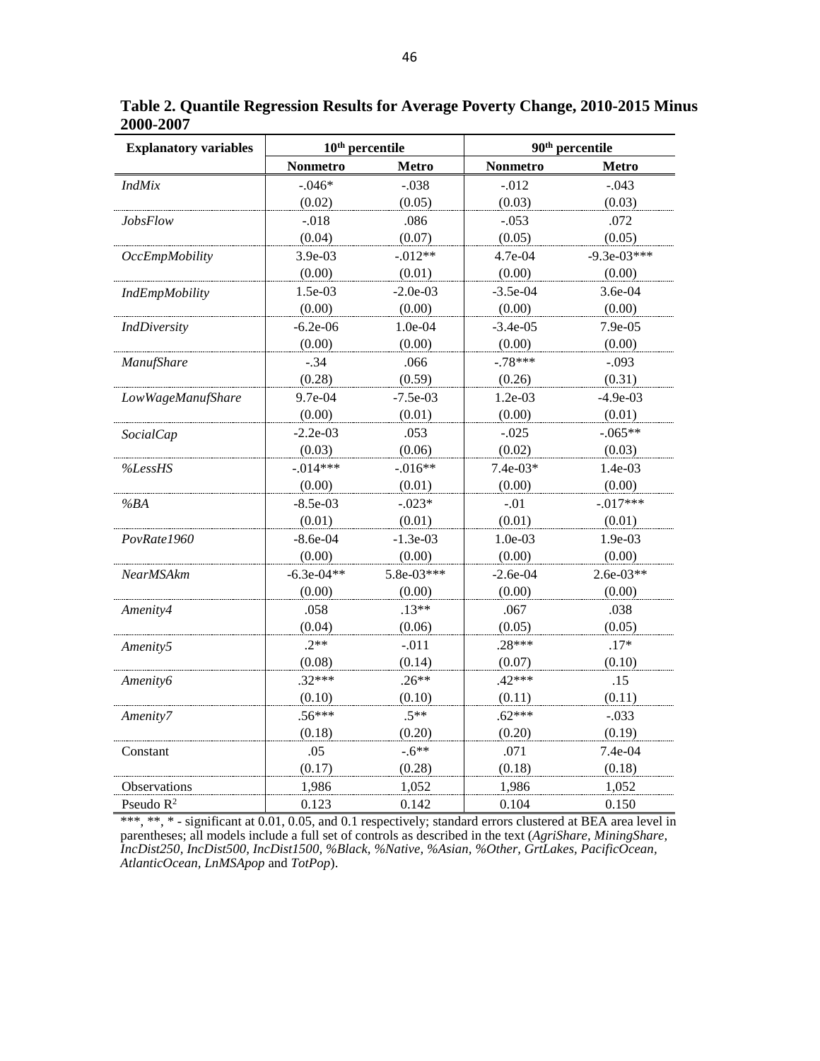**Table 2. Quantile Regression Results for Average Poverty Change, 2010-2015 Minus 2000-2007**

| Explanatory variables | 10th percentile | | 90th percentile | |
|---|---|---|---|---|
| | Nonmetro | Metro | Nonmetro | Metro |
| *IndMix* | -.046* | -.038 | -.012 | -.043 |
| | (0.02) | (0.05) | (0.03) | (0.03) |
| *JobsFlow* | -.018 | .086 | -.053 | .072 |
| | (0.04) | (0.07) | (0.05) | (0.05) |
| *OccEmpMobility* | 3.9e-03 | -.012** | 4.7e-04 | -9.3e-03*** |
| | (0.00) | (0.01) | (0.00) | (0.00) |
| *IndEmpMobility* | 1.5e-03 | -2.0e-03 | -3.5e-04 | 3.6e-04 |
| | (0.00) | (0.00) | (0.00) | (0.00) |
| *IndDiversity* | -6.2e-06 | 1.0e-04 | -3.4e-05 | 7.9e-05 |
| | (0.00) | (0.00) | (0.00) | (0.00) |
| *ManufShare* | -.34 | .066 | -.78*** | -.093 |
| | (0.28) | (0.59) | (0.26) | (0.31) |
| *LowWageManufShare* | 9.7e-04 | -7.5e-03 | 1.2e-03 | -4.9e-03 |
| | (0.00) | (0.01) | (0.00) | (0.01) |
| *SocialCap* | -2.2e-03 | .053 | -.025 | -.065** |
| | (0.03) | (0.06) | (0.02) | (0.03) |
| *%LessHS* | -.014*** | -.016** | 7.4e-03* | 1.4e-03 |
| | (0.00) | (0.01) | (0.00) | (0.00) |
| *%BA* | -8.5e-03 | -.023* | -.01 | -.017*** |
| | (0.01) | (0.01) | (0.01) | (0.01) |
| *PovRate1960* | -8.6e-04 | -1.3e-03 | 1.0e-03 | 1.9e-03 |
| | (0.00) | (0.00) | (0.00) | (0.00) |
| *NearMSAkm* | -6.3e-04** | 5.8e-03*** | -2.6e-04 | 2.6e-03** |
| | (0.00) | (0.00) | (0.00) | (0.00) |
| *Amenity4* | .058 | .13** | .067 | .038 |
| | (0.04) | (0.06) | (0.05) | (0.05) |
| *Amenity5* | .2** | -.011 | .28*** | .17* |
| | (0.08) | (0.14) | (0.07) | (0.10) |
| *Amenity6* | .32*** | .26** | .42*** | .15 |
| | (0.10) | (0.10) | (0.11) | (0.11) |
| *Amenity7* | .56*** | .5** | .62*** | -.033 |
| | (0.18) | (0.20) | (0.20) | (0.19) |
| Constant | .05 | -.6** | .071 | 7.4e-04 |
| | (0.17) | (0.28) | (0.18) | (0.18) |
| Observations | 1,986 | 1,052 | 1,986 | 1,052 |
| Pseudo $R^2$ | 0.123 | 0.142 | 0.104 | 0.150 |

***, **, * - significant at 0.01, 0.05, and 0.1 respectively; standard errors clustered at BEA area level in parentheses; all models include a full set of controls as described in the text (*AgriShare, MiningShare, IncDist250, IncDist500, IncDist1500, %Black, %Native, %Asian, %Other, GrtLakes, PacificOcean, AtlanticOcean, LnMSApop* and *TotPop*).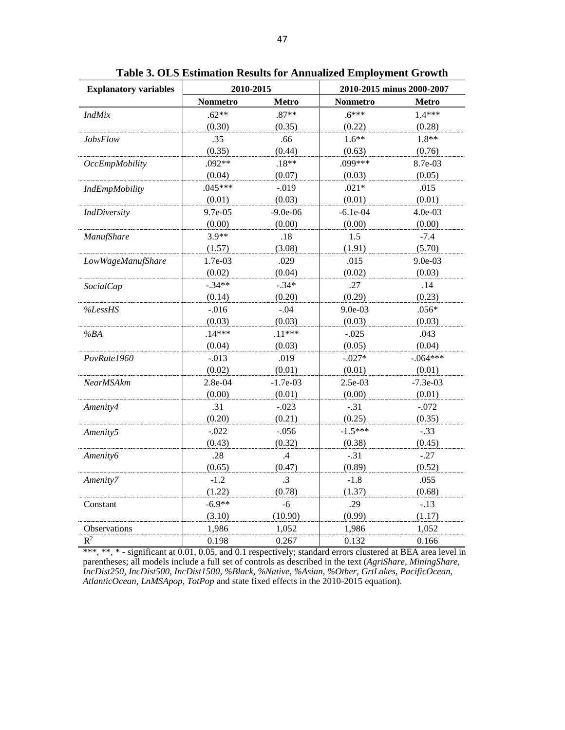**Table 3. OLS Estimation Results for Annualized Employment Growth**

| Explanatory variables | 2010-2015 | | 2010-2015 minus 2000-2007 | |
|---|---|---|---|---|
| | **Nonmetro** | **Metro** | **Nonmetro** | **Metro** |
| *IndMix* | .62** | .87** | .6*** | 1.4*** |
| | (0.30) | (0.35) | (0.22) | (0.28) |
| *JobsFlow* | .35 | .66 | 1.6** | 1.8** |
| | (0.35) | (0.44) | (0.63) | (0.76) |
| *OccEmpMobility* | .092** | .18** | .099*** | 8.7e-03 |
| | (0.04) | (0.07) | (0.03) | (0.05) |
| *IndEmpMobility* | .045*** | -.019 | .021* | .015 |
| | (0.01) | (0.03) | (0.01) | (0.01) |
| *IndDiversity* | 9.7e-05 | -9.0e-06 | -6.1e-04 | 4.0e-03 |
| | (0.00) | (0.00) | (0.00) | (0.00) |
| *ManufShare* | 3.9** | .18 | 1.5 | -7.4 |
| | (1.57) | (3.08) | (1.91) | (5.70) |
| *LowWageManufShare* | 1.7e-03 | .029 | .015 | 9.0e-03 |
| | (0.02) | (0.04) | (0.02) | (0.03) |
| *SocialCap* | -.34** | -.34* | .27 | .14 |
| | (0.14) | (0.20) | (0.29) | (0.23) |
| *%LessHS* | -.016 | -.04 | 9.0e-03 | .056* |
| | (0.03) | (0.03) | (0.03) | (0.03) |
| *%BA* | .14*** | .11*** | -.025 | .043 |
| | (0.04) | (0.03) | (0.05) | (0.04) |
| *PovRate1960* | -.013 | .019 | -.027* | -.064*** |
| | (0.02) | (0.01) | (0.01) | (0.01) |
| *NearMSAkm* | 2.8e-04 | -1.7e-03 | 2.5e-03 | -7.3e-03 |
| | (0.00) | (0.01) | (0.00) | (0.01) |
| *Amenity4* | .31 | -.023 | -.31 | -.072 |
| | (0.20) | (0.21) | (0.25) | (0.35) |
| *Amenity5* | -.022 | -.056 | -1.5*** | -.33 |
| | (0.43) | (0.32) | (0.38) | (0.45) |
| *Amenity6* | .28 | .4 | -.31 | -.27 |
| | (0.65) | (0.47) | (0.89) | (0.52) |
| *Amenity7* | -1.2 | .3 | -1.8 | .055 |
| | (1.22) | (0.78) | (1.37) | (0.68) |
| Constant | -6.9** | -6 | .29 | -.13 |
| | (3.10) | (10.90) | (0.99) | (1.17) |
| Observations | 1,986 | 1,052 | 1,986 | 1,052 |
| $R^2$ | 0.198 | 0.267 | 0.132 | 0.166 |

***, **, * - significant at 0.01, 0.05, and 0.1 respectively; standard errors clustered at BEA area level in parentheses; all models include a full set of controls as described in the text (*AgriShare, MiningShare, IncDist250, IncDist500, IncDist1500, %Black, %Native, %Asian, %Other, GrtLakes, PacificOcean, AtlanticOcean, LnMSApop, TotPop* and state fixed effects in the 2010-2015 equation).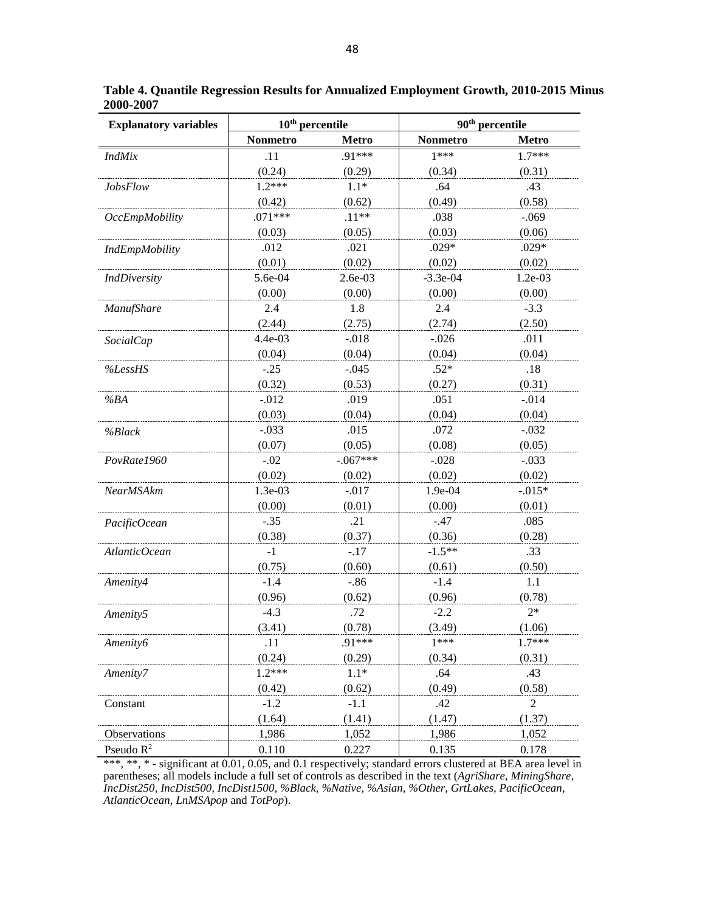**Table 4. Quantile Regression Results for Annualized Employment Growth, 2010-2015 Minus 2000-2007**

| Explanatory variables | 10th percentile | | 90th percentile | |
|---|---|---|---|---|
| | Nonmetro | Metro | Nonmetro | Metro |
| *IndMix* | .11 | .91*** | 1*** | 1.7*** |
| | (0.24) | (0.29) | (0.34) | (0.31) |
| *JobsFlow* | 1.2*** | 1.1* | .64 | .43 |
| | (0.42) | (0.62) | (0.49) | (0.58) |
| *OccEmpMobility* | .071*** | .11** | .038 | -.069 |
| | (0.03) | (0.05) | (0.03) | (0.06) |
| *IndEmpMobility* | .012 | .021 | .029* | .029* |
| | (0.01) | (0.02) | (0.02) | (0.02) |
| *IndDiversity* | 5.6e-04 | 2.6e-03 | -3.3e-04 | 1.2e-03 |
| | (0.00) | (0.00) | (0.00) | (0.00) |
| *ManufShare* | 2.4 | 1.8 | 2.4 | -3.3 |
| | (2.44) | (2.75) | (2.74) | (2.50) |
| *SocialCap* | 4.4e-03 | -.018 | -.026 | .011 |
| | (0.04) | (0.04) | (0.04) | (0.04) |
| *%LessHS* | -.25 | -.045 | .52* | .18 |
| | (0.32) | (0.53) | (0.27) | (0.31) |
| *%BA* | -.012 | .019 | .051 | -.014 |
| | (0.03) | (0.04) | (0.04) | (0.04) |
| *%Black* | -.033 | .015 | .072 | -.032 |
| | (0.07) | (0.05) | (0.08) | (0.05) |
| *PovRate1960* | -.02 | -.067*** | -.028 | -.033 |
| | (0.02) | (0.02) | (0.02) | (0.02) |
| *NearMSAkm* | 1.3e-03 | -.017 | 1.9e-04 | -.015* |
| | (0.00) | (0.01) | (0.00) | (0.01) |
| *PacificOcean* | -.35 | .21 | -.47 | .085 |
| | (0.38) | (0.37) | (0.36) | (0.28) |
| *AtlanticOcean* | -1 | -.17 | -1.5** | .33 |
| | (0.75) | (0.60) | (0.61) | (0.50) |
| *Amenity4* | -1.4 | -.86 | -1.4 | 1.1 |
| | (0.96) | (0.62) | (0.96) | (0.78) |
| *Amenity5* | -4.3 | .72 | -2.2 | 2* |
| | (3.41) | (0.78) | (3.49) | (1.06) |
| *Amenity6* | .11 | .91*** | 1*** | 1.7*** |
| | (0.24) | (0.29) | (0.34) | (0.31) |
| *Amenity7* | 1.2*** | 1.1* | .64 | .43 |
| | (0.42) | (0.62) | (0.49) | (0.58) |
| Constant | -1.2 | -1.1 | .42 | 2 |
| | (1.64) | (1.41) | (1.47) | (1.37) |
| Observations | 1,986 | 1,052 | 1,986 | 1,052 |
| Pseudo $R^2$ | 0.110 | 0.227 | 0.135 | 0.178 |

***, **, * - significant at 0.01, 0.05, and 0.1 respectively; standard errors clustered at BEA area level in parentheses; all models include a full set of controls as described in the text (*AgriShare, MiningShare, IncDist250, IncDist500, IncDist1500, %Black, %Native, %Asian, %Other, GrtLakes, PacificOcean, AtlanticOcean, LnMSApop* and *TotPop*).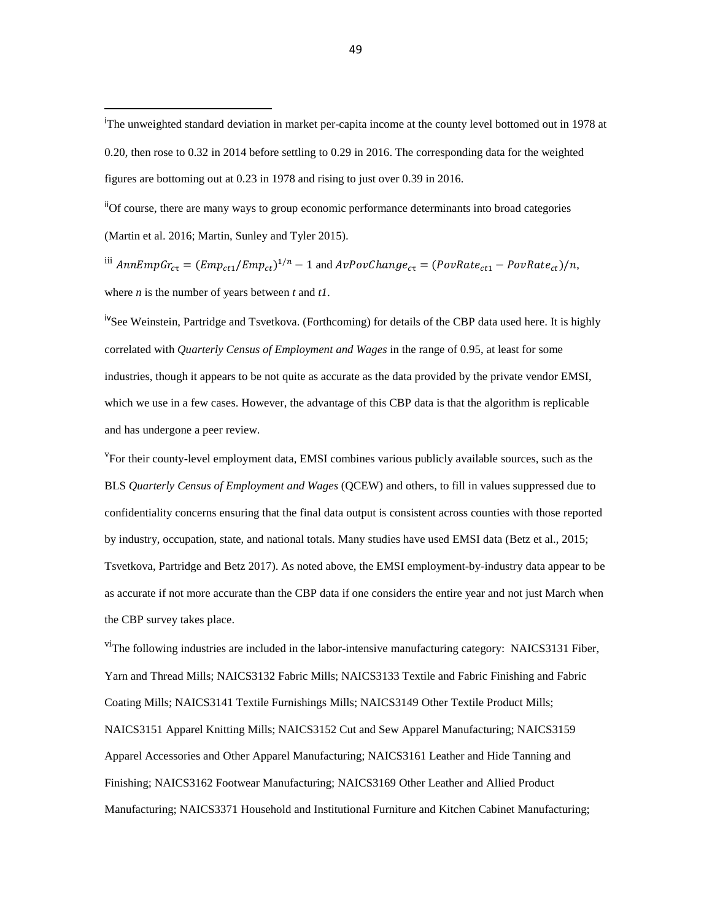[i]The unweighted standard deviation in market per-capita income at the county level bottomed out in 1978 at 0.20, then rose to 0.32 in 2014 before settling to 0.29 in 2016. The corresponding data for the weighted figures are bottoming out at 0.23 in 1978 and rising to just over 0.39 in 2016.

[ii]Of course, there are many ways to group economic performance determinants into broad categories (Martin et al. 2016; Martin, Sunley and Tyler 2015).

[iii] $AnnEmpGr_{c\tau} = (Emp_{ct1}/Emp_{ct})^{1/n} - 1$ and $AvPovChange_{c\tau} = (PovRate_{ct1} - PovRate_{ct})/n$, where *n* is the number of years between *t* and *t1*.

[iv]See Weinstein, Partridge and Tsvetkova. (Forthcoming) for details of the CBP data used here. It is highly correlated with *Quarterly Census of Employment and Wages* in the range of 0.95, at least for some industries, though it appears to be not quite as accurate as the data provided by the private vendor EMSI, which we use in a few cases. However, the advantage of this CBP data is that the algorithm is replicable and has undergone a peer review.

[v]For their county-level employment data, EMSI combines various publicly available sources, such as the BLS *Quarterly Census of Employment and Wages* (QCEW) and others, to fill in values suppressed due to confidentiality concerns ensuring that the final data output is consistent across counties with those reported by industry, occupation, state, and national totals. Many studies have used EMSI data (Betz et al., 2015; Tsvetkova, Partridge and Betz 2017). As noted above, the EMSI employment-by-industry data appear to be as accurate if not more accurate than the CBP data if one considers the entire year and not just March when the CBP survey takes place.

[vi]The following industries are included in the labor-intensive manufacturing category: NAICS3131 Fiber, Yarn and Thread Mills; NAICS3132 Fabric Mills; NAICS3133 Textile and Fabric Finishing and Fabric Coating Mills; NAICS3141 Textile Furnishings Mills; NAICS3149 Other Textile Product Mills; NAICS3151 Apparel Knitting Mills; NAICS3152 Cut and Sew Apparel Manufacturing; NAICS3159 Apparel Accessories and Other Apparel Manufacturing; NAICS3161 Leather and Hide Tanning and Finishing; NAICS3162 Footwear Manufacturing; NAICS3169 Other Leather and Allied Product Manufacturing; NAICS3371 Household and Institutional Furniture and Kitchen Cabinet Manufacturing;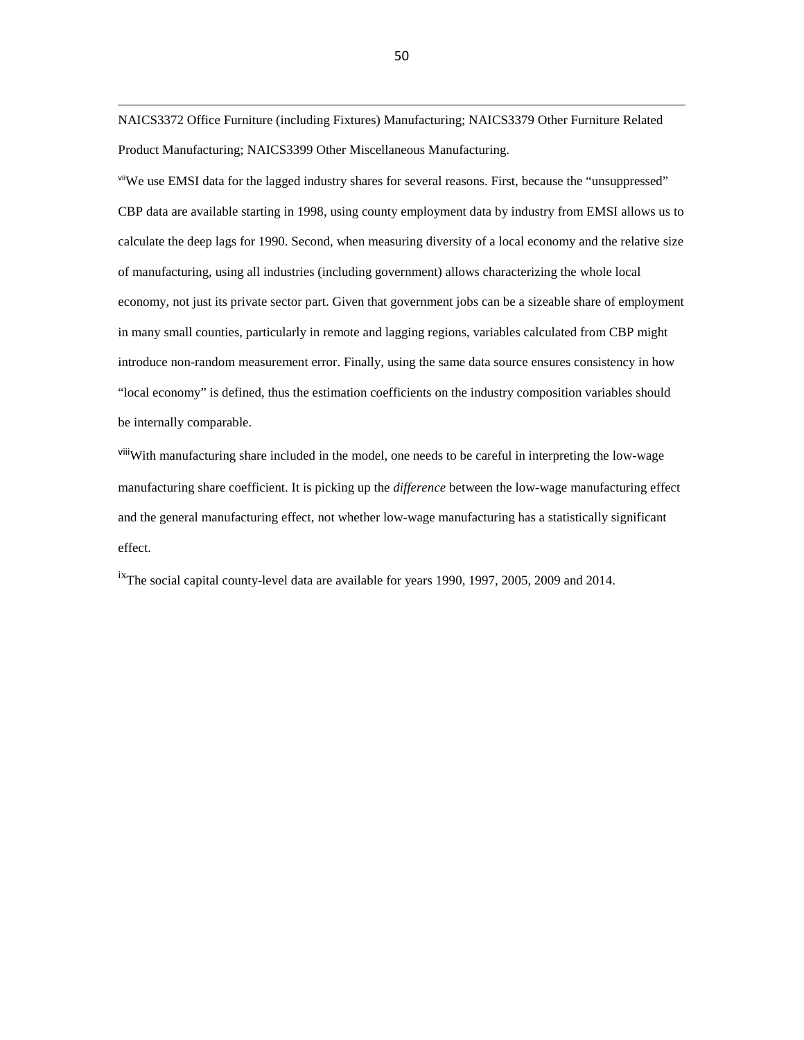NAICS3372 Office Furniture (including Fixtures) Manufacturing; NAICS3379 Other Furniture Related Product Manufacturing; NAICS3399 Other Miscellaneous Manufacturing.

[vii]We use EMSI data for the lagged industry shares for several reasons. First, because the "unsuppressed" CBP data are available starting in 1998, using county employment data by industry from EMSI allows us to calculate the deep lags for 1990. Second, when measuring diversity of a local economy and the relative size of manufacturing, using all industries (including government) allows characterizing the whole local economy, not just its private sector part. Given that government jobs can be a sizeable share of employment in many small counties, particularly in remote and lagging regions, variables calculated from CBP might introduce non-random measurement error. Finally, using the same data source ensures consistency in how "local economy" is defined, thus the estimation coefficients on the industry composition variables should be internally comparable.

[viii]With manufacturing share included in the model, one needs to be careful in interpreting the low-wage manufacturing share coefficient. It is picking up the *difference* between the low-wage manufacturing effect and the general manufacturing effect, not whether low-wage manufacturing has a statistically significant effect.

[ix]The social capital county-level data are available for years 1990, 1997, 2005, 2009 and 2014.